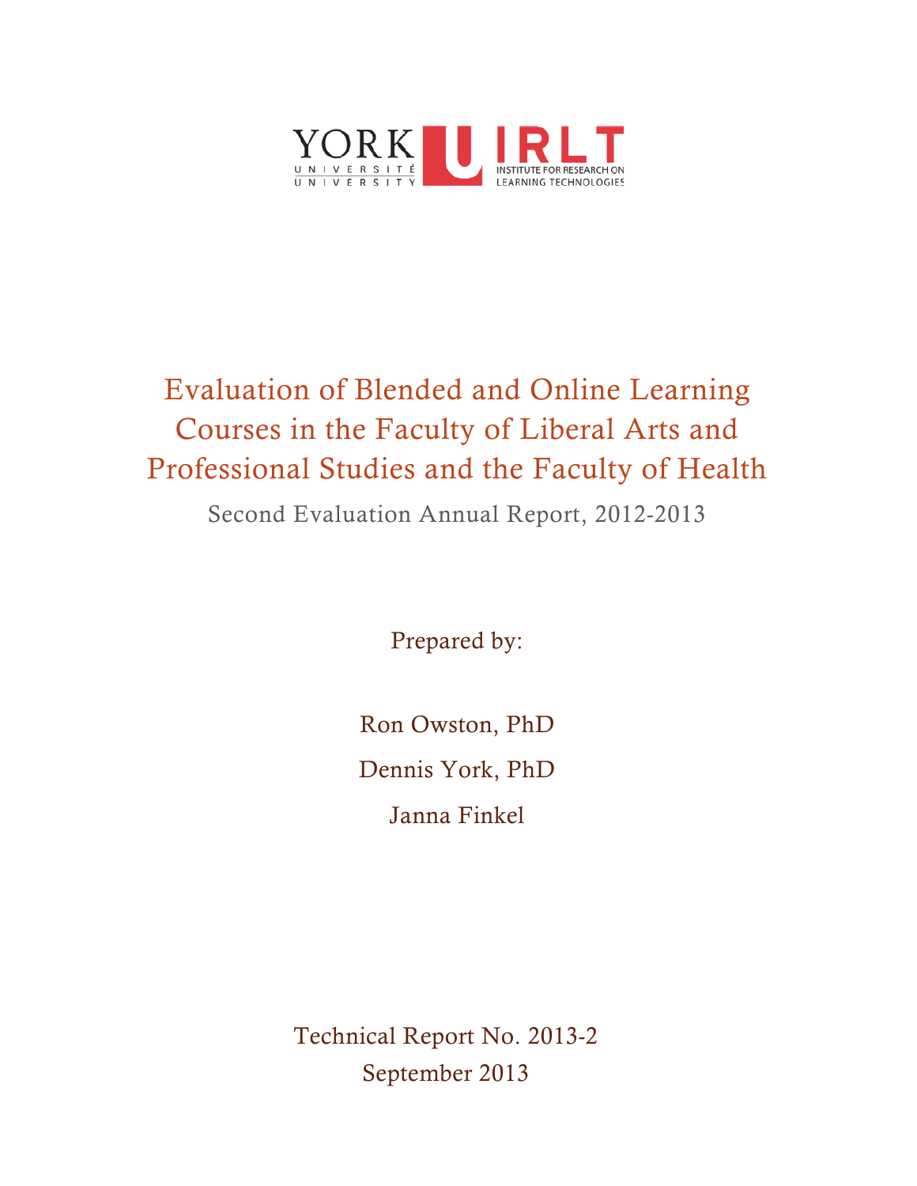YORK UNIVERSITÉ UNIVERSITY

IRLT INSTITUTE FOR RESEARCH ON LEARNING TECHNOLOGIES

# Evaluation of Blended and Online Learning Courses in the Faculty of Liberal Arts and Professional Studies and the Faculty of Health

Second Evaluation Annual Report, 2012-2013

Prepared by:

Ron Owston, PhD

Dennis York, PhD

Janna Finkel

Technical Report No. 2013-2

September 2013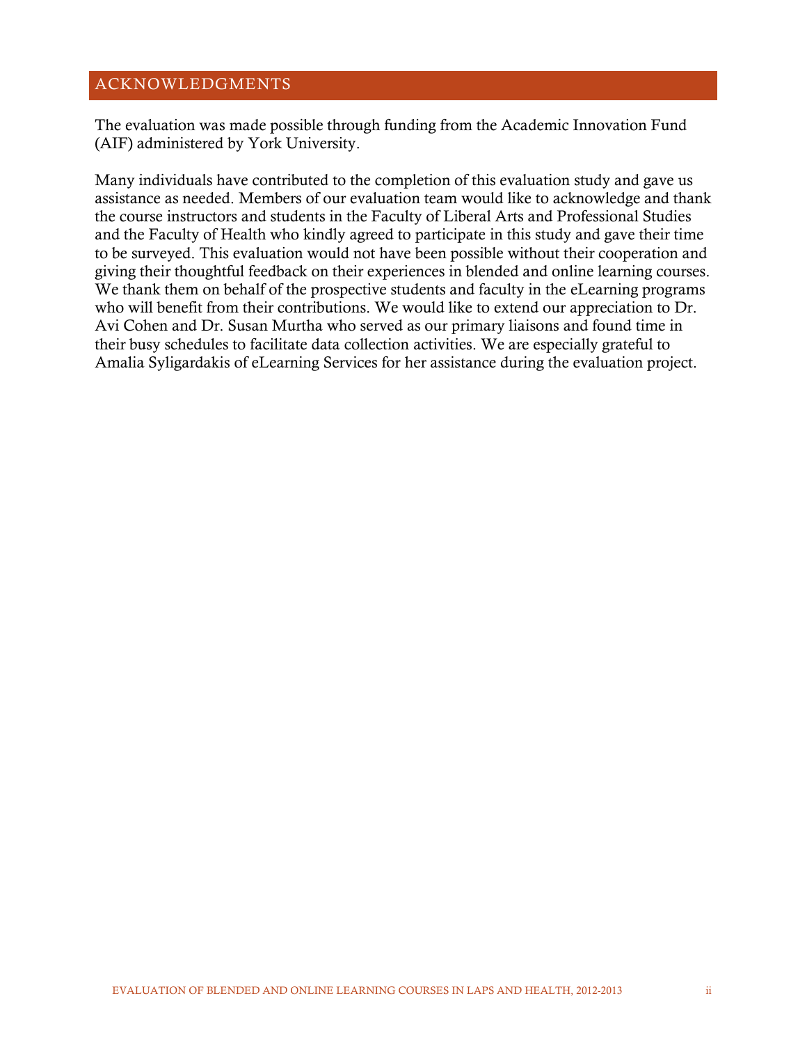## ACKNOWLEDGMENTS

The evaluation was made possible through funding from the Academic Innovation Fund (AIF) administered by York University.

Many individuals have contributed to the completion of this evaluation study and gave us assistance as needed. Members of our evaluation team would like to acknowledge and thank the course instructors and students in the Faculty of Liberal Arts and Professional Studies and the Faculty of Health who kindly agreed to participate in this study and gave their time to be surveyed. This evaluation would not have been possible without their cooperation and giving their thoughtful feedback on their experiences in blended and online learning courses. We thank them on behalf of the prospective students and faculty in the eLearning programs who will benefit from their contributions. We would like to extend our appreciation to Dr. Avi Cohen and Dr. Susan Murtha who served as our primary liaisons and found time in their busy schedules to facilitate data collection activities. We are especially grateful to Amalia Syligardakis of eLearning Services for her assistance during the evaluation project.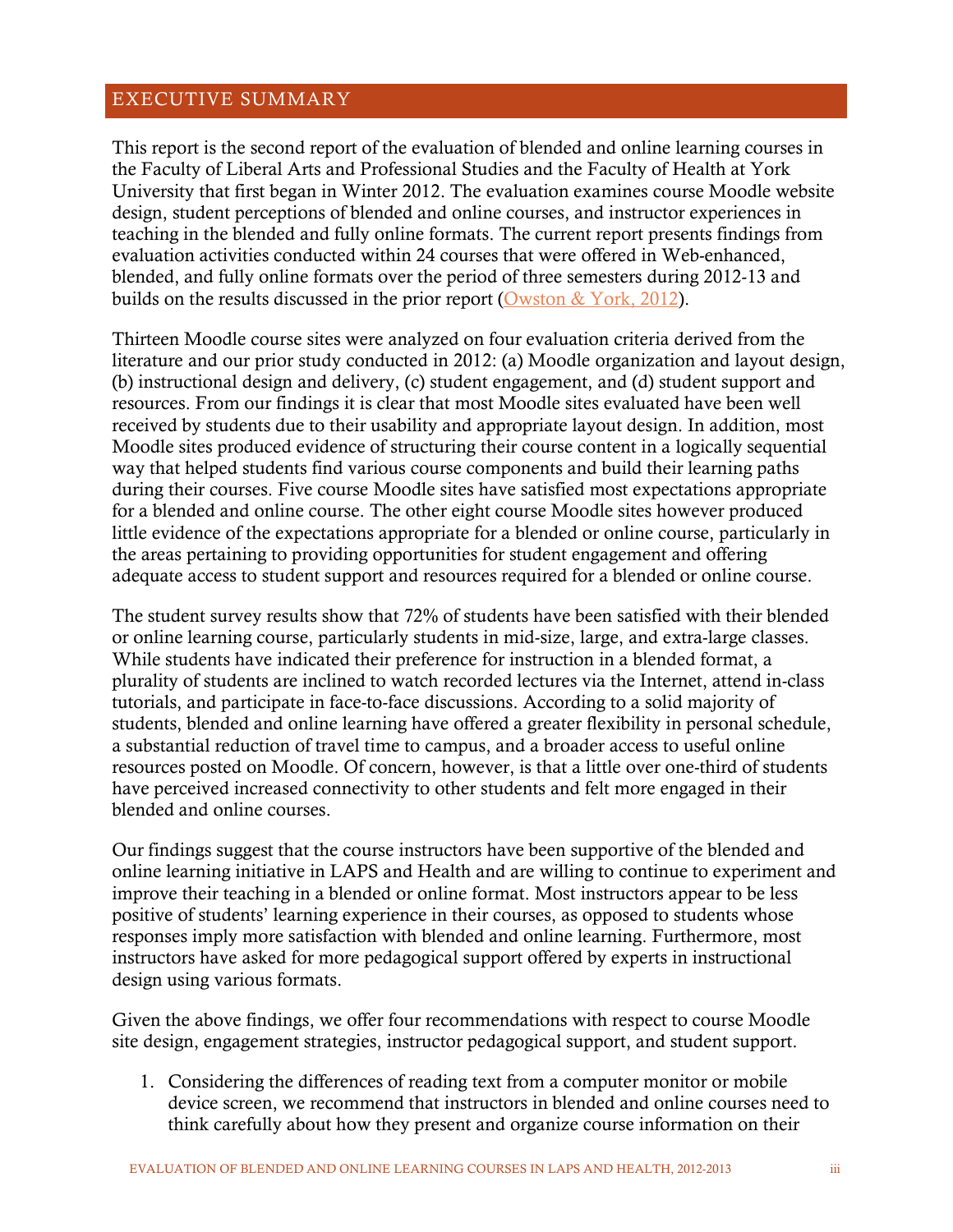## EXECUTIVE SUMMARY

This report is the second report of the evaluation of blended and online learning courses in the Faculty of Liberal Arts and Professional Studies and the Faculty of Health at York University that first began in Winter 2012. The evaluation examines course Moodle website design, student perceptions of blended and online courses, and instructor experiences in teaching in the blended and fully online formats. The current report presents findings from evaluation activities conducted within 24 courses that were offered in Web-enhanced, blended, and fully online formats over the period of three semesters during 2012-13 and builds on the results discussed in the prior report (Owston & York, 2012).

Thirteen Moodle course sites were analyzed on four evaluation criteria derived from the literature and our prior study conducted in 2012: (a) Moodle organization and layout design, (b) instructional design and delivery, (c) student engagement, and (d) student support and resources. From our findings it is clear that most Moodle sites evaluated have been well received by students due to their usability and appropriate layout design. In addition, most Moodle sites produced evidence of structuring their course content in a logically sequential way that helped students find various course components and build their learning paths during their courses. Five course Moodle sites have satisfied most expectations appropriate for a blended and online course. The other eight course Moodle sites however produced little evidence of the expectations appropriate for a blended or online course, particularly in the areas pertaining to providing opportunities for student engagement and offering adequate access to student support and resources required for a blended or online course.

The student survey results show that 72% of students have been satisfied with their blended or online learning course, particularly students in mid-size, large, and extra-large classes. While students have indicated their preference for instruction in a blended format, a plurality of students are inclined to watch recorded lectures via the Internet, attend in-class tutorials, and participate in face-to-face discussions. According to a solid majority of students, blended and online learning have offered a greater flexibility in personal schedule, a substantial reduction of travel time to campus, and a broader access to useful online resources posted on Moodle. Of concern, however, is that a little over one-third of students have perceived increased connectivity to other students and felt more engaged in their blended and online courses.

Our findings suggest that the course instructors have been supportive of the blended and online learning initiative in LAPS and Health and are willing to continue to experiment and improve their teaching in a blended or online format. Most instructors appear to be less positive of students' learning experience in their courses, as opposed to students whose responses imply more satisfaction with blended and online learning. Furthermore, most instructors have asked for more pedagogical support offered by experts in instructional design using various formats.

Given the above findings, we offer four recommendations with respect to course Moodle site design, engagement strategies, instructor pedagogical support, and student support.

1. Considering the differences of reading text from a computer monitor or mobile device screen, we recommend that instructors in blended and online courses need to think carefully about how they present and organize course information on their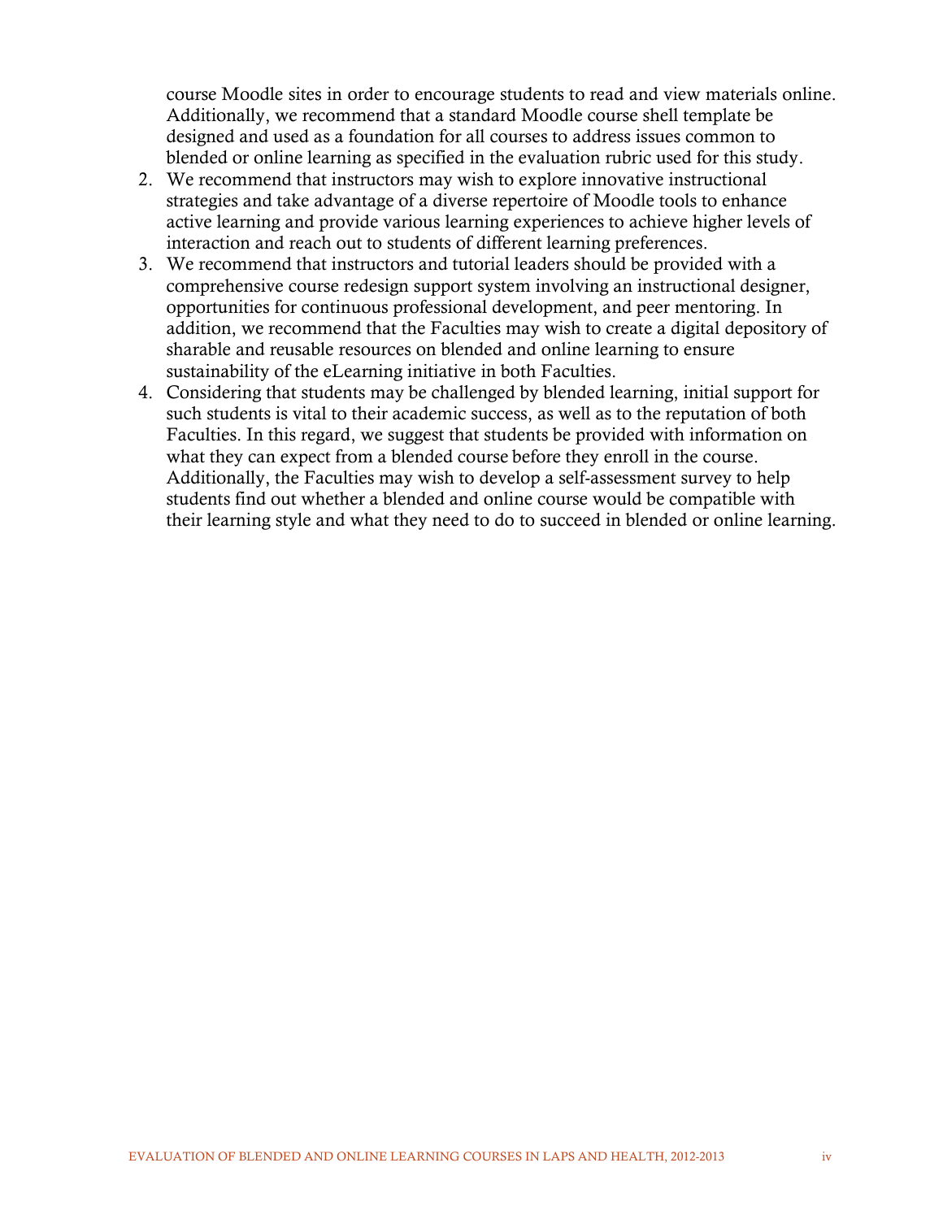course Moodle sites in order to encourage students to read and view materials online. Additionally, we recommend that a standard Moodle course shell template be designed and used as a foundation for all courses to address issues common to blended or online learning as specified in the evaluation rubric used for this study.

2. We recommend that instructors may wish to explore innovative instructional strategies and take advantage of a diverse repertoire of Moodle tools to enhance active learning and provide various learning experiences to achieve higher levels of interaction and reach out to students of different learning preferences.
3. We recommend that instructors and tutorial leaders should be provided with a comprehensive course redesign support system involving an instructional designer, opportunities for continuous professional development, and peer mentoring. In addition, we recommend that the Faculties may wish to create a digital depository of sharable and reusable resources on blended and online learning to ensure sustainability of the eLearning initiative in both Faculties.
4. Considering that students may be challenged by blended learning, initial support for such students is vital to their academic success, as well as to the reputation of both Faculties. In this regard, we suggest that students be provided with information on what they can expect from a blended course before they enroll in the course. Additionally, the Faculties may wish to develop a self-assessment survey to help students find out whether a blended and online course would be compatible with their learning style and what they need to do to succeed in blended or online learning.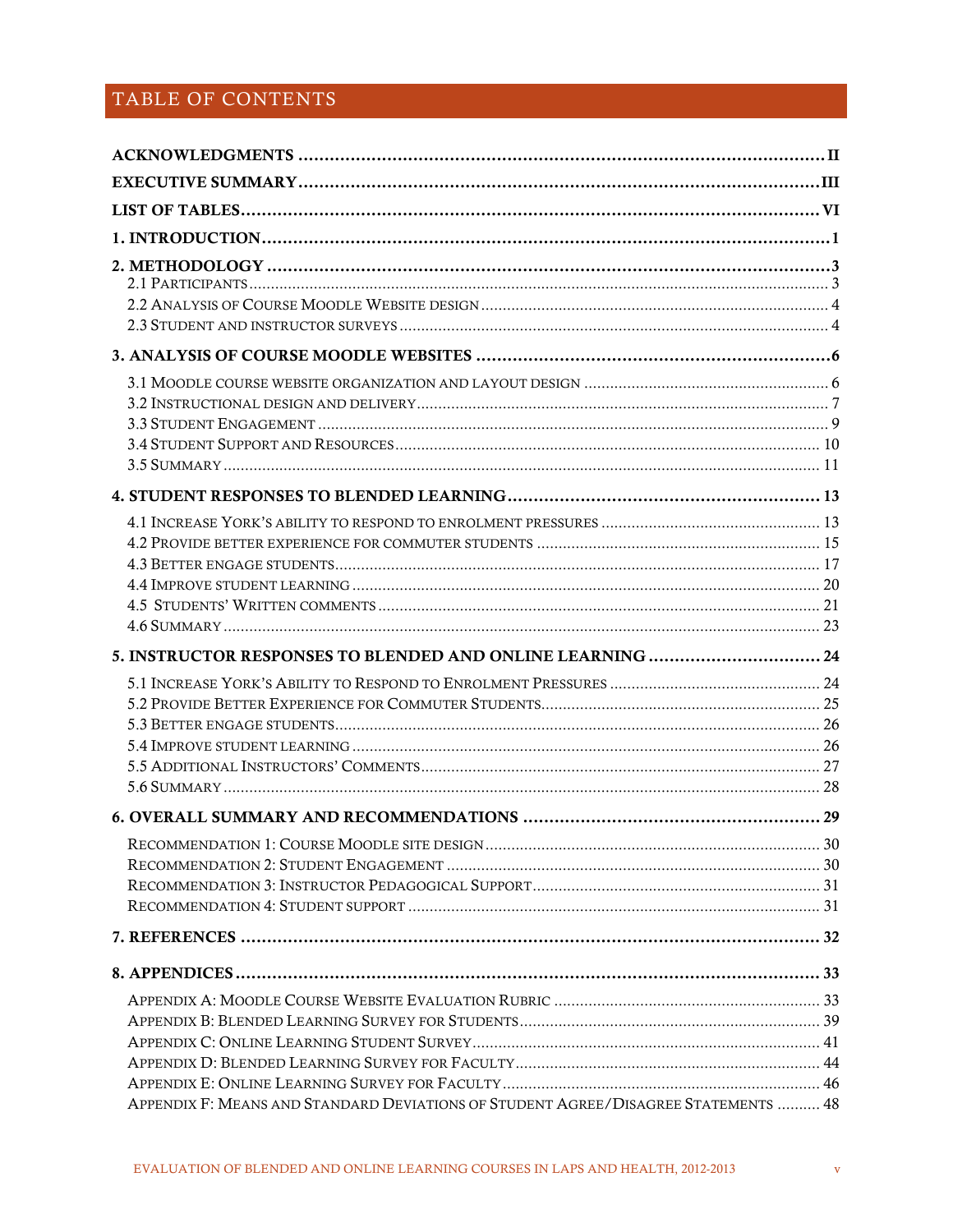# TABLE OF CONTENTS

**ACKNOWLEDGMENTS** ........ II

**EXECUTIVE SUMMARY** ........ III

**LIST OF TABLES** ........ VI

**1. INTRODUCTION** ........ 1

**2. METHODOLOGY** ........ 3

- 2.1 Participants ........ 3
- 2.2 Analysis of Course Moodle Website design ........ 4
- 2.3 Student and instructor surveys ........ 4

**3. ANALYSIS OF COURSE MOODLE WEBSITES** ........ 6

- 3.1 Moodle course website organization and layout design ........ 6
- 3.2 Instructional design and delivery ........ 7
- 3.3 Student Engagement ........ 9
- 3.4 Student Support and Resources ........ 10
- 3.5 Summary ........ 11

**4. STUDENT RESPONSES TO BLENDED LEARNING** ........ 13

- 4.1 Increase York's ability to respond to enrolment pressures ........ 13
- 4.2 Provide better experience for commuter students ........ 15
- 4.3 Better engage students ........ 17
- 4.4 Improve student learning ........ 20
- 4.5 Students' Written comments ........ 21
- 4.6 Summary ........ 23

**5. INSTRUCTOR RESPONSES TO BLENDED AND ONLINE LEARNING** ........ 24

- 5.1 Increase York's Ability to Respond to Enrolment Pressures ........ 24
- 5.2 Provide Better Experience for Commuter Students ........ 25
- 5.3 Better engage students ........ 26
- 5.4 Improve student learning ........ 26
- 5.5 Additional Instructors' Comments ........ 27
- 5.6 Summary ........ 28

**6. OVERALL SUMMARY AND RECOMMENDATIONS** ........ 29

- Recommendation 1: Course Moodle site design ........ 30
- Recommendation 2: Student Engagement ........ 30
- Recommendation 3: Instructor Pedagogical Support ........ 31
- Recommendation 4: Student support ........ 31

**7. REFERENCES** ........ 32

**8. APPENDICES** ........ 33

- Appendix A: Moodle Course Website Evaluation Rubric ........ 33
- Appendix B: Blended Learning Survey for Students ........ 39
- Appendix C: Online Learning Student Survey ........ 41
- Appendix D: Blended Learning Survey for Faculty ........ 44
- Appendix E: Online Learning Survey for Faculty ........ 46
- Appendix F: Means and Standard Deviations of Student Agree/Disagree Statements ........ 48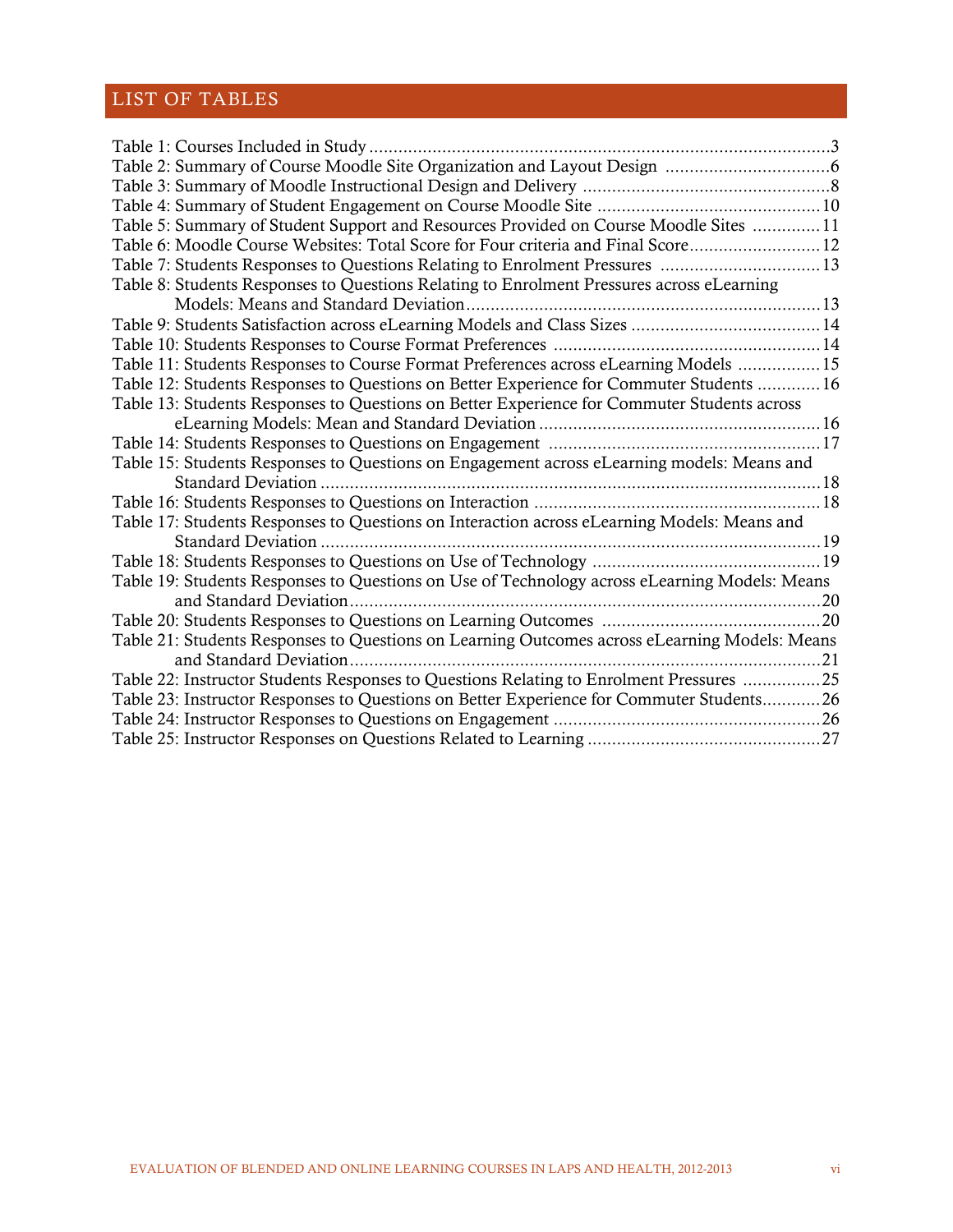# LIST OF TABLES

Table 1: Courses Included in Study ....................................................................................3
Table 2: Summary of Course Moodle Site Organization and Layout Design ..................................6
Table 3: Summary of Moodle Instructional Design and Delivery ...................................................8
Table 4: Summary of Student Engagement on Course Moodle Site .............................................10
Table 5: Summary of Student Support and Resources Provided on Course Moodle Sites ..............11
Table 6: Moodle Course Websites: Total Score for Four criteria and Final Score...........................12
Table 7: Students Responses to Questions Relating to Enrolment Pressures .................................13
Table 8: Students Responses to Questions Relating to Enrolment Pressures across eLearning Models: Means and Standard Deviation.........................................................................13
Table 9: Students Satisfaction across eLearning Models and Class Sizes .......................................14
Table 10: Students Responses to Course Format Preferences .......................................................14
Table 11: Students Responses to Course Format Preferences across eLearning Models .................15
Table 12: Students Responses to Questions on Better Experience for Commuter Students .............16
Table 13: Students Responses to Questions on Better Experience for Commuter Students across eLearning Models: Mean and Standard Deviation ..........................................................16
Table 14: Students Responses to Questions on Engagement ........................................................17
Table 15: Students Responses to Questions on Engagement across eLearning models: Means and Standard Deviation .......................................................................................................18
Table 16: Students Responses to Questions on Interaction ...........................................................18
Table 17: Students Responses to Questions on Interaction across eLearning Models: Means and Standard Deviation .......................................................................................................19
Table 18: Students Responses to Questions on Use of Technology ...............................................19
Table 19: Students Responses to Questions on Use of Technology across eLearning Models: Means and Standard Deviation.................................................................................................20
Table 20: Students Responses to Questions on Learning Outcomes .............................................20
Table 21: Students Responses to Questions on Learning Outcomes across eLearning Models: Means and Standard Deviation.................................................................................................21
Table 22: Instructor Students Responses to Questions Relating to Enrolment Pressures ................25
Table 23: Instructor Responses to Questions on Better Experience for Commuter Students............26
Table 24: Instructor Responses to Questions on Engagement .......................................................26
Table 25: Instructor Responses on Questions Related to Learning ................................................27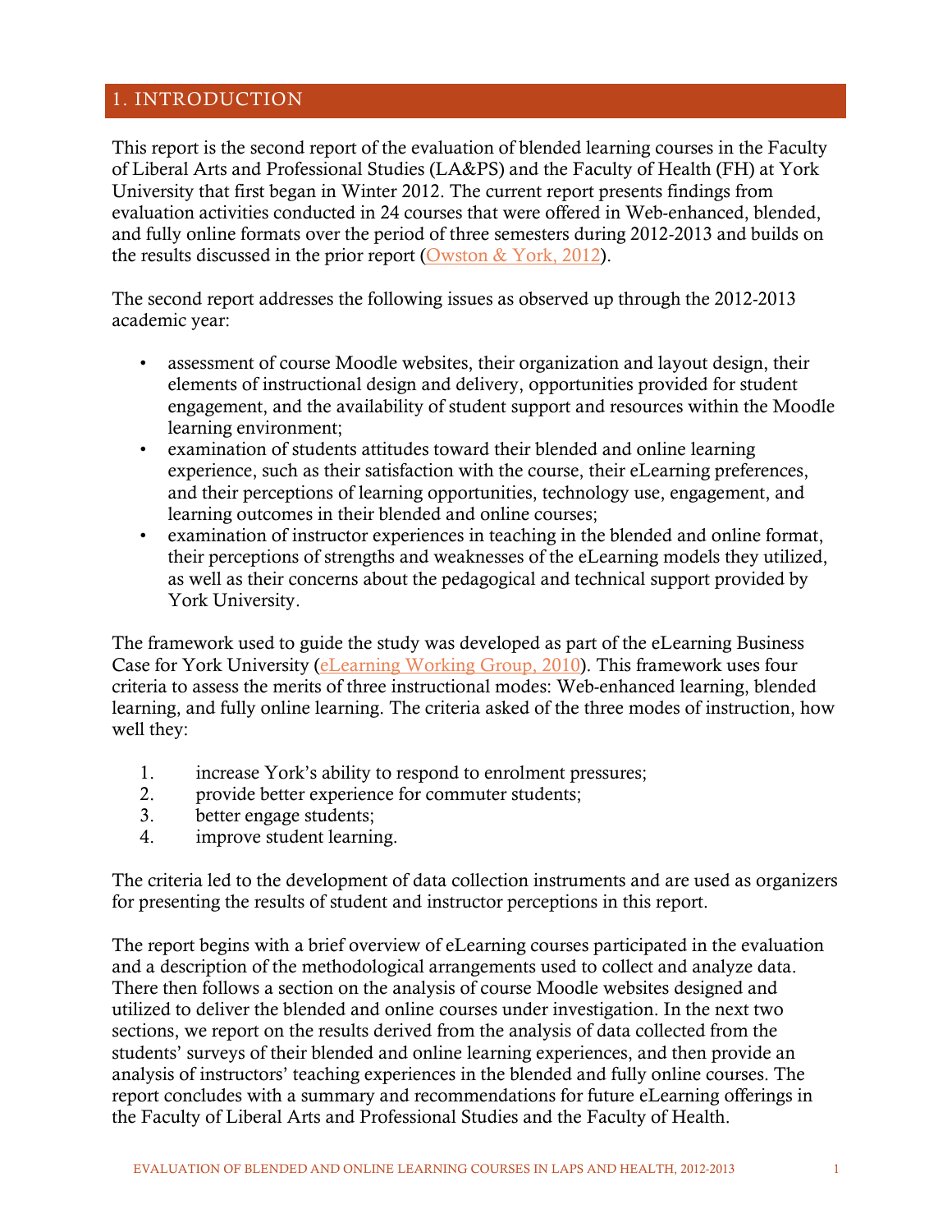## 1. INTRODUCTION

This report is the second report of the evaluation of blended learning courses in the Faculty of Liberal Arts and Professional Studies (LA&PS) and the Faculty of Health (FH) at York University that first began in Winter 2012. The current report presents findings from evaluation activities conducted in 24 courses that were offered in Web-enhanced, blended, and fully online formats over the period of three semesters during 2012-2013 and builds on the results discussed in the prior report (Owston & York, 2012).

The second report addresses the following issues as observed up through the 2012-2013 academic year:

- assessment of course Moodle websites, their organization and layout design, their elements of instructional design and delivery, opportunities provided for student engagement, and the availability of student support and resources within the Moodle learning environment;
- examination of students attitudes toward their blended and online learning experience, such as their satisfaction with the course, their eLearning preferences, and their perceptions of learning opportunities, technology use, engagement, and learning outcomes in their blended and online courses;
- examination of instructor experiences in teaching in the blended and online format, their perceptions of strengths and weaknesses of the eLearning models they utilized, as well as their concerns about the pedagogical and technical support provided by York University.

The framework used to guide the study was developed as part of the eLearning Business Case for York University (eLearning Working Group, 2010). This framework uses four criteria to assess the merits of three instructional modes: Web-enhanced learning, blended learning, and fully online learning. The criteria asked of the three modes of instruction, how well they:

1. increase York's ability to respond to enrolment pressures;
2. provide better experience for commuter students;
3. better engage students;
4. improve student learning.

The criteria led to the development of data collection instruments and are used as organizers for presenting the results of student and instructor perceptions in this report.

The report begins with a brief overview of eLearning courses participated in the evaluation and a description of the methodological arrangements used to collect and analyze data. There then follows a section on the analysis of course Moodle websites designed and utilized to deliver the blended and online courses under investigation. In the next two sections, we report on the results derived from the analysis of data collected from the students' surveys of their blended and online learning experiences, and then provide an analysis of instructors' teaching experiences in the blended and fully online courses. The report concludes with a summary and recommendations for future eLearning offerings in the Faculty of Liberal Arts and Professional Studies and the Faculty of Health.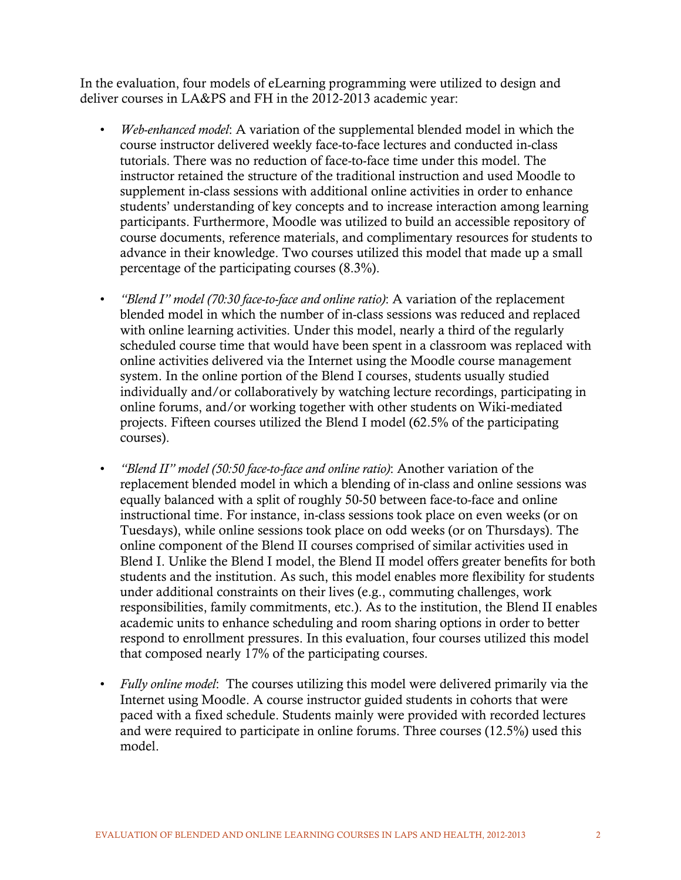In the evaluation, four models of eLearning programming were utilized to design and deliver courses in LA&PS and FH in the 2012-2013 academic year:

- *Web-enhanced model*: A variation of the supplemental blended model in which the course instructor delivered weekly face-to-face lectures and conducted in-class tutorials. There was no reduction of face-to-face time under this model. The instructor retained the structure of the traditional instruction and used Moodle to supplement in-class sessions with additional online activities in order to enhance students' understanding of key concepts and to increase interaction among learning participants. Furthermore, Moodle was utilized to build an accessible repository of course documents, reference materials, and complimentary resources for students to advance in their knowledge. Two courses utilized this model that made up a small percentage of the participating courses (8.3%).

- *"Blend I" model (70:30 face-to-face and online ratio)*: A variation of the replacement blended model in which the number of in-class sessions was reduced and replaced with online learning activities. Under this model, nearly a third of the regularly scheduled course time that would have been spent in a classroom was replaced with online activities delivered via the Internet using the Moodle course management system. In the online portion of the Blend I courses, students usually studied individually and/or collaboratively by watching lecture recordings, participating in online forums, and/or working together with other students on Wiki-mediated projects. Fifteen courses utilized the Blend I model (62.5% of the participating courses).

- *"Blend II" model (50:50 face-to-face and online ratio)*: Another variation of the replacement blended model in which a blending of in-class and online sessions was equally balanced with a split of roughly 50-50 between face-to-face and online instructional time. For instance, in-class sessions took place on even weeks (or on Tuesdays), while online sessions took place on odd weeks (or on Thursdays). The online component of the Blend II courses comprised of similar activities used in Blend I. Unlike the Blend I model, the Blend II model offers greater benefits for both students and the institution. As such, this model enables more flexibility for students under additional constraints on their lives (e.g., commuting challenges, work responsibilities, family commitments, etc.). As to the institution, the Blend II enables academic units to enhance scheduling and room sharing options in order to better respond to enrollment pressures. In this evaluation, four courses utilized this model that composed nearly 17% of the participating courses.

- *Fully online model*: The courses utilizing this model were delivered primarily via the Internet using Moodle. A course instructor guided students in cohorts that were paced with a fixed schedule. Students mainly were provided with recorded lectures and were required to participate in online forums. Three courses (12.5%) used this model.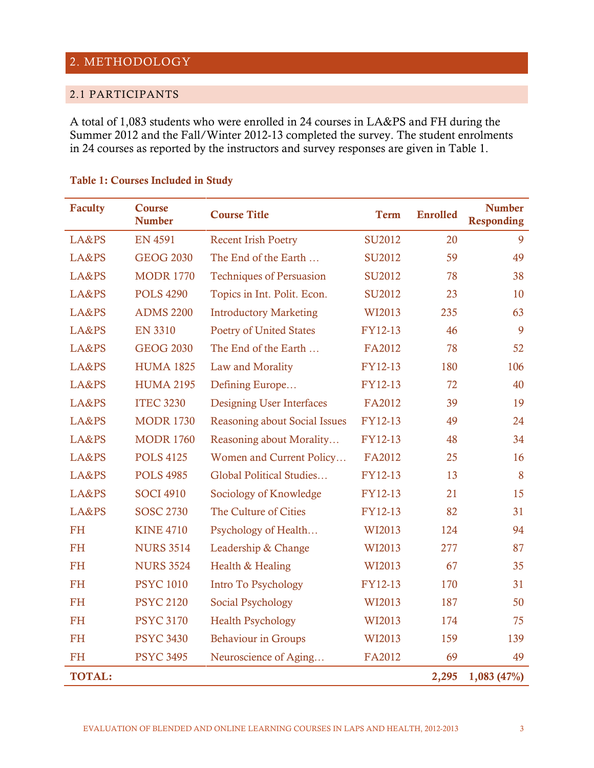## 2. METHODOLOGY

### 2.1 PARTICIPANTS

A total of 1,083 students who were enrolled in 24 courses in LA&PS and FH during the Summer 2012 and the Fall/Winter 2012-13 completed the survey. The student enrolments in 24 courses as reported by the instructors and survey responses are given in Table 1.

**Table 1: Courses Included in Study**

| Faculty | Course Number | Course Title | Term | Enrolled | Number Responding |
|---|---|---|---|---|---|
| LA&PS | EN 4591 | Recent Irish Poetry | SU2012 | 20 | 9 |
| LA&PS | GEOG 2030 | The End of the Earth … | SU2012 | 59 | 49 |
| LA&PS | MODR 1770 | Techniques of Persuasion | SU2012 | 78 | 38 |
| LA&PS | POLS 4290 | Topics in Int. Polit. Econ. | SU2012 | 23 | 10 |
| LA&PS | ADMS 2200 | Introductory Marketing | WI2013 | 235 | 63 |
| LA&PS | EN 3310 | Poetry of United States | FY12-13 | 46 | 9 |
| LA&PS | GEOG 2030 | The End of the Earth … | FA2012 | 78 | 52 |
| LA&PS | HUMA 1825 | Law and Morality | FY12-13 | 180 | 106 |
| LA&PS | HUMA 2195 | Defining Europe… | FY12-13 | 72 | 40 |
| LA&PS | ITEC 3230 | Designing User Interfaces | FA2012 | 39 | 19 |
| LA&PS | MODR 1730 | Reasoning about Social Issues | FY12-13 | 49 | 24 |
| LA&PS | MODR 1760 | Reasoning about Morality… | FY12-13 | 48 | 34 |
| LA&PS | POLS 4125 | Women and Current Policy… | FA2012 | 25 | 16 |
| LA&PS | POLS 4985 | Global Political Studies… | FY12-13 | 13 | 8 |
| LA&PS | SOCI 4910 | Sociology of Knowledge | FY12-13 | 21 | 15 |
| LA&PS | SOSC 2730 | The Culture of Cities | FY12-13 | 82 | 31 |
| FH | KINE 4710 | Psychology of Health… | WI2013 | 124 | 94 |
| FH | NURS 3514 | Leadership & Change | WI2013 | 277 | 87 |
| FH | NURS 3524 | Health & Healing | WI2013 | 67 | 35 |
| FH | PSYC 1010 | Intro To Psychology | FY12-13 | 170 | 31 |
| FH | PSYC 2120 | Social Psychology | WI2013 | 187 | 50 |
| FH | PSYC 3170 | Health Psychology | WI2013 | 174 | 75 |
| FH | PSYC 3430 | Behaviour in Groups | WI2013 | 159 | 139 |
| FH | PSYC 3495 | Neuroscience of Aging… | FA2012 | 69 | 49 |
| **TOTAL:** | | | | **2,295** | **1,083 (47%)** |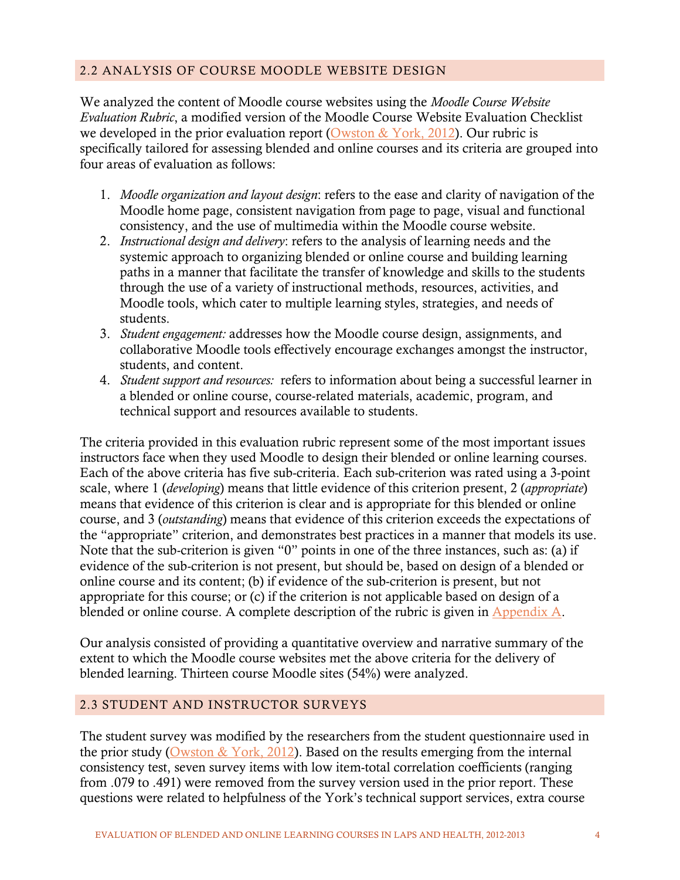## 2.2 ANALYSIS OF COURSE MOODLE WEBSITE DESIGN

We analyzed the content of Moodle course websites using the *Moodle Course Website Evaluation Rubric*, a modified version of the Moodle Course Website Evaluation Checklist we developed in the prior evaluation report (Owston & York, 2012). Our rubric is specifically tailored for assessing blended and online courses and its criteria are grouped into four areas of evaluation as follows:

1. *Moodle organization and layout design*: refers to the ease and clarity of navigation of the Moodle home page, consistent navigation from page to page, visual and functional consistency, and the use of multimedia within the Moodle course website.
2. *Instructional design and delivery*: refers to the analysis of learning needs and the systemic approach to organizing blended or online course and building learning paths in a manner that facilitate the transfer of knowledge and skills to the students through the use of a variety of instructional methods, resources, activities, and Moodle tools, which cater to multiple learning styles, strategies, and needs of students.
3. *Student engagement:* addresses how the Moodle course design, assignments, and collaborative Moodle tools effectively encourage exchanges amongst the instructor, students, and content.
4. *Student support and resources:* refers to information about being a successful learner in a blended or online course, course-related materials, academic, program, and technical support and resources available to students.

The criteria provided in this evaluation rubric represent some of the most important issues instructors face when they used Moodle to design their blended or online learning courses. Each of the above criteria has five sub-criteria. Each sub-criterion was rated using a 3-point scale, where 1 (*developing*) means that little evidence of this criterion present, 2 (*appropriate*) means that evidence of this criterion is clear and is appropriate for this blended or online course, and 3 (*outstanding*) means that evidence of this criterion exceeds the expectations of the "appropriate" criterion, and demonstrates best practices in a manner that models its use. Note that the sub-criterion is given "0" points in one of the three instances, such as: (a) if evidence of the sub-criterion is not present, but should be, based on design of a blended or online course and its content; (b) if evidence of the sub-criterion is present, but not appropriate for this course; or (c) if the criterion is not applicable based on design of a blended or online course. A complete description of the rubric is given in Appendix A.

Our analysis consisted of providing a quantitative overview and narrative summary of the extent to which the Moodle course websites met the above criteria for the delivery of blended learning. Thirteen course Moodle sites (54%) were analyzed.

## 2.3 STUDENT AND INSTRUCTOR SURVEYS

The student survey was modified by the researchers from the student questionnaire used in the prior study (Owston & York, 2012). Based on the results emerging from the internal consistency test, seven survey items with low item-total correlation coefficients (ranging from .079 to .491) were removed from the survey version used in the prior report. These questions were related to helpfulness of the York's technical support services, extra course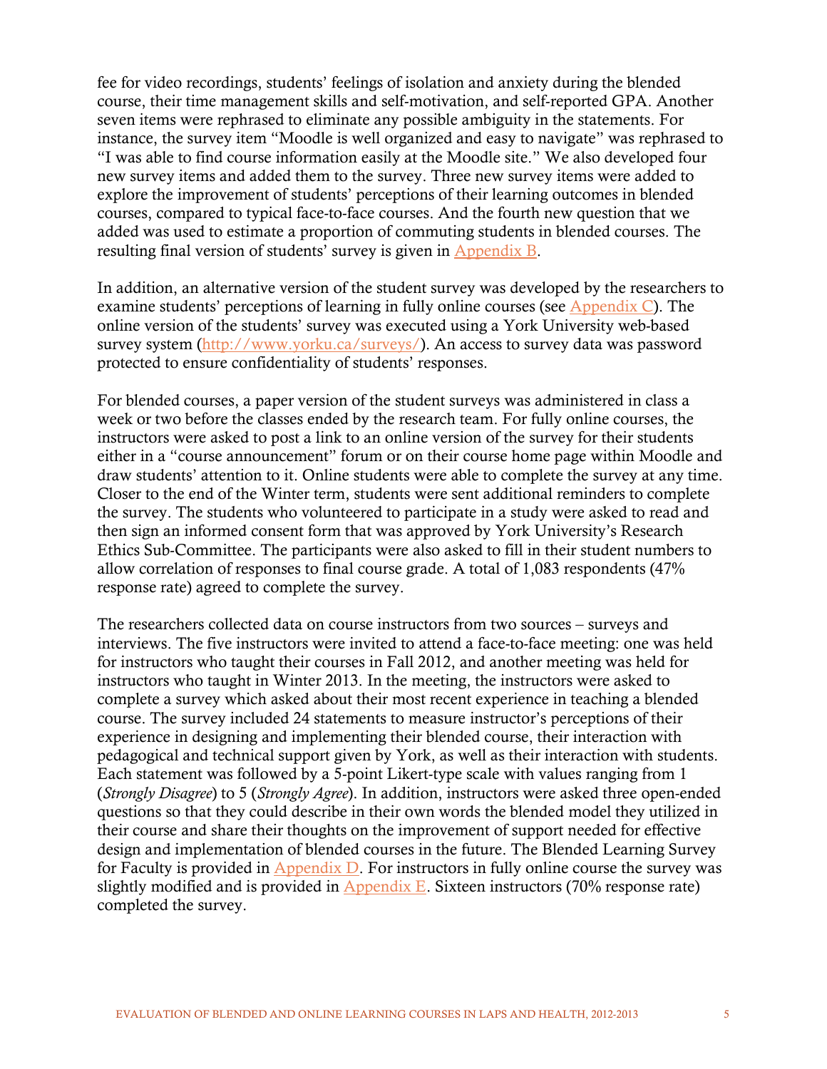fee for video recordings, students' feelings of isolation and anxiety during the blended course, their time management skills and self-motivation, and self-reported GPA. Another seven items were rephrased to eliminate any possible ambiguity in the statements. For instance, the survey item "Moodle is well organized and easy to navigate" was rephrased to "I was able to find course information easily at the Moodle site." We also developed four new survey items and added them to the survey. Three new survey items were added to explore the improvement of students' perceptions of their learning outcomes in blended courses, compared to typical face-to-face courses. And the fourth new question that we added was used to estimate a proportion of commuting students in blended courses. The resulting final version of students' survey is given in Appendix B.

In addition, an alternative version of the student survey was developed by the researchers to examine students' perceptions of learning in fully online courses (see Appendix C). The online version of the students' survey was executed using a York University web-based survey system (http://www.yorku.ca/surveys/). An access to survey data was password protected to ensure confidentiality of students' responses.

For blended courses, a paper version of the student surveys was administered in class a week or two before the classes ended by the research team. For fully online courses, the instructors were asked to post a link to an online version of the survey for their students either in a "course announcement" forum or on their course home page within Moodle and draw students' attention to it. Online students were able to complete the survey at any time. Closer to the end of the Winter term, students were sent additional reminders to complete the survey. The students who volunteered to participate in a study were asked to read and then sign an informed consent form that was approved by York University's Research Ethics Sub-Committee. The participants were also asked to fill in their student numbers to allow correlation of responses to final course grade. A total of 1,083 respondents (47% response rate) agreed to complete the survey.

The researchers collected data on course instructors from two sources – surveys and interviews. The five instructors were invited to attend a face-to-face meeting: one was held for instructors who taught their courses in Fall 2012, and another meeting was held for instructors who taught in Winter 2013. In the meeting, the instructors were asked to complete a survey which asked about their most recent experience in teaching a blended course. The survey included 24 statements to measure instructor's perceptions of their experience in designing and implementing their blended course, their interaction with pedagogical and technical support given by York, as well as their interaction with students. Each statement was followed by a 5-point Likert-type scale with values ranging from 1 (*Strongly Disagree*) to 5 (*Strongly Agree*). In addition, instructors were asked three open-ended questions so that they could describe in their own words the blended model they utilized in their course and share their thoughts on the improvement of support needed for effective design and implementation of blended courses in the future. The Blended Learning Survey for Faculty is provided in Appendix D. For instructors in fully online course the survey was slightly modified and is provided in Appendix E. Sixteen instructors (70% response rate) completed the survey.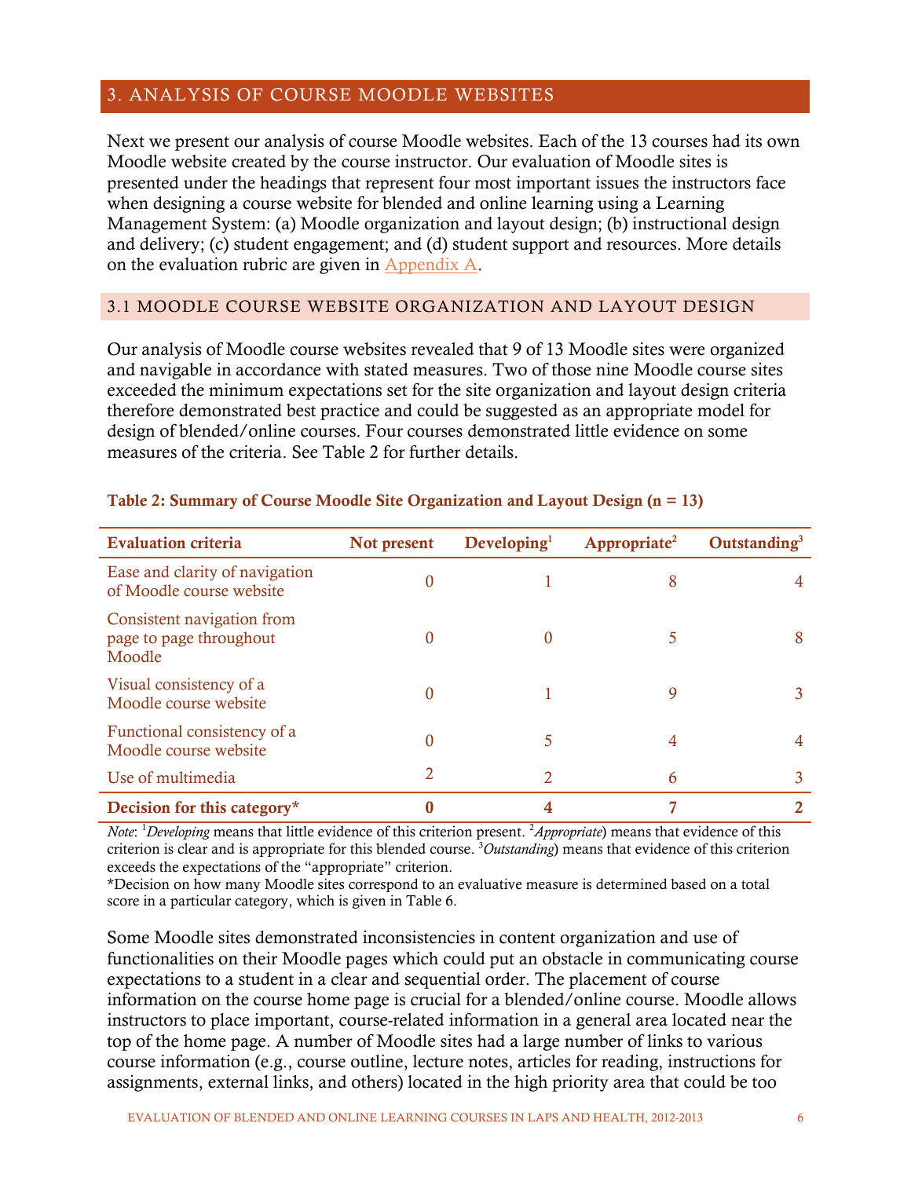## 3. ANALYSIS OF COURSE MOODLE WEBSITES

Next we present our analysis of course Moodle websites. Each of the 13 courses had its own Moodle website created by the course instructor. Our evaluation of Moodle sites is presented under the headings that represent four most important issues the instructors face when designing a course website for blended and online learning using a Learning Management System: (a) Moodle organization and layout design; (b) instructional design and delivery; (c) student engagement; and (d) student support and resources. More details on the evaluation rubric are given in Appendix A.

### 3.1 MOODLE COURSE WEBSITE ORGANIZATION AND LAYOUT DESIGN

Our analysis of Moodle course websites revealed that 9 of 13 Moodle sites were organized and navigable in accordance with stated measures. Two of those nine Moodle course sites exceeded the minimum expectations set for the site organization and layout design criteria therefore demonstrated best practice and could be suggested as an appropriate model for design of blended/online courses. Four courses demonstrated little evidence on some measures of the criteria. See Table 2 for further details.

**Table 2: Summary of Course Moodle Site Organization and Layout Design (n = 13)**

| Evaluation criteria | Not present | Developing[1] | Appropriate[2] | Outstanding[3] |
|---|---|---|---|---|
| Ease and clarity of navigation of Moodle course website | 0 | 1 | 8 | 4 |
| Consistent navigation from page to page throughout Moodle | 0 | 0 | 5 | 8 |
| Visual consistency of a Moodle course website | 0 | 1 | 9 | 3 |
| Functional consistency of a Moodle course website | 0 | 5 | 4 | 4 |
| Use of multimedia | 2 | 2 | 6 | 3 |
| **Decision for this category*** | **0** | **4** | **7** | **2** |

*Note*: [1]*Developing* means that little evidence of this criterion present. [2]*Appropriate*) means that evidence of this criterion is clear and is appropriate for this blended course. [3]*Outstanding*) means that evidence of this criterion exceeds the expectations of the "appropriate" criterion.

*Decision on how many Moodle sites correspond to an evaluative measure is determined based on a total score in a particular category, which is given in Table 6.

Some Moodle sites demonstrated inconsistencies in content organization and use of functionalities on their Moodle pages which could put an obstacle in communicating course expectations to a student in a clear and sequential order. The placement of course information on the course home page is crucial for a blended/online course. Moodle allows instructors to place important, course-related information in a general area located near the top of the home page. A number of Moodle sites had a large number of links to various course information (e.g., course outline, lecture notes, articles for reading, instructions for assignments, external links, and others) located in the high priority area that could be too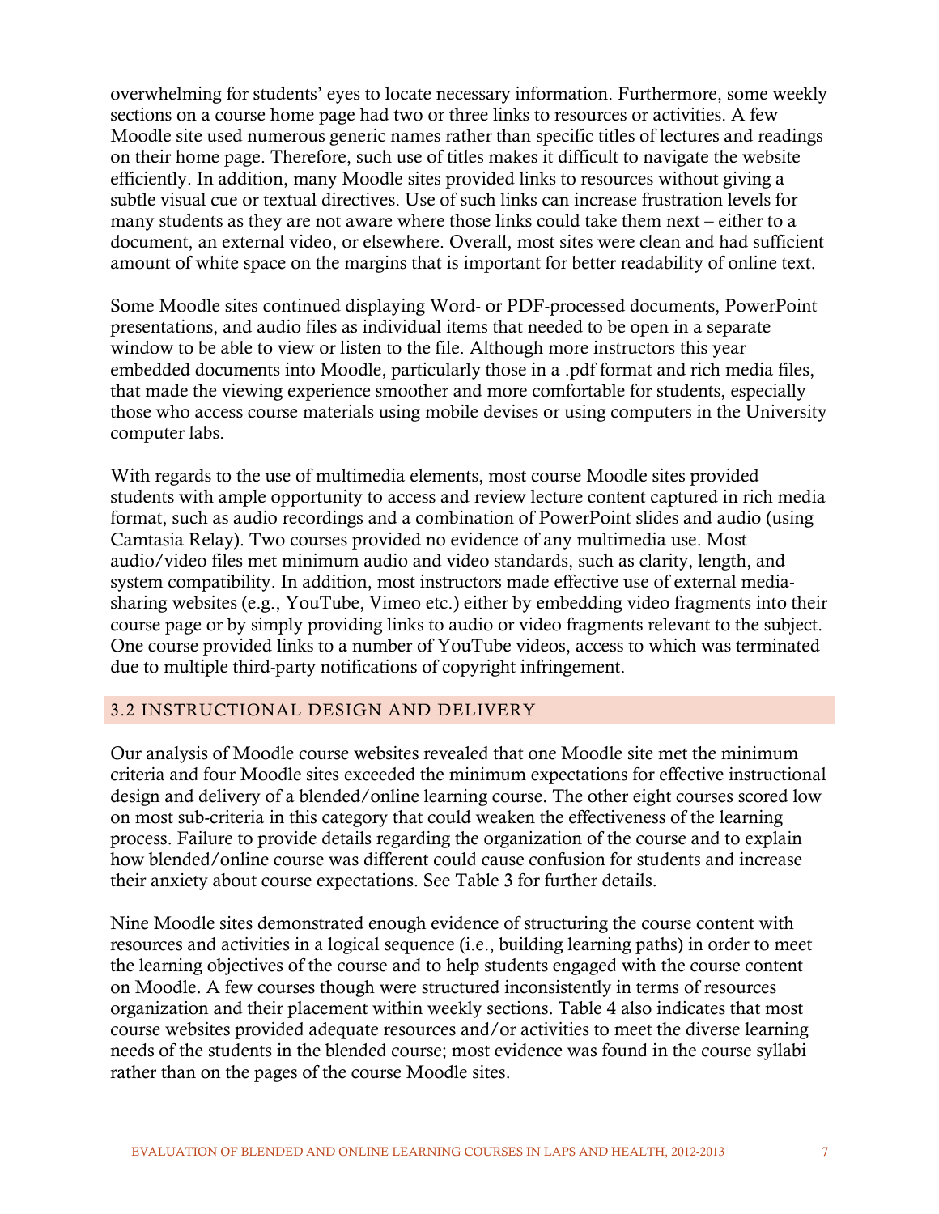overwhelming for students' eyes to locate necessary information. Furthermore, some weekly sections on a course home page had two or three links to resources or activities. A few Moodle site used numerous generic names rather than specific titles of lectures and readings on their home page. Therefore, such use of titles makes it difficult to navigate the website efficiently. In addition, many Moodle sites provided links to resources without giving a subtle visual cue or textual directives. Use of such links can increase frustration levels for many students as they are not aware where those links could take them next – either to a document, an external video, or elsewhere. Overall, most sites were clean and had sufficient amount of white space on the margins that is important for better readability of online text.

Some Moodle sites continued displaying Word- or PDF-processed documents, PowerPoint presentations, and audio files as individual items that needed to be open in a separate window to be able to view or listen to the file. Although more instructors this year embedded documents into Moodle, particularly those in a .pdf format and rich media files, that made the viewing experience smoother and more comfortable for students, especially those who access course materials using mobile devises or using computers in the University computer labs.

With regards to the use of multimedia elements, most course Moodle sites provided students with ample opportunity to access and review lecture content captured in rich media format, such as audio recordings and a combination of PowerPoint slides and audio (using Camtasia Relay). Two courses provided no evidence of any multimedia use. Most audio/video files met minimum audio and video standards, such as clarity, length, and system compatibility. In addition, most instructors made effective use of external media-sharing websites (e.g., YouTube, Vimeo etc.) either by embedding video fragments into their course page or by simply providing links to audio or video fragments relevant to the subject. One course provided links to a number of YouTube videos, access to which was terminated due to multiple third-party notifications of copyright infringement.

## 3.2 INSTRUCTIONAL DESIGN AND DELIVERY

Our analysis of Moodle course websites revealed that one Moodle site met the minimum criteria and four Moodle sites exceeded the minimum expectations for effective instructional design and delivery of a blended/online learning course. The other eight courses scored low on most sub-criteria in this category that could weaken the effectiveness of the learning process. Failure to provide details regarding the organization of the course and to explain how blended/online course was different could cause confusion for students and increase their anxiety about course expectations. See Table 3 for further details.

Nine Moodle sites demonstrated enough evidence of structuring the course content with resources and activities in a logical sequence (i.e., building learning paths) in order to meet the learning objectives of the course and to help students engaged with the course content on Moodle. A few courses though were structured inconsistently in terms of resources organization and their placement within weekly sections. Table 4 also indicates that most course websites provided adequate resources and/or activities to meet the diverse learning needs of the students in the blended course; most evidence was found in the course syllabi rather than on the pages of the course Moodle sites.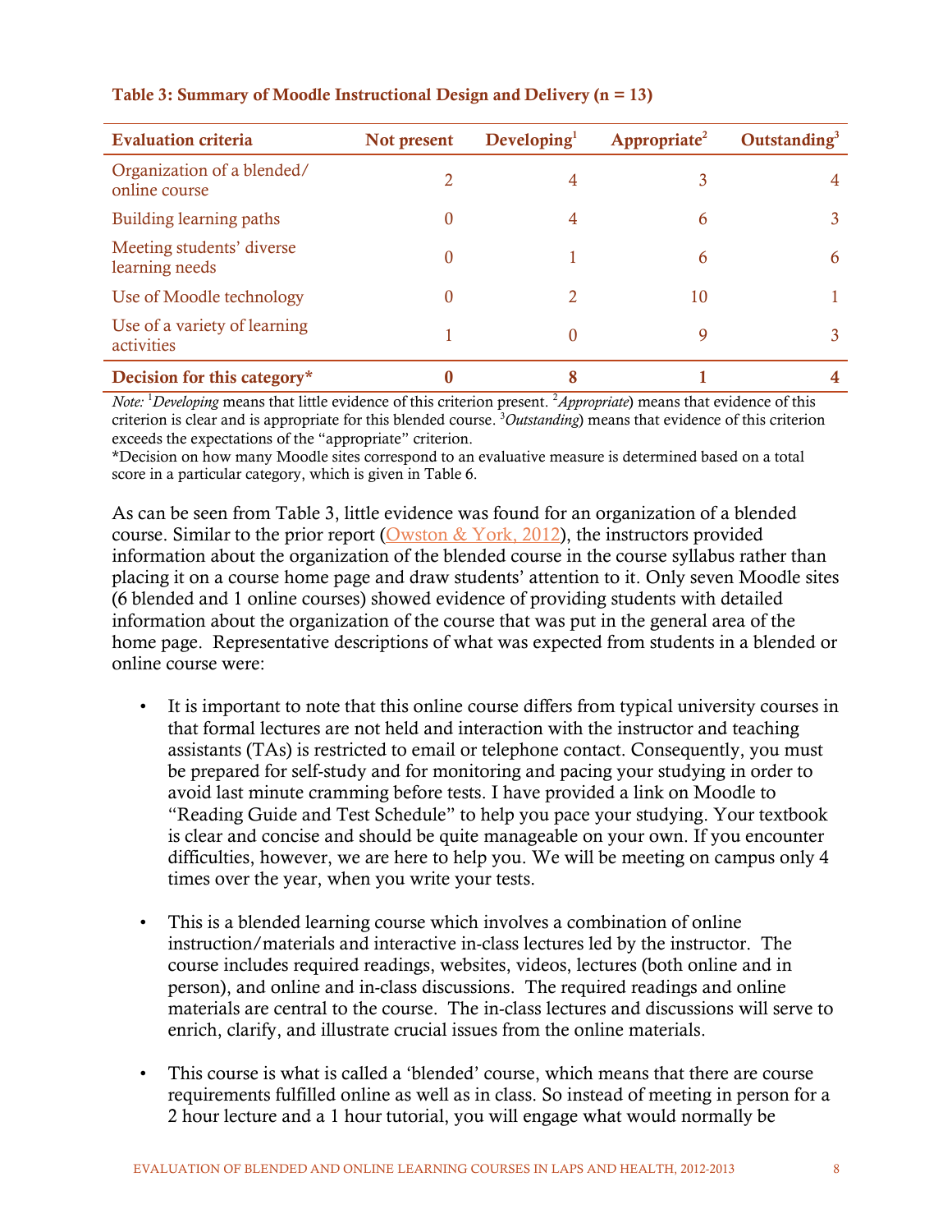**Table 3: Summary of Moodle Instructional Design and Delivery (n = 13)**

| Evaluation criteria | Not present | Developing[1] | Appropriate[2] | Outstanding[3] |
|---|---|---|---|---|
| Organization of a blended/ online course | 2 | 4 | 3 | 4 |
| Building learning paths | 0 | 4 | 6 | 3 |
| Meeting students' diverse learning needs | 0 | 1 | 6 | 6 |
| Use of Moodle technology | 0 | 2 | 10 | 1 |
| Use of a variety of learning activities | 1 | 0 | 9 | 3 |
| **Decision for this category*** | **0** | **8** | **1** | **4** |

*Note:* [1]*Developing* means that little evidence of this criterion present. [2]*Appropriate*) means that evidence of this criterion is clear and is appropriate for this blended course. [3]*Outstanding*) means that evidence of this criterion exceeds the expectations of the "appropriate" criterion.
*Decision on how many Moodle sites correspond to an evaluative measure is determined based on a total score in a particular category, which is given in Table 6.

As can be seen from Table 3, little evidence was found for an organization of a blended course. Similar to the prior report (Owston & York, 2012), the instructors provided information about the organization of the blended course in the course syllabus rather than placing it on a course home page and draw students' attention to it. Only seven Moodle sites (6 blended and 1 online courses) showed evidence of providing students with detailed information about the organization of the course that was put in the general area of the home page. Representative descriptions of what was expected from students in a blended or online course were:

- It is important to note that this online course differs from typical university courses in that formal lectures are not held and interaction with the instructor and teaching assistants (TAs) is restricted to email or telephone contact. Consequently, you must be prepared for self-study and for monitoring and pacing your studying in order to avoid last minute cramming before tests. I have provided a link on Moodle to "Reading Guide and Test Schedule" to help you pace your studying. Your textbook is clear and concise and should be quite manageable on your own. If you encounter difficulties, however, we are here to help you. We will be meeting on campus only 4 times over the year, when you write your tests.

- This is a blended learning course which involves a combination of online instruction/materials and interactive in-class lectures led by the instructor. The course includes required readings, websites, videos, lectures (both online and in person), and online and in-class discussions. The required readings and online materials are central to the course. The in-class lectures and discussions will serve to enrich, clarify, and illustrate crucial issues from the online materials.

- This course is what is called a 'blended' course, which means that there are course requirements fulfilled online as well as in class. So instead of meeting in person for a 2 hour lecture and a 1 hour tutorial, you will engage what would normally be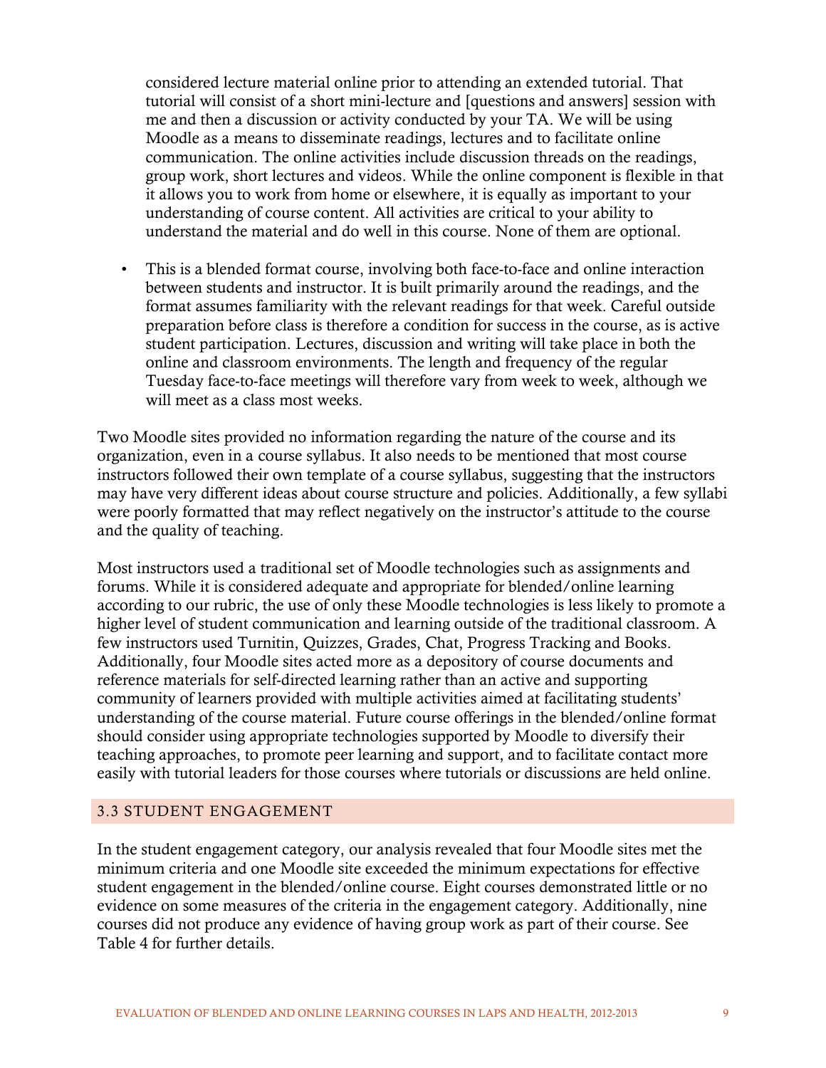considered lecture material online prior to attending an extended tutorial. That tutorial will consist of a short mini-lecture and [questions and answers] session with me and then a discussion or activity conducted by your TA. We will be using Moodle as a means to disseminate readings, lectures and to facilitate online communication. The online activities include discussion threads on the readings, group work, short lectures and videos. While the online component is flexible in that it allows you to work from home or elsewhere, it is equally as important to your understanding of course content. All activities are critical to your ability to understand the material and do well in this course. None of them are optional.

- This is a blended format course, involving both face-to-face and online interaction between students and instructor. It is built primarily around the readings, and the format assumes familiarity with the relevant readings for that week. Careful outside preparation before class is therefore a condition for success in the course, as is active student participation. Lectures, discussion and writing will take place in both the online and classroom environments. The length and frequency of the regular Tuesday face-to-face meetings will therefore vary from week to week, although we will meet as a class most weeks.

Two Moodle sites provided no information regarding the nature of the course and its organization, even in a course syllabus. It also needs to be mentioned that most course instructors followed their own template of a course syllabus, suggesting that the instructors may have very different ideas about course structure and policies. Additionally, a few syllabi were poorly formatted that may reflect negatively on the instructor's attitude to the course and the quality of teaching.

Most instructors used a traditional set of Moodle technologies such as assignments and forums. While it is considered adequate and appropriate for blended/online learning according to our rubric, the use of only these Moodle technologies is less likely to promote a higher level of student communication and learning outside of the traditional classroom. A few instructors used Turnitin, Quizzes, Grades, Chat, Progress Tracking and Books. Additionally, four Moodle sites acted more as a depository of course documents and reference materials for self-directed learning rather than an active and supporting community of learners provided with multiple activities aimed at facilitating students' understanding of the course material. Future course offerings in the blended/online format should consider using appropriate technologies supported by Moodle to diversify their teaching approaches, to promote peer learning and support, and to facilitate contact more easily with tutorial leaders for those courses where tutorials or discussions are held online.

## 3.3 STUDENT ENGAGEMENT

In the student engagement category, our analysis revealed that four Moodle sites met the minimum criteria and one Moodle site exceeded the minimum expectations for effective student engagement in the blended/online course. Eight courses demonstrated little or no evidence on some measures of the criteria in the engagement category. Additionally, nine courses did not produce any evidence of having group work as part of their course. See Table 4 for further details.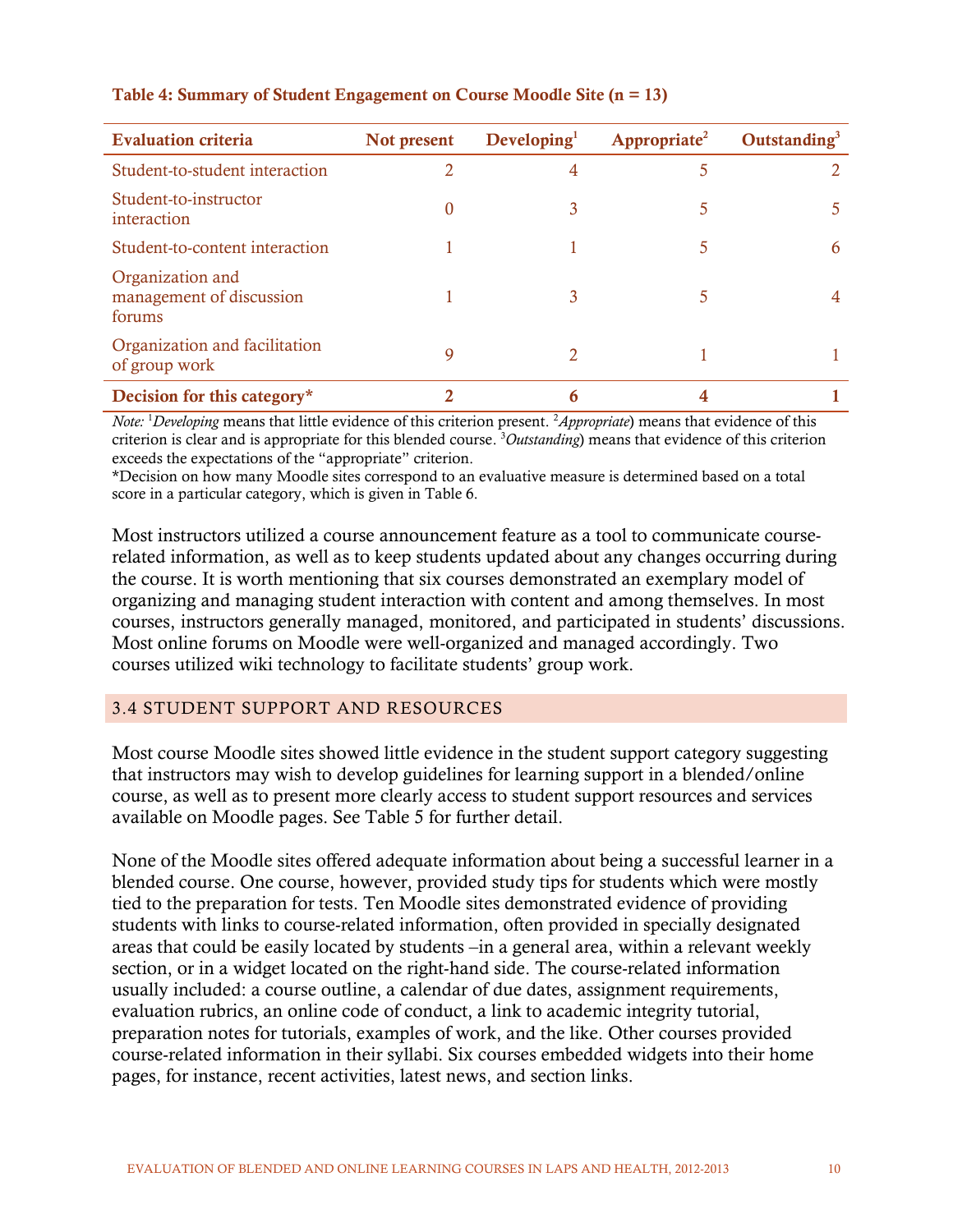**Table 4: Summary of Student Engagement on Course Moodle Site (n = 13)**

| Evaluation criteria | Not present | Developing[1] | Appropriate[2] | Outstanding[3] |
|---|---|---|---|---|
| Student-to-student interaction | 2 | 4 | 5 | 2 |
| Student-to-instructor interaction | 0 | 3 | 5 | 5 |
| Student-to-content interaction | 1 | 1 | 5 | 6 |
| Organization and management of discussion forums | 1 | 3 | 5 | 4 |
| Organization and facilitation of group work | 9 | 2 | 1 | 1 |
| **Decision for this category*** | **2** | **6** | **4** | **1** |

*Note:* [1]*Developing* means that little evidence of this criterion present. [2]*Appropriate*) means that evidence of this criterion is clear and is appropriate for this blended course. [3]*Outstanding*) means that evidence of this criterion exceeds the expectations of the "appropriate" criterion.
*Decision on how many Moodle sites correspond to an evaluative measure is determined based on a total score in a particular category, which is given in Table 6.

Most instructors utilized a course announcement feature as a tool to communicate course-related information, as well as to keep students updated about any changes occurring during the course. It is worth mentioning that six courses demonstrated an exemplary model of organizing and managing student interaction with content and among themselves. In most courses, instructors generally managed, monitored, and participated in students' discussions. Most online forums on Moodle were well-organized and managed accordingly. Two courses utilized wiki technology to facilitate students' group work.

## 3.4 STUDENT SUPPORT AND RESOURCES

Most course Moodle sites showed little evidence in the student support category suggesting that instructors may wish to develop guidelines for learning support in a blended/online course, as well as to present more clearly access to student support resources and services available on Moodle pages. See Table 5 for further detail.

None of the Moodle sites offered adequate information about being a successful learner in a blended course. One course, however, provided study tips for students which were mostly tied to the preparation for tests. Ten Moodle sites demonstrated evidence of providing students with links to course-related information, often provided in specially designated areas that could be easily located by students –in a general area, within a relevant weekly section, or in a widget located on the right-hand side. The course-related information usually included: a course outline, a calendar of due dates, assignment requirements, evaluation rubrics, an online code of conduct, a link to academic integrity tutorial, preparation notes for tutorials, examples of work, and the like. Other courses provided course-related information in their syllabi. Six courses embedded widgets into their home pages, for instance, recent activities, latest news, and section links.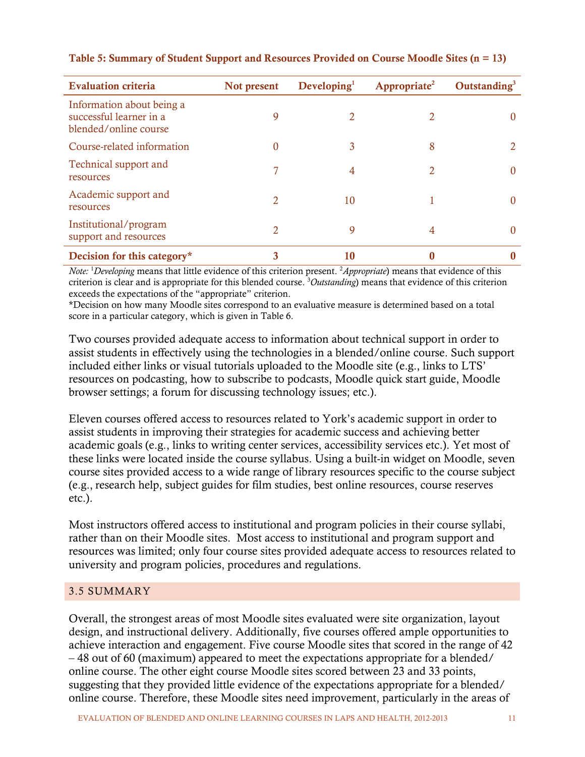**Table 5: Summary of Student Support and Resources Provided on Course Moodle Sites (n = 13)**

| Evaluation criteria | Not present | Developing[1] | Appropriate[2] | Outstanding[3] |
|---|---|---|---|---|
| Information about being a successful learner in a blended/online course | 9 | 2 | 2 | 0 |
| Course-related information | 0 | 3 | 8 | 2 |
| Technical support and resources | 7 | 4 | 2 | 0 |
| Academic support and resources | 2 | 10 | 1 | 0 |
| Institutional/program support and resources | 2 | 9 | 4 | 0 |
| **Decision for this category*** | **3** | **10** | **0** | **0** |

*Note:* [1]*Developing* means that little evidence of this criterion present. [2]*Appropriate*) means that evidence of this criterion is clear and is appropriate for this blended course. [3]*Outstanding*) means that evidence of this criterion exceeds the expectations of the "appropriate" criterion.
*Decision on how many Moodle sites correspond to an evaluative measure is determined based on a total score in a particular category, which is given in Table 6.

Two courses provided adequate access to information about technical support in order to assist students in effectively using the technologies in a blended/online course. Such support included either links or visual tutorials uploaded to the Moodle site (e.g., links to LTS' resources on podcasting, how to subscribe to podcasts, Moodle quick start guide, Moodle browser settings; a forum for discussing technology issues; etc.).

Eleven courses offered access to resources related to York's academic support in order to assist students in improving their strategies for academic success and achieving better academic goals (e.g., links to writing center services, accessibility services etc.). Yet most of these links were located inside the course syllabus. Using a built-in widget on Moodle, seven course sites provided access to a wide range of library resources specific to the course subject (e.g., research help, subject guides for film studies, best online resources, course reserves etc.).

Most instructors offered access to institutional and program policies in their course syllabi, rather than on their Moodle sites. Most access to institutional and program support and resources was limited; only four course sites provided adequate access to resources related to university and program policies, procedures and regulations.

## 3.5 SUMMARY

Overall, the strongest areas of most Moodle sites evaluated were site organization, layout design, and instructional delivery. Additionally, five courses offered ample opportunities to achieve interaction and engagement. Five course Moodle sites that scored in the range of 42 – 48 out of 60 (maximum) appeared to meet the expectations appropriate for a blended/ online course. The other eight course Moodle sites scored between 23 and 33 points, suggesting that they provided little evidence of the expectations appropriate for a blended/ online course. Therefore, these Moodle sites need improvement, particularly in the areas of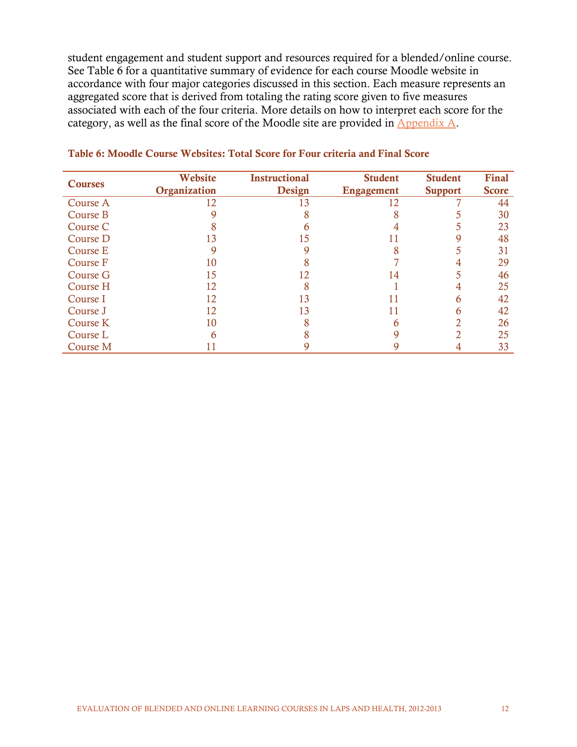student engagement and student support and resources required for a blended/online course. See Table 6 for a quantitative summary of evidence for each course Moodle website in accordance with four major categories discussed in this section. Each measure represents an aggregated score that is derived from totaling the rating score given to five measures associated with each of the four criteria. More details on how to interpret each score for the category, as well as the final score of the Moodle site are provided in Appendix A.

**Table 6: Moodle Course Websites: Total Score for Four criteria and Final Score**

| Courses | Website Organization | Instructional Design | Student Engagement | Student Support | Final Score |
|---|---|---|---|---|---|
| Course A | 12 | 13 | 12 | 7 | 44 |
| Course B | 9 | 8 | 8 | 5 | 30 |
| Course C | 8 | 6 | 4 | 5 | 23 |
| Course D | 13 | 15 | 11 | 9 | 48 |
| Course E | 9 | 9 | 8 | 5 | 31 |
| Course F | 10 | 8 | 7 | 4 | 29 |
| Course G | 15 | 12 | 14 | 5 | 46 |
| Course H | 12 | 8 | 1 | 4 | 25 |
| Course I | 12 | 13 | 11 | 6 | 42 |
| Course J | 12 | 13 | 11 | 6 | 42 |
| Course K | 10 | 8 | 6 | 2 | 26 |
| Course L | 6 | 8 | 9 | 2 | 25 |
| Course M | 11 | 9 | 9 | 4 | 33 |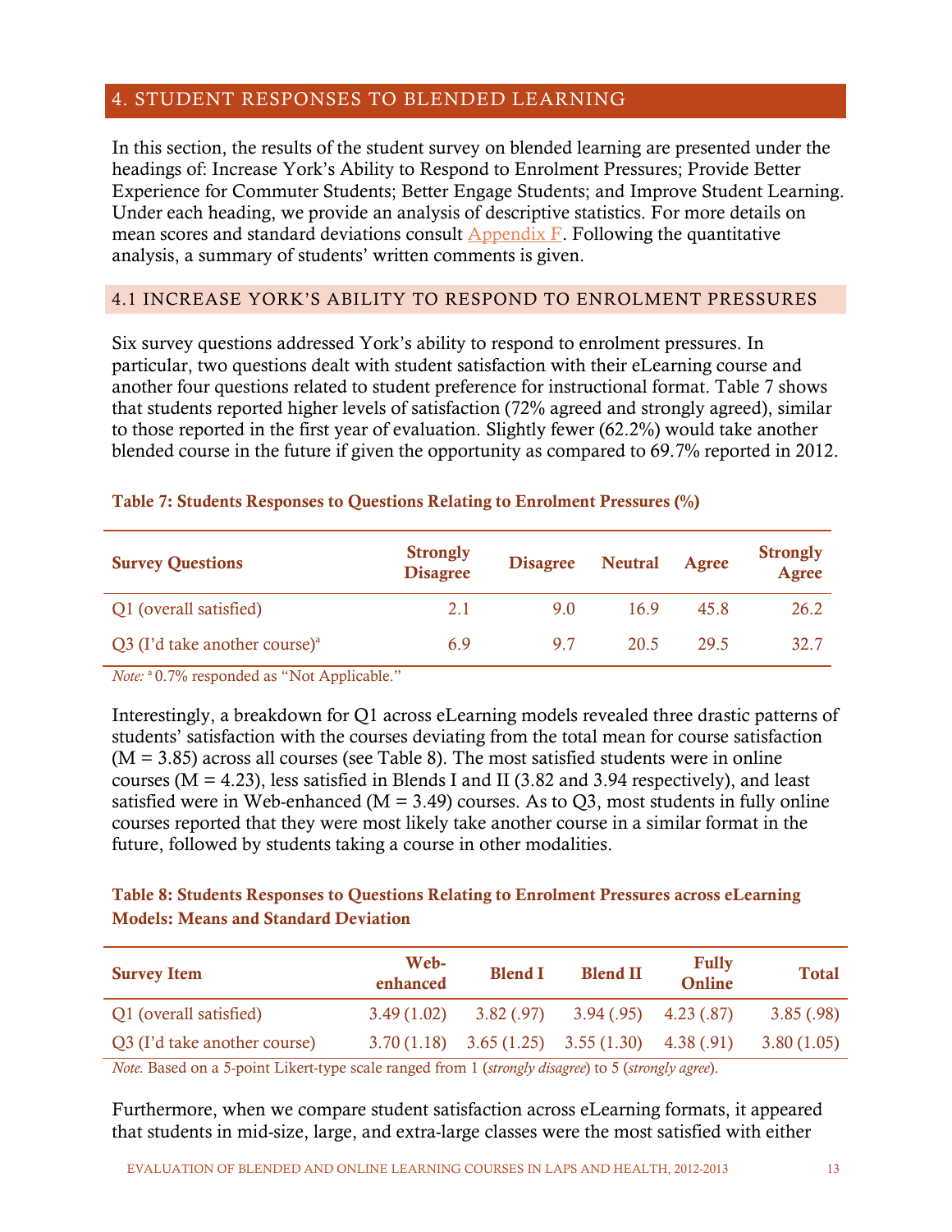## 4. STUDENT RESPONSES TO BLENDED LEARNING

In this section, the results of the student survey on blended learning are presented under the headings of: Increase York's Ability to Respond to Enrolment Pressures; Provide Better Experience for Commuter Students; Better Engage Students; and Improve Student Learning. Under each heading, we provide an analysis of descriptive statistics. For more details on mean scores and standard deviations consult Appendix F. Following the quantitative analysis, a summary of students' written comments is given.

### 4.1 INCREASE YORK'S ABILITY TO RESPOND TO ENROLMENT PRESSURES

Six survey questions addressed York's ability to respond to enrolment pressures. In particular, two questions dealt with student satisfaction with their eLearning course and another four questions related to student preference for instructional format. Table 7 shows that students reported higher levels of satisfaction (72% agreed and strongly agreed), similar to those reported in the first year of evaluation. Slightly fewer (62.2%) would take another blended course in the future if given the opportunity as compared to 69.7% reported in 2012.

**Table 7: Students Responses to Questions Relating to Enrolment Pressures (%)**

| Survey Questions | Strongly Disagree | Disagree | Neutral | Agree | Strongly Agree |
|---|---|---|---|---|---|
| Q1 (overall satisfied) | 2.1 | 9.0 | 16.9 | 45.8 | 26.2 |
| Q3 (I'd take another course)[a] | 6.9 | 9.7 | 20.5 | 29.5 | 32.7 |

*Note:* [a] 0.7% responded as "Not Applicable."

Interestingly, a breakdown for Q1 across eLearning models revealed three drastic patterns of students' satisfaction with the courses deviating from the total mean for course satisfaction ($M = 3.85$) across all courses (see Table 8). The most satisfied students were in online courses ($M = 4.23$), less satisfied in Blends I and II (3.82 and 3.94 respectively), and least satisfied were in Web-enhanced ($M = 3.49$) courses. As to Q3, most students in fully online courses reported that they were most likely take another course in a similar format in the future, followed by students taking a course in other modalities.

**Table 8: Students Responses to Questions Relating to Enrolment Pressures across eLearning Models: Means and Standard Deviation**

| Survey Item | Web-enhanced | Blend I | Blend II | Fully Online | Total |
|---|---|---|---|---|---|
| Q1 (overall satisfied) | 3.49 (1.02) | 3.82 (.97) | 3.94 (.95) | 4.23 (.87) | 3.85 (.98) |
| Q3 (I'd take another course) | 3.70 (1.18) | 3.65 (1.25) | 3.55 (1.30) | 4.38 (.91) | 3.80 (1.05) |

*Note.* Based on a 5-point Likert-type scale ranged from 1 (*strongly disagree*) to 5 (*strongly agree*).

Furthermore, when we compare student satisfaction across eLearning formats, it appeared that students in mid-size, large, and extra-large classes were the most satisfied with either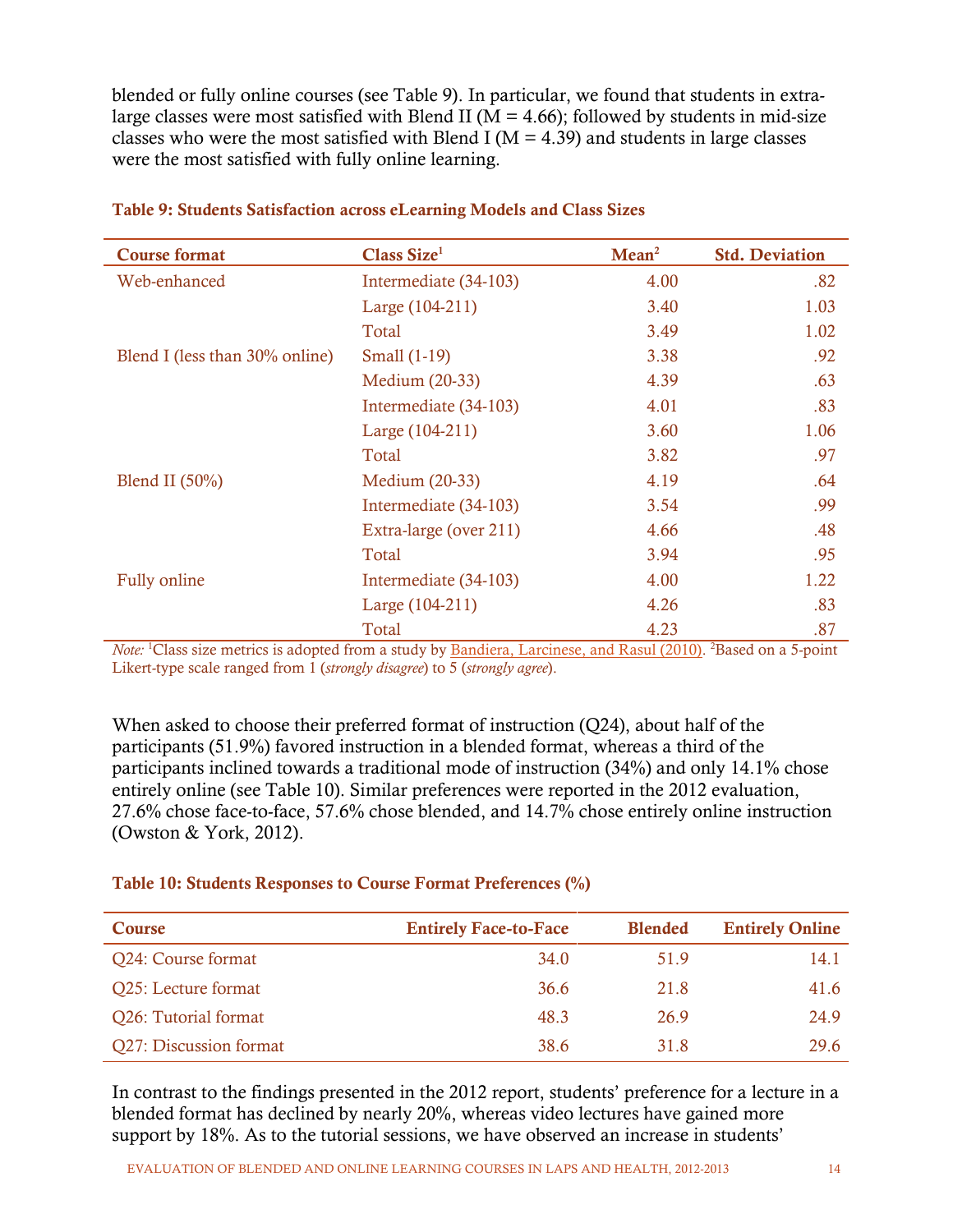blended or fully online courses (see Table 9). In particular, we found that students in extra-large classes were most satisfied with Blend II (M = 4.66); followed by students in mid-size classes who were the most satisfied with Blend I (M = 4.39) and students in large classes were the most satisfied with fully online learning.

**Table 9: Students Satisfaction across eLearning Models and Class Sizes**

| Course format | Class Size[1] | Mean[2] | Std. Deviation |
|---|---|---|---|
| Web-enhanced | Intermediate (34-103) | 4.00 | .82 |
| | Large (104-211) | 3.40 | 1.03 |
| | Total | 3.49 | 1.02 |
| Blend I (less than 30% online) | Small (1-19) | 3.38 | .92 |
| | Medium (20-33) | 4.39 | .63 |
| | Intermediate (34-103) | 4.01 | .83 |
| | Large (104-211) | 3.60 | 1.06 |
| | Total | 3.82 | .97 |
| Blend II (50%) | Medium (20-33) | 4.19 | .64 |
| | Intermediate (34-103) | 3.54 | .99 |
| | Extra-large (over 211) | 4.66 | .48 |
| | Total | 3.94 | .95 |
| Fully online | Intermediate (34-103) | 4.00 | 1.22 |
| | Large (104-211) | 4.26 | .83 |
| | Total | 4.23 | .87 |

*Note:* [1]Class size metrics is adopted from a study by Bandiera, Larcinese, and Rasul (2010). [2]Based on a 5-point Likert-type scale ranged from 1 (*strongly disagree*) to 5 (*strongly agree*).

When asked to choose their preferred format of instruction (Q24), about half of the participants (51.9%) favored instruction in a blended format, whereas a third of the participants inclined towards a traditional mode of instruction (34%) and only 14.1% chose entirely online (see Table 10). Similar preferences were reported in the 2012 evaluation, 27.6% chose face-to-face, 57.6% chose blended, and 14.7% chose entirely online instruction (Owston & York, 2012).

**Table 10: Students Responses to Course Format Preferences (%)**

| Course | Entirely Face-to-Face | Blended | Entirely Online |
|---|---|---|---|
| Q24: Course format | 34.0 | 51.9 | 14.1 |
| Q25: Lecture format | 36.6 | 21.8 | 41.6 |
| Q26: Tutorial format | 48.3 | 26.9 | 24.9 |
| Q27: Discussion format | 38.6 | 31.8 | 29.6 |

In contrast to the findings presented in the 2012 report, students' preference for a lecture in a blended format has declined by nearly 20%, whereas video lectures have gained more support by 18%. As to the tutorial sessions, we have observed an increase in students'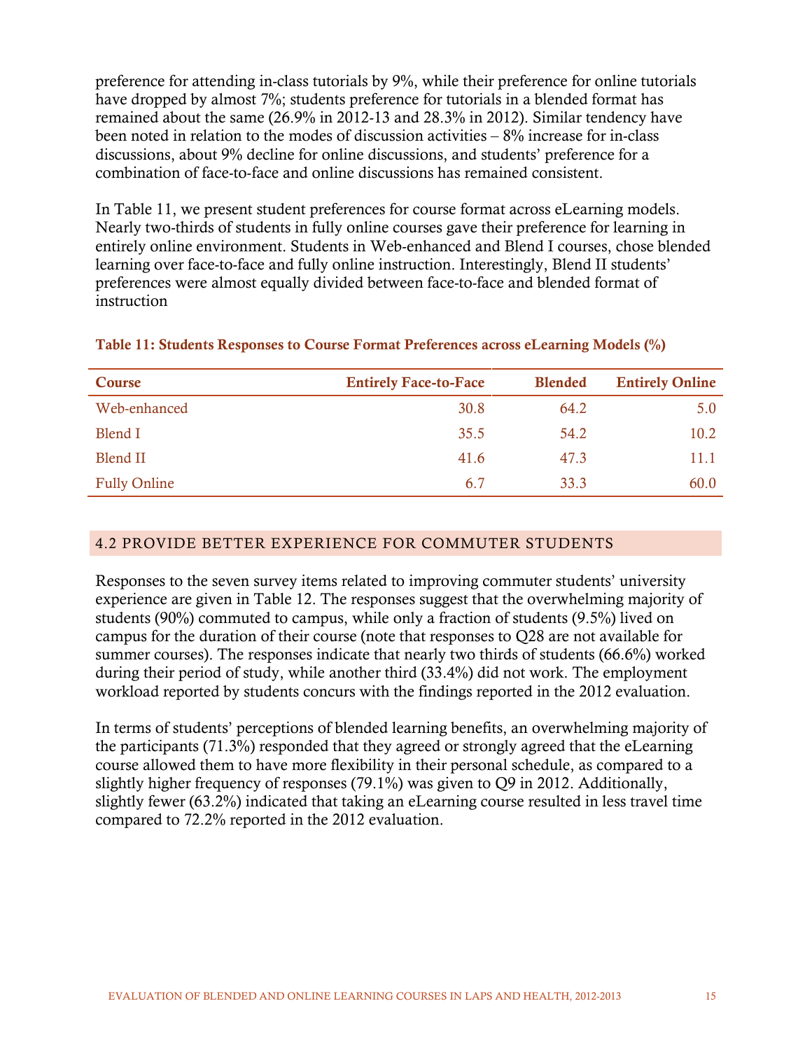preference for attending in-class tutorials by 9%, while their preference for online tutorials have dropped by almost 7%; students preference for tutorials in a blended format has remained about the same (26.9% in 2012-13 and 28.3% in 2012). Similar tendency have been noted in relation to the modes of discussion activities – 8% increase for in-class discussions, about 9% decline for online discussions, and students' preference for a combination of face-to-face and online discussions has remained consistent.

In Table 11, we present student preferences for course format across eLearning models. Nearly two-thirds of students in fully online courses gave their preference for learning in entirely online environment. Students in Web-enhanced and Blend I courses, chose blended learning over face-to-face and fully online instruction. Interestingly, Blend II students' preferences were almost equally divided between face-to-face and blended format of instruction

**Table 11: Students Responses to Course Format Preferences across eLearning Models (%)**

| Course | Entirely Face-to-Face | Blended | Entirely Online |
|---|---|---|---|
| Web-enhanced | 30.8 | 64.2 | 5.0 |
| Blend I | 35.5 | 54.2 | 10.2 |
| Blend II | 41.6 | 47.3 | 11.1 |
| Fully Online | 6.7 | 33.3 | 60.0 |

## 4.2 PROVIDE BETTER EXPERIENCE FOR COMMUTER STUDENTS

Responses to the seven survey items related to improving commuter students' university experience are given in Table 12. The responses suggest that the overwhelming majority of students (90%) commuted to campus, while only a fraction of students (9.5%) lived on campus for the duration of their course (note that responses to Q28 are not available for summer courses). The responses indicate that nearly two thirds of students (66.6%) worked during their period of study, while another third (33.4%) did not work. The employment workload reported by students concurs with the findings reported in the 2012 evaluation.

In terms of students' perceptions of blended learning benefits, an overwhelming majority of the participants (71.3%) responded that they agreed or strongly agreed that the eLearning course allowed them to have more flexibility in their personal schedule, as compared to a slightly higher frequency of responses (79.1%) was given to Q9 in 2012. Additionally, slightly fewer (63.2%) indicated that taking an eLearning course resulted in less travel time compared to 72.2% reported in the 2012 evaluation.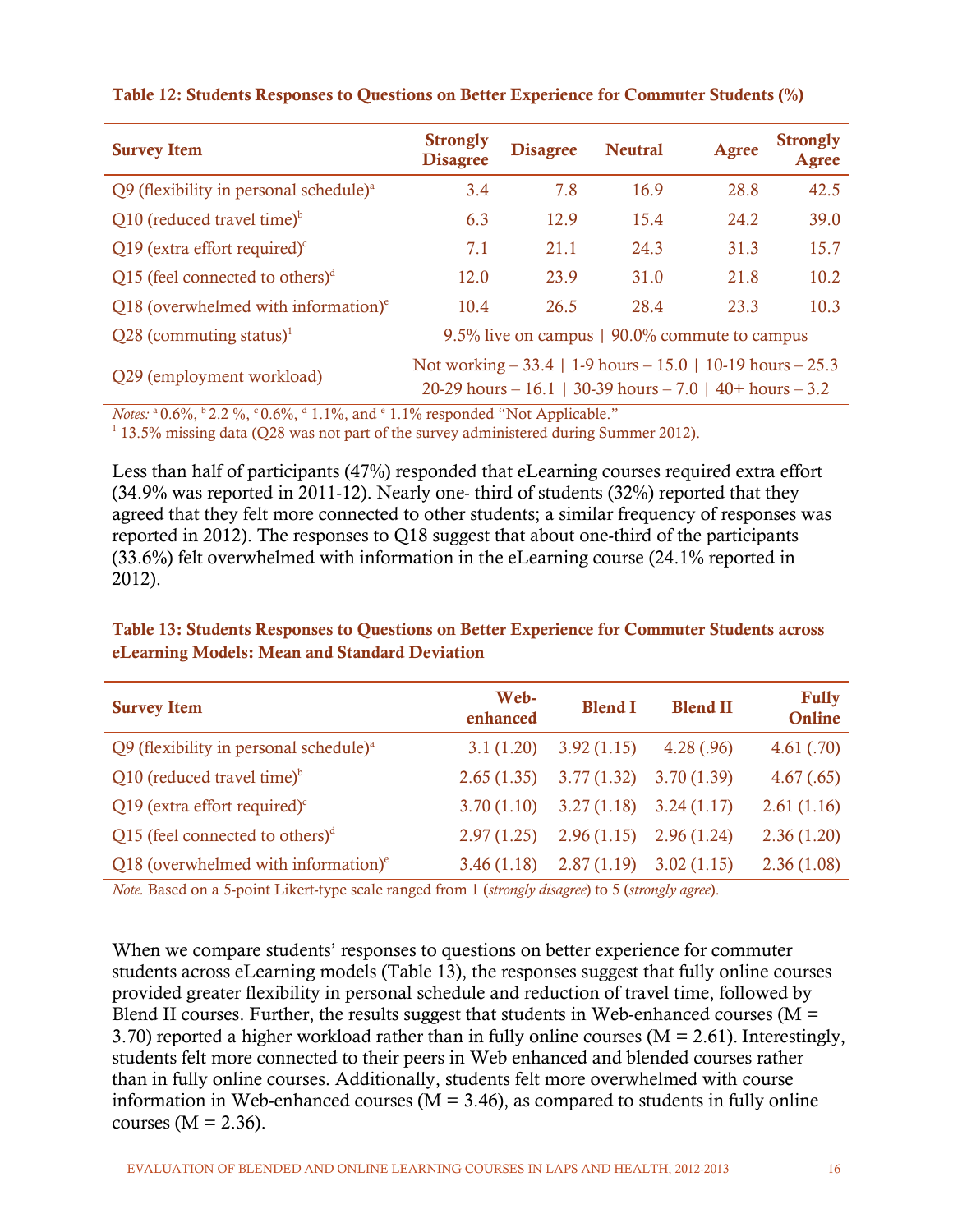**Table 12: Students Responses to Questions on Better Experience for Commuter Students (%)**

| Survey Item | Strongly Disagree | Disagree | Neutral | Agree | Strongly Agree |
|---|---|---|---|---|---|
| Q9 (flexibility in personal schedule)[a] | 3.4 | 7.8 | 16.9 | 28.8 | 42.5 |
| Q10 (reduced travel time)[b] | 6.3 | 12.9 | 15.4 | 24.2 | 39.0 |
| Q19 (extra effort required)[c] | 7.1 | 21.1 | 24.3 | 31.3 | 15.7 |
| Q15 (feel connected to others)[d] | 12.0 | 23.9 | 31.0 | 21.8 | 10.2 |
| Q18 (overwhelmed with information)[e] | 10.4 | 26.5 | 28.4 | 23.3 | 10.3 |
| Q28 (commuting status)[1] | 9.5% live on campus \| 90.0% commute to campus | | | | |
| Q29 (employment workload) | Not working – 33.4 \| 1-9 hours – 15.0 \| 10-19 hours – 25.3 20-29 hours – 16.1 \| 30-39 hours – 7.0 \| 40+ hours – 3.2 | | | | |

*Notes:* [a] 0.6%, [b] 2.2 %, [c] 0.6%, [d] 1.1%, and [e] 1.1% responded "Not Applicable."
[1] 13.5% missing data (Q28 was not part of the survey administered during Summer 2012).

Less than half of participants (47%) responded that eLearning courses required extra effort (34.9% was reported in 2011-12). Nearly one- third of students (32%) reported that they agreed that they felt more connected to other students; a similar frequency of responses was reported in 2012). The responses to Q18 suggest that about one-third of the participants (33.6%) felt overwhelmed with information in the eLearning course (24.1% reported in 2012).

**Table 13: Students Responses to Questions on Better Experience for Commuter Students across eLearning Models: Mean and Standard Deviation**

| Survey Item | Web-enhanced | Blend I | Blend II | Fully Online |
|---|---|---|---|---|
| Q9 (flexibility in personal schedule)[a] | 3.1 (1.20) | 3.92 (1.15) | 4.28 (.96) | 4.61 (.70) |
| Q10 (reduced travel time)[b] | 2.65 (1.35) | 3.77 (1.32) | 3.70 (1.39) | 4.67 (.65) |
| Q19 (extra effort required)[c] | 3.70 (1.10) | 3.27 (1.18) | 3.24 (1.17) | 2.61 (1.16) |
| Q15 (feel connected to others)[d] | 2.97 (1.25) | 2.96 (1.15) | 2.96 (1.24) | 2.36 (1.20) |
| Q18 (overwhelmed with information)[e] | 3.46 (1.18) | 2.87 (1.19) | 3.02 (1.15) | 2.36 (1.08) |

*Note.* Based on a 5-point Likert-type scale ranged from 1 (*strongly disagree*) to 5 (*strongly agree*).

When we compare students' responses to questions on better experience for commuter students across eLearning models (Table 13), the responses suggest that fully online courses provided greater flexibility in personal schedule and reduction of travel time, followed by Blend II courses. Further, the results suggest that students in Web-enhanced courses (M = 3.70) reported a higher workload rather than in fully online courses (M = 2.61). Interestingly, students felt more connected to their peers in Web enhanced and blended courses rather than in fully online courses. Additionally, students felt more overwhelmed with course information in Web-enhanced courses (M = 3.46), as compared to students in fully online courses (M = 2.36).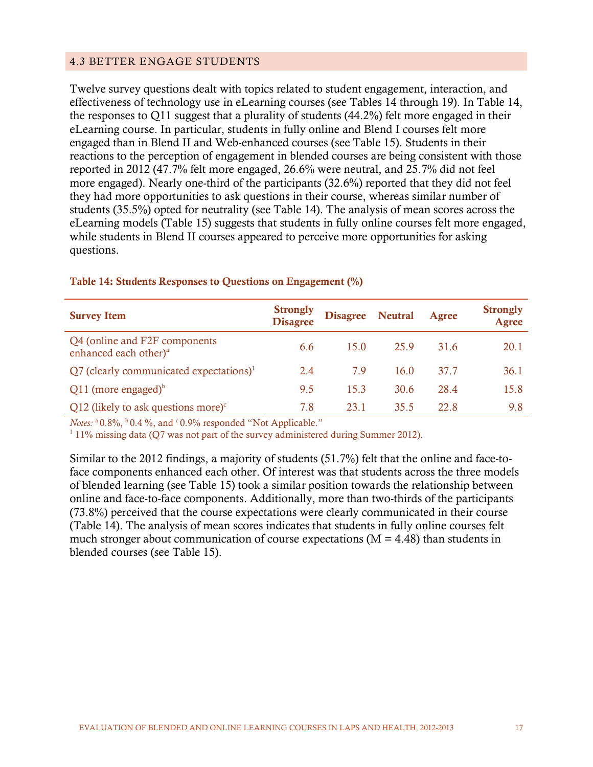## 4.3 BETTER ENGAGE STUDENTS

Twelve survey questions dealt with topics related to student engagement, interaction, and effectiveness of technology use in eLearning courses (see Tables 14 through 19). In Table 14, the responses to Q11 suggest that a plurality of students (44.2%) felt more engaged in their eLearning course. In particular, students in fully online and Blend I courses felt more engaged than in Blend II and Web-enhanced courses (see Table 15). Students in their reactions to the perception of engagement in blended courses are being consistent with those reported in 2012 (47.7% felt more engaged, 26.6% were neutral, and 25.7% did not feel more engaged). Nearly one-third of the participants (32.6%) reported that they did not feel they had more opportunities to ask questions in their course, whereas similar number of students (35.5%) opted for neutrality (see Table 14). The analysis of mean scores across the eLearning models (Table 15) suggests that students in fully online courses felt more engaged, while students in Blend II courses appeared to perceive more opportunities for asking questions.

**Table 14: Students Responses to Questions on Engagement (%)**

| Survey Item | Strongly Disagree | Disagree | Neutral | Agree | Strongly Agree |
|---|---|---|---|---|---|
| Q4 (online and F2F components enhanced each other)[a] | 6.6 | 15.0 | 25.9 | 31.6 | 20.1 |
| Q7 (clearly communicated expectations)[1] | 2.4 | 7.9 | 16.0 | 37.7 | 36.1 |
| Q11 (more engaged)[b] | 9.5 | 15.3 | 30.6 | 28.4 | 15.8 |
| Q12 (likely to ask questions more)[c] | 7.8 | 23.1 | 35.5 | 22.8 | 9.8 |

*Notes:* [a] 0.8%, [b] 0.4 %, and [c] 0.9% responded "Not Applicable."
[1] 11% missing data (Q7 was not part of the survey administered during Summer 2012).

Similar to the 2012 findings, a majority of students (51.7%) felt that the online and face-to-face components enhanced each other. Of interest was that students across the three models of blended learning (see Table 15) took a similar position towards the relationship between online and face-to-face components. Additionally, more than two-thirds of the participants (73.8%) perceived that the course expectations were clearly communicated in their course (Table 14). The analysis of mean scores indicates that students in fully online courses felt much stronger about communication of course expectations (M = 4.48) than students in blended courses (see Table 15).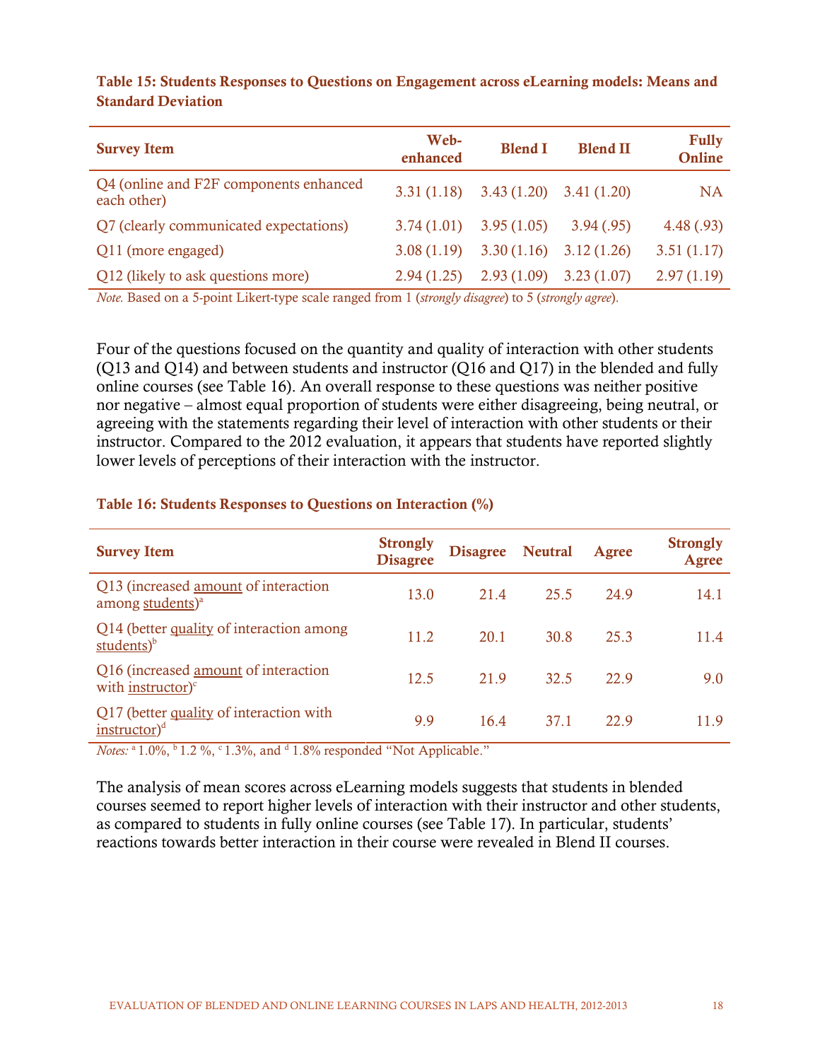**Table 15: Students Responses to Questions on Engagement across eLearning models: Means and Standard Deviation**

| Survey Item | Web-enhanced | Blend I | Blend II | Fully Online |
|---|---|---|---|---|
| Q4 (online and F2F components enhanced each other) | 3.31 (1.18) | 3.43 (1.20) | 3.41 (1.20) | NA |
| Q7 (clearly communicated expectations) | 3.74 (1.01) | 3.95 (1.05) | 3.94 (.95) | 4.48 (.93) |
| Q11 (more engaged) | 3.08 (1.19) | 3.30 (1.16) | 3.12 (1.26) | 3.51 (1.17) |
| Q12 (likely to ask questions more) | 2.94 (1.25) | 2.93 (1.09) | 3.23 (1.07) | 2.97 (1.19) |

*Note.* Based on a 5-point Likert-type scale ranged from 1 (*strongly disagree*) to 5 (*strongly agree*).

Four of the questions focused on the quantity and quality of interaction with other students (Q13 and Q14) and between students and instructor (Q16 and Q17) in the blended and fully online courses (see Table 16). An overall response to these questions was neither positive nor negative – almost equal proportion of students were either disagreeing, being neutral, or agreeing with the statements regarding their level of interaction with other students or their instructor. Compared to the 2012 evaluation, it appears that students have reported slightly lower levels of perceptions of their interaction with the instructor.

**Table 16: Students Responses to Questions on Interaction (%)**

| Survey Item | Strongly Disagree | Disagree | Neutral | Agree | Strongly Agree |
|---|---|---|---|---|---|
| Q13 (increased amount of interaction among students)[a] | 13.0 | 21.4 | 25.5 | 24.9 | 14.1 |
| Q14 (better quality of interaction among students)[b] | 11.2 | 20.1 | 30.8 | 25.3 | 11.4 |
| Q16 (increased amount of interaction with instructor)[c] | 12.5 | 21.9 | 32.5 | 22.9 | 9.0 |
| Q17 (better quality of interaction with instructor)[d] | 9.9 | 16.4 | 37.1 | 22.9 | 11.9 |

*Notes:* [a] 1.0%, [b] 1.2 %, [c] 1.3%, and [d] 1.8% responded "Not Applicable."

The analysis of mean scores across eLearning models suggests that students in blended courses seemed to report higher levels of interaction with their instructor and other students, as compared to students in fully online courses (see Table 17). In particular, students' reactions towards better interaction in their course were revealed in Blend II courses.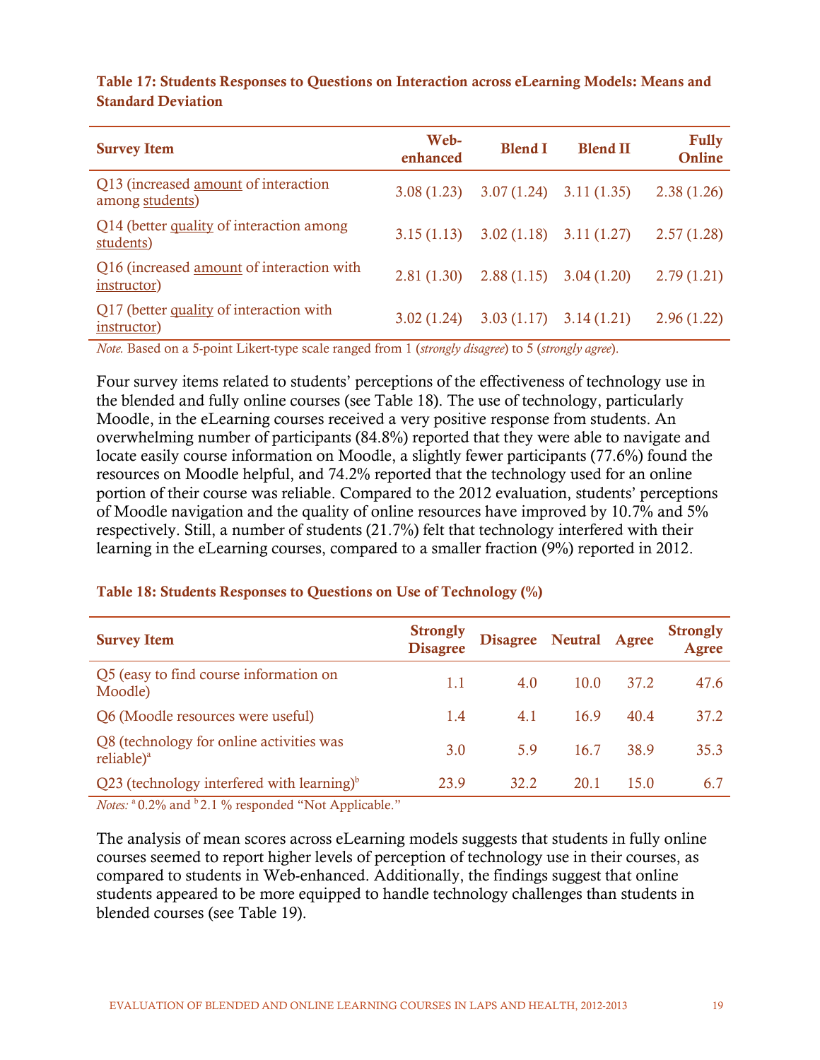**Table 17: Students Responses to Questions on Interaction across eLearning Models: Means and Standard Deviation**

| Survey Item | Web-enhanced | Blend I | Blend II | Fully Online |
|---|---|---|---|---|
| Q13 (increased amount of interaction among students) | 3.08 (1.23) | 3.07 (1.24) | 3.11 (1.35) | 2.38 (1.26) |
| Q14 (better quality of interaction among students) | 3.15 (1.13) | 3.02 (1.18) | 3.11 (1.27) | 2.57 (1.28) |
| Q16 (increased amount of interaction with instructor) | 2.81 (1.30) | 2.88 (1.15) | 3.04 (1.20) | 2.79 (1.21) |
| Q17 (better quality of interaction with instructor) | 3.02 (1.24) | 3.03 (1.17) | 3.14 (1.21) | 2.96 (1.22) |

*Note.* Based on a 5-point Likert-type scale ranged from 1 (*strongly disagree*) to 5 (*strongly agree*).

Four survey items related to students' perceptions of the effectiveness of technology use in the blended and fully online courses (see Table 18). The use of technology, particularly Moodle, in the eLearning courses received a very positive response from students. An overwhelming number of participants (84.8%) reported that they were able to navigate and locate easily course information on Moodle, a slightly fewer participants (77.6%) found the resources on Moodle helpful, and 74.2% reported that the technology used for an online portion of their course was reliable. Compared to the 2012 evaluation, students' perceptions of Moodle navigation and the quality of online resources have improved by 10.7% and 5% respectively. Still, a number of students (21.7%) felt that technology interfered with their learning in the eLearning courses, compared to a smaller fraction (9%) reported in 2012.

**Table 18: Students Responses to Questions on Use of Technology (%)**

| Survey Item | Strongly Disagree | Disagree | Neutral | Agree | Strongly Agree |
|---|---|---|---|---|---|
| Q5 (easy to find course information on Moodle) | 1.1 | 4.0 | 10.0 | 37.2 | 47.6 |
| Q6 (Moodle resources were useful) | 1.4 | 4.1 | 16.9 | 40.4 | 37.2 |
| Q8 (technology for online activities was reliable)[a] | 3.0 | 5.9 | 16.7 | 38.9 | 35.3 |
| Q23 (technology interfered with learning)[b] | 23.9 | 32.2 | 20.1 | 15.0 | 6.7 |

*Notes:* [a] 0.2% and [b] 2.1 % responded "Not Applicable."

The analysis of mean scores across eLearning models suggests that students in fully online courses seemed to report higher levels of perception of technology use in their courses, as compared to students in Web-enhanced. Additionally, the findings suggest that online students appeared to be more equipped to handle technology challenges than students in blended courses (see Table 19).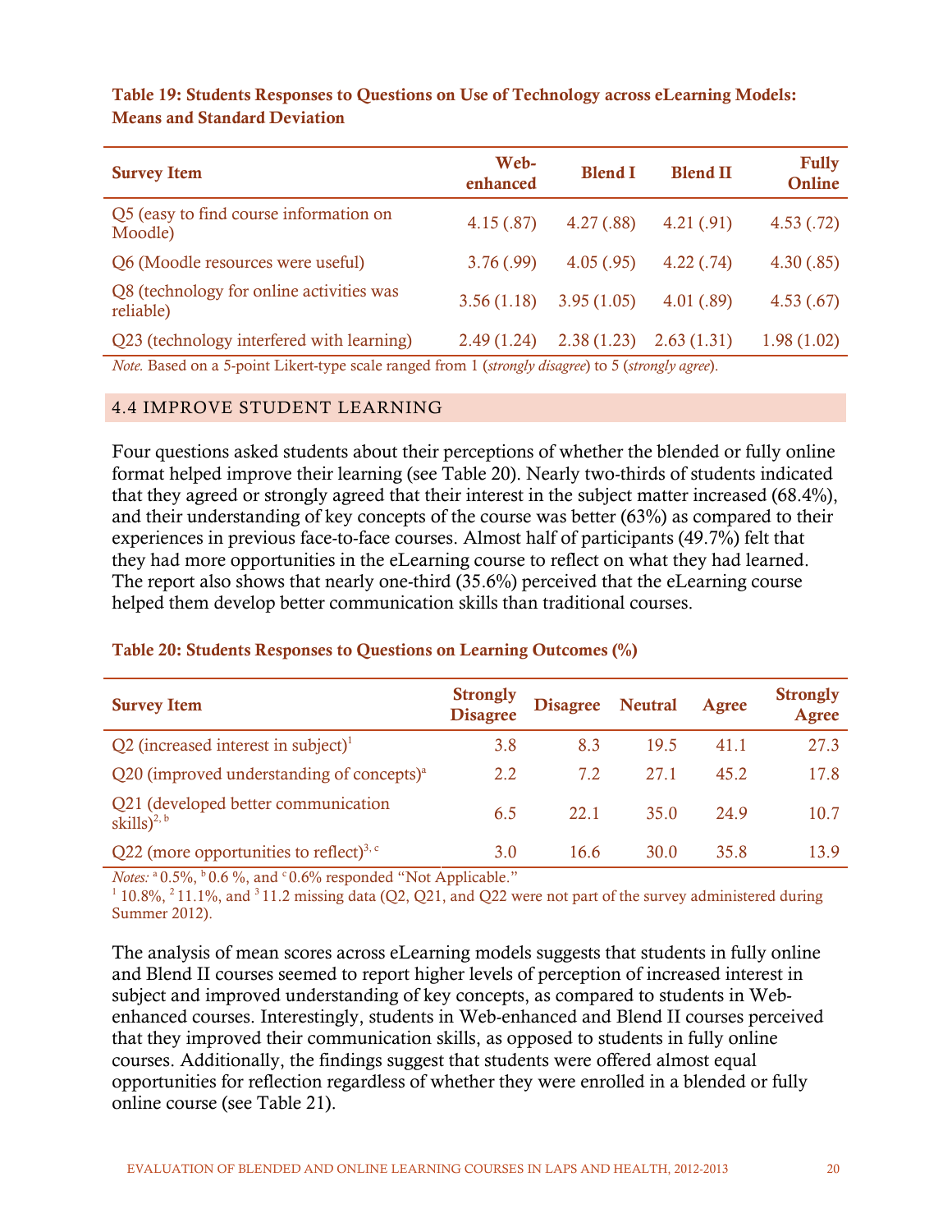**Table 19: Students Responses to Questions on Use of Technology across eLearning Models: Means and Standard Deviation**

| Survey Item | Web-enhanced | Blend I | Blend II | Fully Online |
|---|---|---|---|---|
| Q5 (easy to find course information on Moodle) | 4.15 (.87) | 4.27 (.88) | 4.21 (.91) | 4.53 (.72) |
| Q6 (Moodle resources were useful) | 3.76 (.99) | 4.05 (.95) | 4.22 (.74) | 4.30 (.85) |
| Q8 (technology for online activities was reliable) | 3.56 (1.18) | 3.95 (1.05) | 4.01 (.89) | 4.53 (.67) |
| Q23 (technology interfered with learning) | 2.49 (1.24) | 2.38 (1.23) | 2.63 (1.31) | 1.98 (1.02) |

*Note.* Based on a 5-point Likert-type scale ranged from 1 (*strongly disagree*) to 5 (*strongly agree*).

## 4.4 IMPROVE STUDENT LEARNING

Four questions asked students about their perceptions of whether the blended or fully online format helped improve their learning (see Table 20). Nearly two-thirds of students indicated that they agreed or strongly agreed that their interest in the subject matter increased (68.4%), and their understanding of key concepts of the course was better (63%) as compared to their experiences in previous face-to-face courses. Almost half of participants (49.7%) felt that they had more opportunities in the eLearning course to reflect on what they had learned. The report also shows that nearly one-third (35.6%) perceived that the eLearning course helped them develop better communication skills than traditional courses.

**Table 20: Students Responses to Questions on Learning Outcomes (%)**

| Survey Item | Strongly Disagree | Disagree | Neutral | Agree | Strongly Agree |
|---|---|---|---|---|---|
| Q2 (increased interest in subject)[1] | 3.8 | 8.3 | 19.5 | 41.1 | 27.3 |
| Q20 (improved understanding of concepts)[a] | 2.2 | 7.2 | 27.1 | 45.2 | 17.8 |
| Q21 (developed better communication skills)[2, b] | 6.5 | 22.1 | 35.0 | 24.9 | 10.7 |
| Q22 (more opportunities to reflect)[3, c] | 3.0 | 16.6 | 30.0 | 35.8 | 13.9 |

*Notes:* [a] 0.5%, [b] 0.6 %, and [c] 0.6% responded "Not Applicable."
[1] 10.8%, [2] 11.1%, and [3] 11.2 missing data (Q2, Q21, and Q22 were not part of the survey administered during Summer 2012).

The analysis of mean scores across eLearning models suggests that students in fully online and Blend II courses seemed to report higher levels of perception of increased interest in subject and improved understanding of key concepts, as compared to students in Web-enhanced courses. Interestingly, students in Web-enhanced and Blend II courses perceived that they improved their communication skills, as opposed to students in fully online courses. Additionally, the findings suggest that students were offered almost equal opportunities for reflection regardless of whether they were enrolled in a blended or fully online course (see Table 21).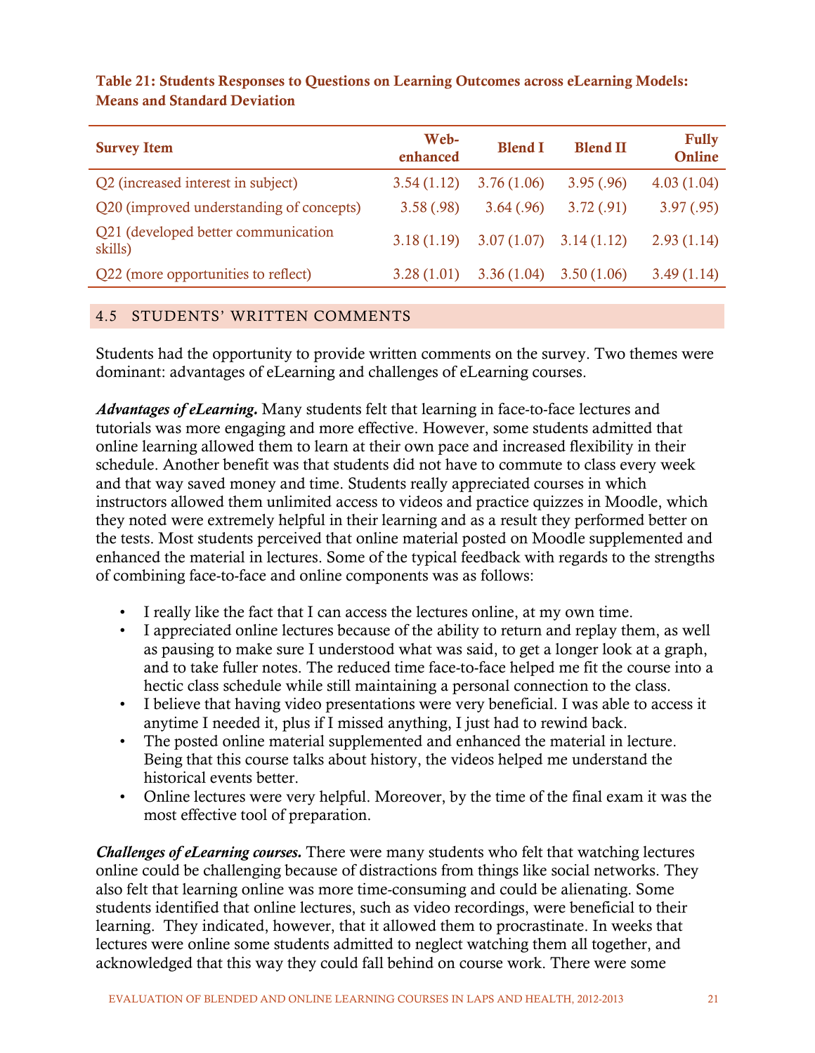**Table 21: Students Responses to Questions on Learning Outcomes across eLearning Models: Means and Standard Deviation**

| Survey Item | Web-enhanced | Blend I | Blend II | Fully Online |
|---|---|---|---|---|
| Q2 (increased interest in subject) | 3.54 (1.12) | 3.76 (1.06) | 3.95 (.96) | 4.03 (1.04) |
| Q20 (improved understanding of concepts) | 3.58 (.98) | 3.64 (.96) | 3.72 (.91) | 3.97 (.95) |
| Q21 (developed better communication skills) | 3.18 (1.19) | 3.07 (1.07) | 3.14 (1.12) | 2.93 (1.14) |
| Q22 (more opportunities to reflect) | 3.28 (1.01) | 3.36 (1.04) | 3.50 (1.06) | 3.49 (1.14) |

## 4.5 STUDENTS' WRITTEN COMMENTS

Students had the opportunity to provide written comments on the survey. Two themes were dominant: advantages of eLearning and challenges of eLearning courses.

***Advantages of eLearning.*** Many students felt that learning in face-to-face lectures and tutorials was more engaging and more effective. However, some students admitted that online learning allowed them to learn at their own pace and increased flexibility in their schedule. Another benefit was that students did not have to commute to class every week and that way saved money and time. Students really appreciated courses in which instructors allowed them unlimited access to videos and practice quizzes in Moodle, which they noted were extremely helpful in their learning and as a result they performed better on the tests. Most students perceived that online material posted on Moodle supplemented and enhanced the material in lectures. Some of the typical feedback with regards to the strengths of combining face-to-face and online components was as follows:

- I really like the fact that I can access the lectures online, at my own time.
- I appreciated online lectures because of the ability to return and replay them, as well as pausing to make sure I understood what was said, to get a longer look at a graph, and to take fuller notes. The reduced time face-to-face helped me fit the course into a hectic class schedule while still maintaining a personal connection to the class.
- I believe that having video presentations were very beneficial. I was able to access it anytime I needed it, plus if I missed anything, I just had to rewind back.
- The posted online material supplemented and enhanced the material in lecture. Being that this course talks about history, the videos helped me understand the historical events better.
- Online lectures were very helpful. Moreover, by the time of the final exam it was the most effective tool of preparation.

***Challenges of eLearning courses.*** There were many students who felt that watching lectures online could be challenging because of distractions from things like social networks. They also felt that learning online was more time-consuming and could be alienating. Some students identified that online lectures, such as video recordings, were beneficial to their learning. They indicated, however, that it allowed them to procrastinate. In weeks that lectures were online some students admitted to neglect watching them all together, and acknowledged that this way they could fall behind on course work. There were some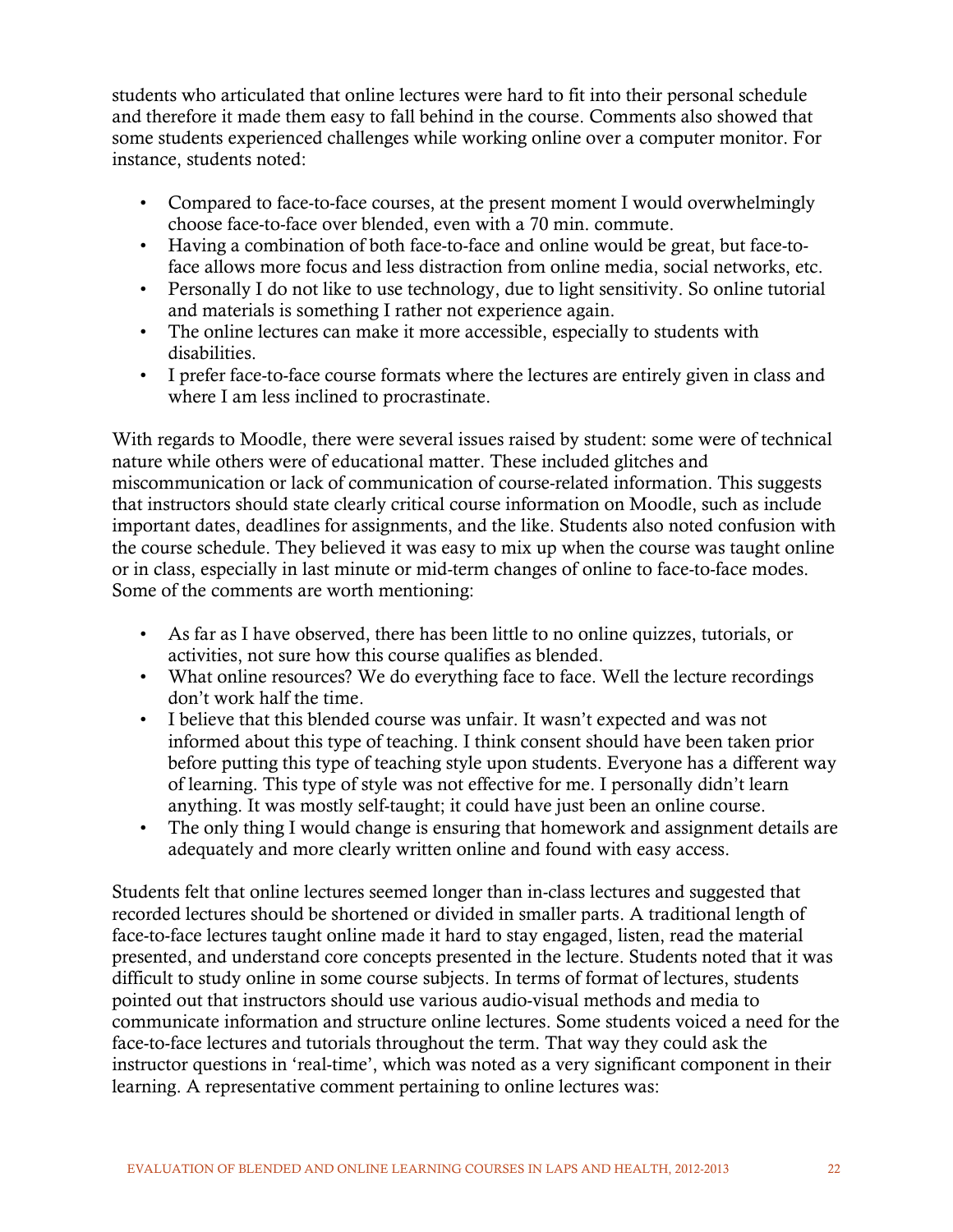students who articulated that online lectures were hard to fit into their personal schedule and therefore it made them easy to fall behind in the course. Comments also showed that some students experienced challenges while working online over a computer monitor. For instance, students noted:

- Compared to face-to-face courses, at the present moment I would overwhelmingly choose face-to-face over blended, even with a 70 min. commute.
- Having a combination of both face-to-face and online would be great, but face-to-face allows more focus and less distraction from online media, social networks, etc.
- Personally I do not like to use technology, due to light sensitivity. So online tutorial and materials is something I rather not experience again.
- The online lectures can make it more accessible, especially to students with disabilities.
- I prefer face-to-face course formats where the lectures are entirely given in class and where I am less inclined to procrastinate.

With regards to Moodle, there were several issues raised by student: some were of technical nature while others were of educational matter. These included glitches and miscommunication or lack of communication of course-related information. This suggests that instructors should state clearly critical course information on Moodle, such as include important dates, deadlines for assignments, and the like. Students also noted confusion with the course schedule. They believed it was easy to mix up when the course was taught online or in class, especially in last minute or mid-term changes of online to face-to-face modes. Some of the comments are worth mentioning:

- As far as I have observed, there has been little to no online quizzes, tutorials, or activities, not sure how this course qualifies as blended.
- What online resources? We do everything face to face. Well the lecture recordings don't work half the time.
- I believe that this blended course was unfair. It wasn't expected and was not informed about this type of teaching. I think consent should have been taken prior before putting this type of teaching style upon students. Everyone has a different way of learning. This type of style was not effective for me. I personally didn't learn anything. It was mostly self-taught; it could have just been an online course.
- The only thing I would change is ensuring that homework and assignment details are adequately and more clearly written online and found with easy access.

Students felt that online lectures seemed longer than in-class lectures and suggested that recorded lectures should be shortened or divided in smaller parts. A traditional length of face-to-face lectures taught online made it hard to stay engaged, listen, read the material presented, and understand core concepts presented in the lecture. Students noted that it was difficult to study online in some course subjects. In terms of format of lectures, students pointed out that instructors should use various audio-visual methods and media to communicate information and structure online lectures. Some students voiced a need for the face-to-face lectures and tutorials throughout the term. That way they could ask the instructor questions in 'real-time', which was noted as a very significant component in their learning. A representative comment pertaining to online lectures was: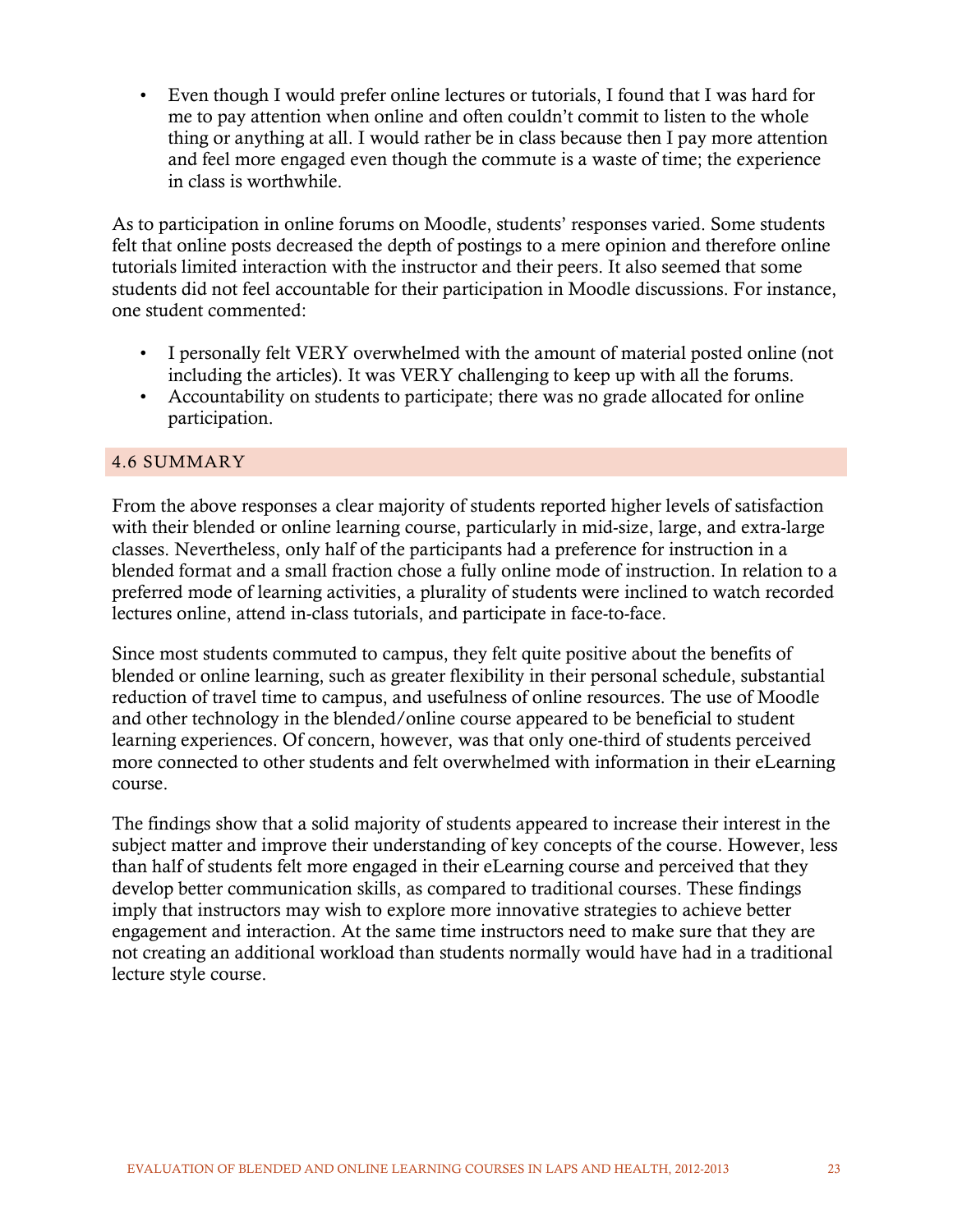- Even though I would prefer online lectures or tutorials, I found that I was hard for me to pay attention when online and often couldn't commit to listen to the whole thing or anything at all. I would rather be in class because then I pay more attention and feel more engaged even though the commute is a waste of time; the experience in class is worthwhile.

As to participation in online forums on Moodle, students' responses varied. Some students felt that online posts decreased the depth of postings to a mere opinion and therefore online tutorials limited interaction with the instructor and their peers. It also seemed that some students did not feel accountable for their participation in Moodle discussions. For instance, one student commented:

- I personally felt VERY overwhelmed with the amount of material posted online (not including the articles). It was VERY challenging to keep up with all the forums.
- Accountability on students to participate; there was no grade allocated for online participation.

## 4.6 SUMMARY

From the above responses a clear majority of students reported higher levels of satisfaction with their blended or online learning course, particularly in mid-size, large, and extra-large classes. Nevertheless, only half of the participants had a preference for instruction in a blended format and a small fraction chose a fully online mode of instruction. In relation to a preferred mode of learning activities, a plurality of students were inclined to watch recorded lectures online, attend in-class tutorials, and participate in face-to-face.

Since most students commuted to campus, they felt quite positive about the benefits of blended or online learning, such as greater flexibility in their personal schedule, substantial reduction of travel time to campus, and usefulness of online resources. The use of Moodle and other technology in the blended/online course appeared to be beneficial to student learning experiences. Of concern, however, was that only one-third of students perceived more connected to other students and felt overwhelmed with information in their eLearning course.

The findings show that a solid majority of students appeared to increase their interest in the subject matter and improve their understanding of key concepts of the course. However, less than half of students felt more engaged in their eLearning course and perceived that they develop better communication skills, as compared to traditional courses. These findings imply that instructors may wish to explore more innovative strategies to achieve better engagement and interaction. At the same time instructors need to make sure that they are not creating an additional workload than students normally would have had in a traditional lecture style course.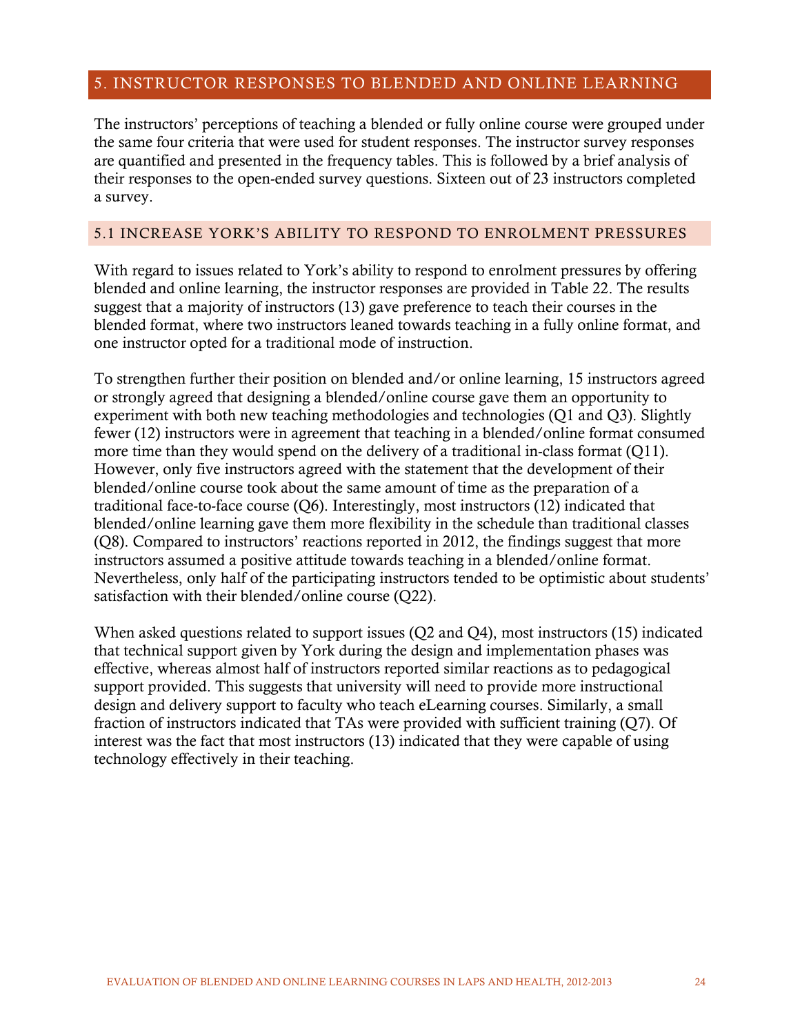## 5. INSTRUCTOR RESPONSES TO BLENDED AND ONLINE LEARNING

The instructors' perceptions of teaching a blended or fully online course were grouped under the same four criteria that were used for student responses. The instructor survey responses are quantified and presented in the frequency tables. This is followed by a brief analysis of their responses to the open-ended survey questions. Sixteen out of 23 instructors completed a survey.

### 5.1 INCREASE YORK'S ABILITY TO RESPOND TO ENROLMENT PRESSURES

With regard to issues related to York's ability to respond to enrolment pressures by offering blended and online learning, the instructor responses are provided in Table 22. The results suggest that a majority of instructors (13) gave preference to teach their courses in the blended format, where two instructors leaned towards teaching in a fully online format, and one instructor opted for a traditional mode of instruction.

To strengthen further their position on blended and/or online learning, 15 instructors agreed or strongly agreed that designing a blended/online course gave them an opportunity to experiment with both new teaching methodologies and technologies (Q1 and Q3). Slightly fewer (12) instructors were in agreement that teaching in a blended/online format consumed more time than they would spend on the delivery of a traditional in-class format (Q11). However, only five instructors agreed with the statement that the development of their blended/online course took about the same amount of time as the preparation of a traditional face-to-face course (Q6). Interestingly, most instructors (12) indicated that blended/online learning gave them more flexibility in the schedule than traditional classes (Q8). Compared to instructors' reactions reported in 2012, the findings suggest that more instructors assumed a positive attitude towards teaching in a blended/online format. Nevertheless, only half of the participating instructors tended to be optimistic about students' satisfaction with their blended/online course (Q22).

When asked questions related to support issues (Q2 and Q4), most instructors (15) indicated that technical support given by York during the design and implementation phases was effective, whereas almost half of instructors reported similar reactions as to pedagogical support provided. This suggests that university will need to provide more instructional design and delivery support to faculty who teach eLearning courses. Similarly, a small fraction of instructors indicated that TAs were provided with sufficient training (Q7). Of interest was the fact that most instructors (13) indicated that they were capable of using technology effectively in their teaching.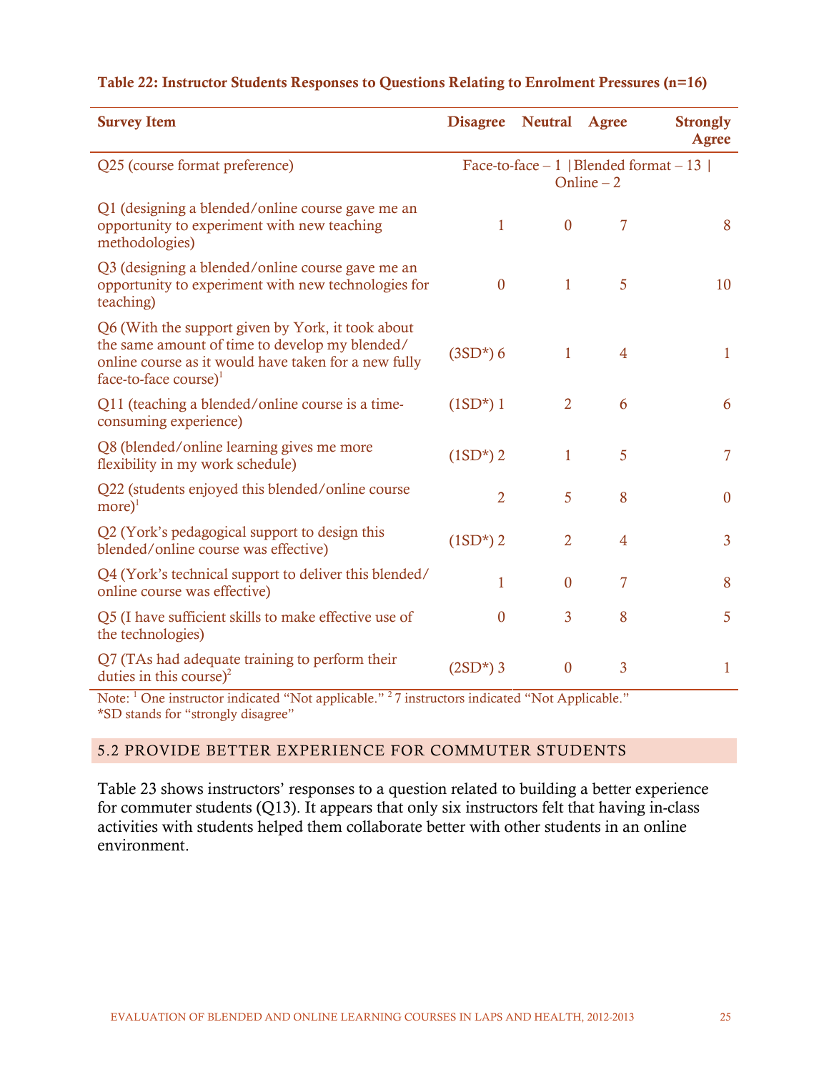**Table 22: Instructor Students Responses to Questions Relating to Enrolment Pressures (n=16)**

| Survey Item | Disagree | Neutral | Agree | Strongly Agree |
|---|---|---|---|---|
| Q25 (course format preference) | Face-to-face – 1 \| Blended format – 13 \| Online – 2 | | | |
| Q1 (designing a blended/online course gave me an opportunity to experiment with new teaching methodologies) | 1 | 0 | 7 | 8 |
| Q3 (designing a blended/online course gave me an opportunity to experiment with new technologies for teaching) | 0 | 1 | 5 | 10 |
| Q6 (With the support given by York, it took about the same amount of time to develop my blended/ online course as it would have taken for a new fully face-to-face course)[1] | (3SD*) 6 | 1 | 4 | 1 |
| Q11 (teaching a blended/online course is a time-consuming experience) | (1SD*) 1 | 2 | 6 | 6 |
| Q8 (blended/online learning gives me more flexibility in my work schedule) | (1SD*) 2 | 1 | 5 | 7 |
| Q22 (students enjoyed this blended/online course more)[1] | 2 | 5 | 8 | 0 |
| Q2 (York's pedagogical support to design this blended/online course was effective) | (1SD*) 2 | 2 | 4 | 3 |
| Q4 (York's technical support to deliver this blended/ online course was effective) | 1 | 0 | 7 | 8 |
| Q5 (I have sufficient skills to make effective use of the technologies) | 0 | 3 | 8 | 5 |
| Q7 (TAs had adequate training to perform their duties in this course)[2] | (2SD*) 3 | 0 | 3 | 1 |

Note: [1] One instructor indicated "Not applicable." [2] 7 instructors indicated "Not Applicable."
*SD stands for "strongly disagree"

## 5.2 PROVIDE BETTER EXPERIENCE FOR COMMUTER STUDENTS

Table 23 shows instructors' responses to a question related to building a better experience for commuter students (Q13). It appears that only six instructors felt that having in-class activities with students helped them collaborate better with other students in an online environment.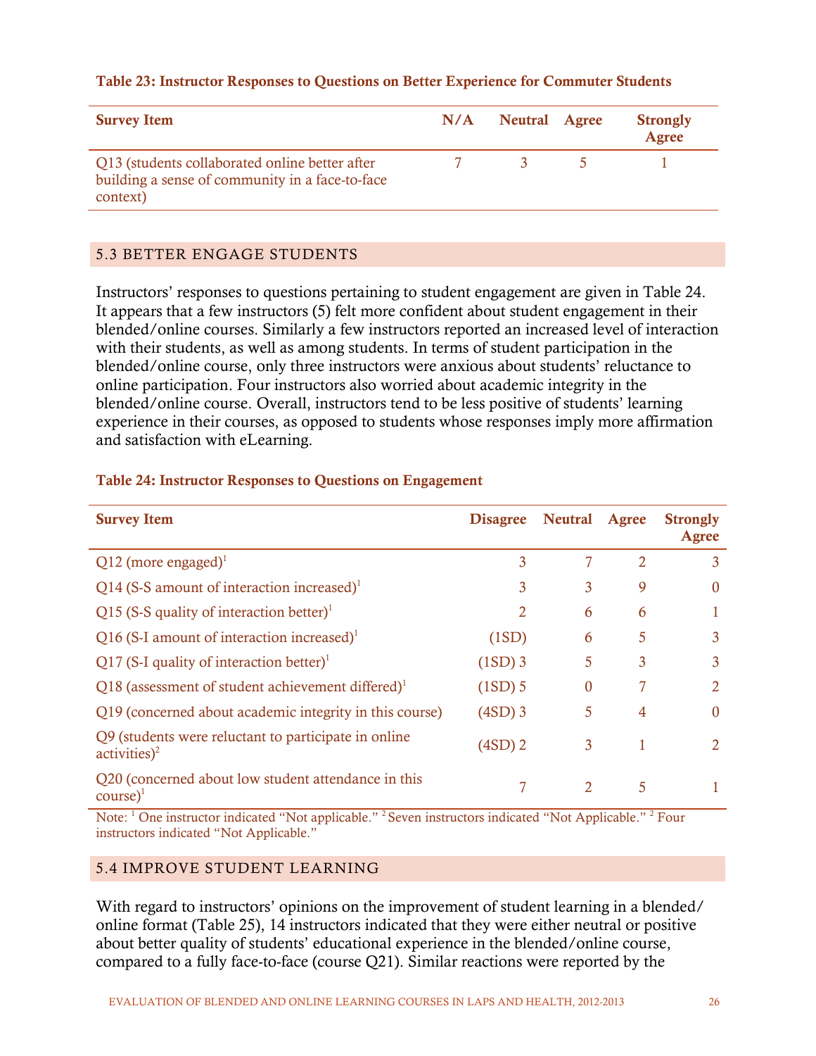**Table 23: Instructor Responses to Questions on Better Experience for Commuter Students**

| Survey Item | N/A | Neutral | Agree | Strongly Agree |
|---|---|---|---|---|
| Q13 (students collaborated online better after building a sense of community in a face-to-face context) | 7 | 3 | 5 | 1 |

## 5.3 BETTER ENGAGE STUDENTS

Instructors' responses to questions pertaining to student engagement are given in Table 24. It appears that a few instructors (5) felt more confident about student engagement in their blended/online courses. Similarly a few instructors reported an increased level of interaction with their students, as well as among students. In terms of student participation in the blended/online course, only three instructors were anxious about students' reluctance to online participation. Four instructors also worried about academic integrity in the blended/online course. Overall, instructors tend to be less positive of students' learning experience in their courses, as opposed to students whose responses imply more affirmation and satisfaction with eLearning.

**Table 24: Instructor Responses to Questions on Engagement**

| Survey Item | Disagree | Neutral | Agree | Strongly Agree |
|---|---|---|---|---|
| Q12 (more engaged)[1] | 3 | 7 | 2 | 3 |
| Q14 (S-S amount of interaction increased)[1] | 3 | 3 | 9 | 0 |
| Q15 (S-S quality of interaction better)[1] | 2 | 6 | 6 | 1 |
| Q16 (S-I amount of interaction increased)[1] | (1SD) | 6 | 5 | 3 |
| Q17 (S-I quality of interaction better)[1] | (1SD) 3 | 5 | 3 | 3 |
| Q18 (assessment of student achievement differed)[1] | (1SD) 5 | 0 | 7 | 2 |
| Q19 (concerned about academic integrity in this course) | (4SD) 3 | 5 | 4 | 0 |
| Q9 (students were reluctant to participate in online activities)[2] | (4SD) 2 | 3 | 1 | 2 |
| Q20 (concerned about low student attendance in this course)[1] | 7 | 2 | 5 | 1 |

Note: [1] One instructor indicated "Not applicable." [2] Seven instructors indicated "Not Applicable." [2] Four instructors indicated "Not Applicable."

## 5.4 IMPROVE STUDENT LEARNING

With regard to instructors' opinions on the improvement of student learning in a blended/online format (Table 25), 14 instructors indicated that they were either neutral or positive about better quality of students' educational experience in the blended/online course, compared to a fully face-to-face (course Q21). Similar reactions were reported by the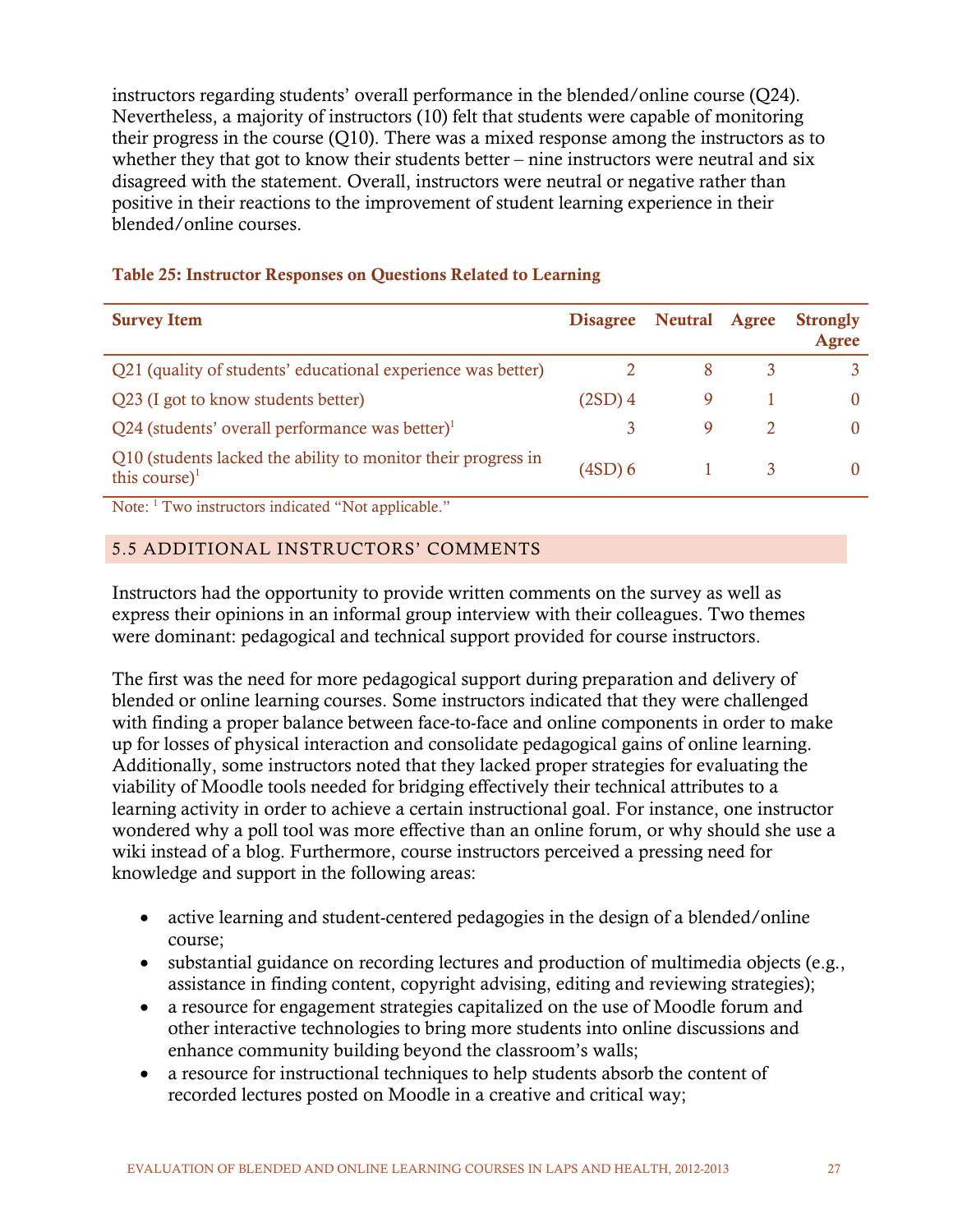instructors regarding students' overall performance in the blended/online course (Q24). Nevertheless, a majority of instructors (10) felt that students were capable of monitoring their progress in the course (Q10). There was a mixed response among the instructors as to whether they that got to know their students better – nine instructors were neutral and six disagreed with the statement. Overall, instructors were neutral or negative rather than positive in their reactions to the improvement of student learning experience in their blended/online courses.

**Table 25: Instructor Responses on Questions Related to Learning**

| Survey Item | Disagree | Neutral | Agree | Strongly Agree |
|---|---|---|---|---|
| Q21 (quality of students' educational experience was better) | 2 | 8 | 3 | 3 |
| Q23 (I got to know students better) | (2SD) 4 | 9 | 1 | 0 |
| Q24 (students' overall performance was better)[1] | 3 | 9 | 2 | 0 |
| Q10 (students lacked the ability to monitor their progress in this course)[1] | (4SD) 6 | 1 | 3 | 0 |

Note: [1] Two instructors indicated "Not applicable."

## 5.5 ADDITIONAL INSTRUCTORS' COMMENTS

Instructors had the opportunity to provide written comments on the survey as well as express their opinions in an informal group interview with their colleagues. Two themes were dominant: pedagogical and technical support provided for course instructors.

The first was the need for more pedagogical support during preparation and delivery of blended or online learning courses. Some instructors indicated that they were challenged with finding a proper balance between face-to-face and online components in order to make up for losses of physical interaction and consolidate pedagogical gains of online learning. Additionally, some instructors noted that they lacked proper strategies for evaluating the viability of Moodle tools needed for bridging effectively their technical attributes to a learning activity in order to achieve a certain instructional goal. For instance, one instructor wondered why a poll tool was more effective than an online forum, or why should she use a wiki instead of a blog. Furthermore, course instructors perceived a pressing need for knowledge and support in the following areas:

- active learning and student-centered pedagogies in the design of a blended/online course;
- substantial guidance on recording lectures and production of multimedia objects (e.g., assistance in finding content, copyright advising, editing and reviewing strategies);
- a resource for engagement strategies capitalized on the use of Moodle forum and other interactive technologies to bring more students into online discussions and enhance community building beyond the classroom's walls;
- a resource for instructional techniques to help students absorb the content of recorded lectures posted on Moodle in a creative and critical way;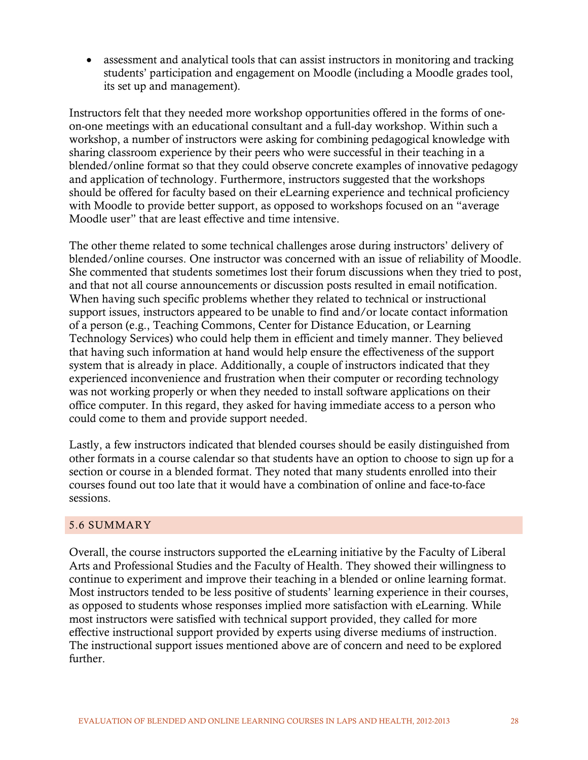- assessment and analytical tools that can assist instructors in monitoring and tracking students' participation and engagement on Moodle (including a Moodle grades tool, its set up and management).

Instructors felt that they needed more workshop opportunities offered in the forms of one-on-one meetings with an educational consultant and a full-day workshop. Within such a workshop, a number of instructors were asking for combining pedagogical knowledge with sharing classroom experience by their peers who were successful in their teaching in a blended/online format so that they could observe concrete examples of innovative pedagogy and application of technology. Furthermore, instructors suggested that the workshops should be offered for faculty based on their eLearning experience and technical proficiency with Moodle to provide better support, as opposed to workshops focused on an "average Moodle user" that are least effective and time intensive.

The other theme related to some technical challenges arose during instructors' delivery of blended/online courses. One instructor was concerned with an issue of reliability of Moodle. She commented that students sometimes lost their forum discussions when they tried to post, and that not all course announcements or discussion posts resulted in email notification. When having such specific problems whether they related to technical or instructional support issues, instructors appeared to be unable to find and/or locate contact information of a person (e.g., Teaching Commons, Center for Distance Education, or Learning Technology Services) who could help them in efficient and timely manner. They believed that having such information at hand would help ensure the effectiveness of the support system that is already in place. Additionally, a couple of instructors indicated that they experienced inconvenience and frustration when their computer or recording technology was not working properly or when they needed to install software applications on their office computer. In this regard, they asked for having immediate access to a person who could come to them and provide support needed.

Lastly, a few instructors indicated that blended courses should be easily distinguished from other formats in a course calendar so that students have an option to choose to sign up for a section or course in a blended format. They noted that many students enrolled into their courses found out too late that it would have a combination of online and face-to-face sessions.

## 5.6 SUMMARY

Overall, the course instructors supported the eLearning initiative by the Faculty of Liberal Arts and Professional Studies and the Faculty of Health. They showed their willingness to continue to experiment and improve their teaching in a blended or online learning format. Most instructors tended to be less positive of students' learning experience in their courses, as opposed to students whose responses implied more satisfaction with eLearning. While most instructors were satisfied with technical support provided, they called for more effective instructional support provided by experts using diverse mediums of instruction. The instructional support issues mentioned above are of concern and need to be explored further.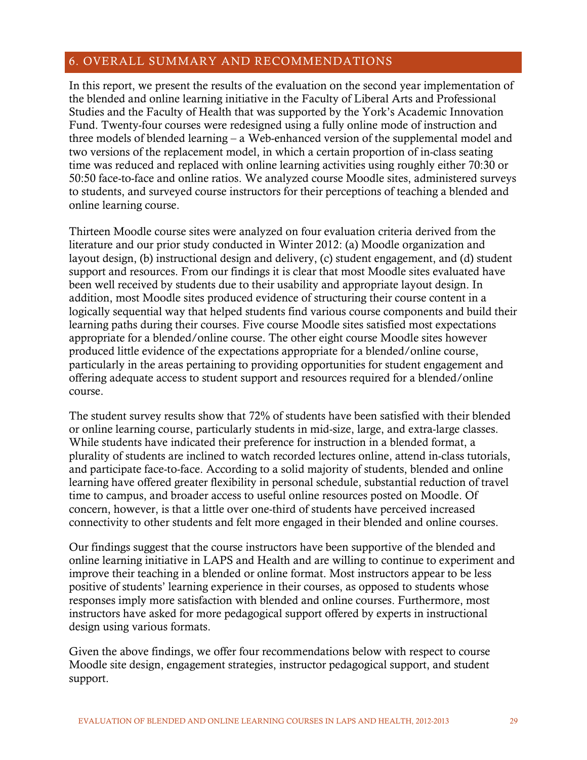## 6. OVERALL SUMMARY AND RECOMMENDATIONS

In this report, we present the results of the evaluation on the second year implementation of the blended and online learning initiative in the Faculty of Liberal Arts and Professional Studies and the Faculty of Health that was supported by the York's Academic Innovation Fund. Twenty-four courses were redesigned using a fully online mode of instruction and three models of blended learning – a Web-enhanced version of the supplemental model and two versions of the replacement model, in which a certain proportion of in-class seating time was reduced and replaced with online learning activities using roughly either 70:30 or 50:50 face-to-face and online ratios. We analyzed course Moodle sites, administered surveys to students, and surveyed course instructors for their perceptions of teaching a blended and online learning course.

Thirteen Moodle course sites were analyzed on four evaluation criteria derived from the literature and our prior study conducted in Winter 2012: (a) Moodle organization and layout design, (b) instructional design and delivery, (c) student engagement, and (d) student support and resources. From our findings it is clear that most Moodle sites evaluated have been well received by students due to their usability and appropriate layout design. In addition, most Moodle sites produced evidence of structuring their course content in a logically sequential way that helped students find various course components and build their learning paths during their courses. Five course Moodle sites satisfied most expectations appropriate for a blended/online course. The other eight course Moodle sites however produced little evidence of the expectations appropriate for a blended/online course, particularly in the areas pertaining to providing opportunities for student engagement and offering adequate access to student support and resources required for a blended/online course.

The student survey results show that 72% of students have been satisfied with their blended or online learning course, particularly students in mid-size, large, and extra-large classes. While students have indicated their preference for instruction in a blended format, a plurality of students are inclined to watch recorded lectures online, attend in-class tutorials, and participate face-to-face. According to a solid majority of students, blended and online learning have offered greater flexibility in personal schedule, substantial reduction of travel time to campus, and broader access to useful online resources posted on Moodle. Of concern, however, is that a little over one-third of students have perceived increased connectivity to other students and felt more engaged in their blended and online courses.

Our findings suggest that the course instructors have been supportive of the blended and online learning initiative in LAPS and Health and are willing to continue to experiment and improve their teaching in a blended or online format. Most instructors appear to be less positive of students' learning experience in their courses, as opposed to students whose responses imply more satisfaction with blended and online courses. Furthermore, most instructors have asked for more pedagogical support offered by experts in instructional design using various formats.

Given the above findings, we offer four recommendations below with respect to course Moodle site design, engagement strategies, instructor pedagogical support, and student support.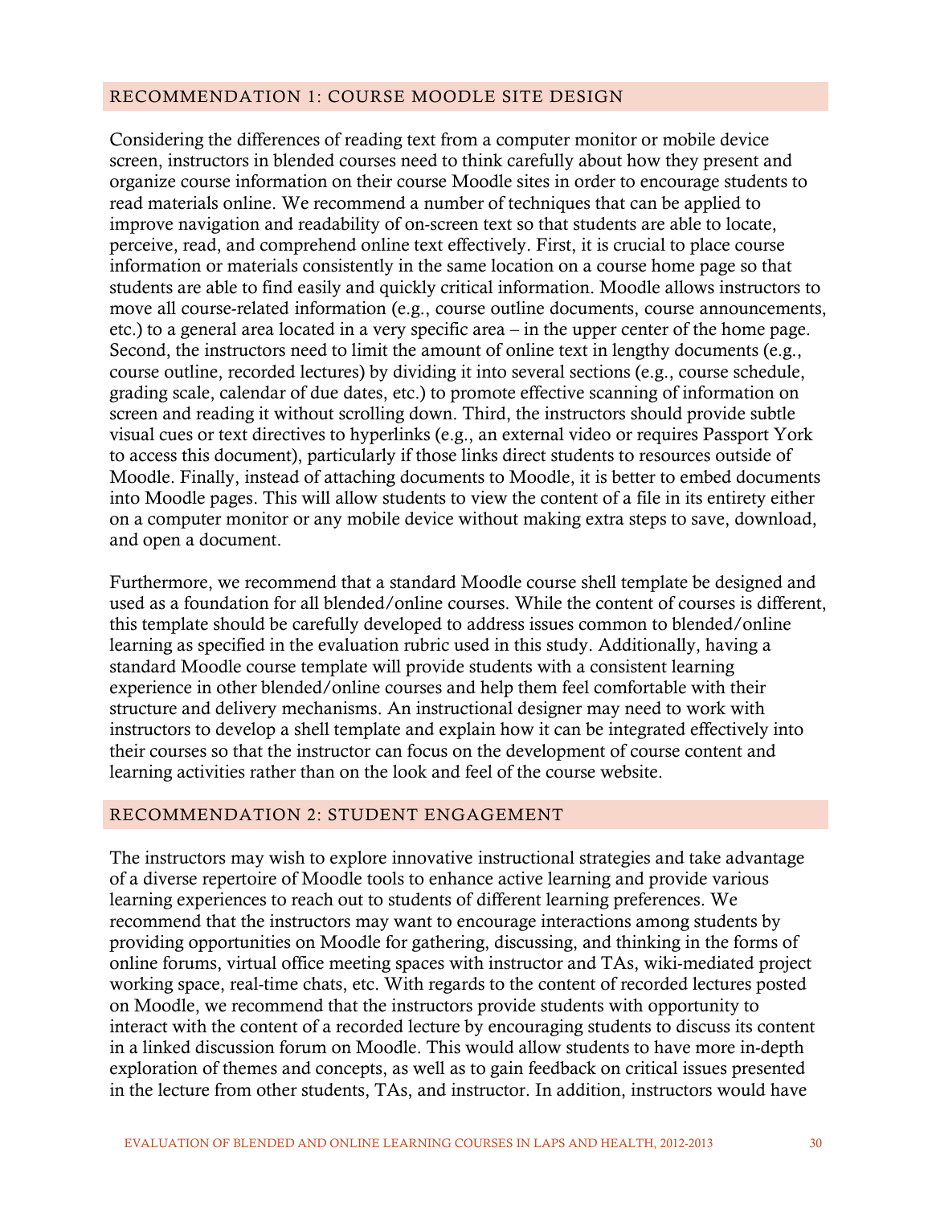## RECOMMENDATION 1: COURSE MOODLE SITE DESIGN

Considering the differences of reading text from a computer monitor or mobile device screen, instructors in blended courses need to think carefully about how they present and organize course information on their course Moodle sites in order to encourage students to read materials online. We recommend a number of techniques that can be applied to improve navigation and readability of on-screen text so that students are able to locate, perceive, read, and comprehend online text effectively. First, it is crucial to place course information or materials consistently in the same location on a course home page so that students are able to find easily and quickly critical information. Moodle allows instructors to move all course-related information (e.g., course outline documents, course announcements, etc.) to a general area located in a very specific area – in the upper center of the home page. Second, the instructors need to limit the amount of online text in lengthy documents (e.g., course outline, recorded lectures) by dividing it into several sections (e.g., course schedule, grading scale, calendar of due dates, etc.) to promote effective scanning of information on screen and reading it without scrolling down. Third, the instructors should provide subtle visual cues or text directives to hyperlinks (e.g., an external video or requires Passport York to access this document), particularly if those links direct students to resources outside of Moodle. Finally, instead of attaching documents to Moodle, it is better to embed documents into Moodle pages. This will allow students to view the content of a file in its entirety either on a computer monitor or any mobile device without making extra steps to save, download, and open a document.

Furthermore, we recommend that a standard Moodle course shell template be designed and used as a foundation for all blended/online courses. While the content of courses is different, this template should be carefully developed to address issues common to blended/online learning as specified in the evaluation rubric used in this study. Additionally, having a standard Moodle course template will provide students with a consistent learning experience in other blended/online courses and help them feel comfortable with their structure and delivery mechanisms. An instructional designer may need to work with instructors to develop a shell template and explain how it can be integrated effectively into their courses so that the instructor can focus on the development of course content and learning activities rather than on the look and feel of the course website.

## RECOMMENDATION 2: STUDENT ENGAGEMENT

The instructors may wish to explore innovative instructional strategies and take advantage of a diverse repertoire of Moodle tools to enhance active learning and provide various learning experiences to reach out to students of different learning preferences. We recommend that the instructors may want to encourage interactions among students by providing opportunities on Moodle for gathering, discussing, and thinking in the forms of online forums, virtual office meeting spaces with instructor and TAs, wiki-mediated project working space, real-time chats, etc. With regards to the content of recorded lectures posted on Moodle, we recommend that the instructors provide students with opportunity to interact with the content of a recorded lecture by encouraging students to discuss its content in a linked discussion forum on Moodle. This would allow students to have more in-depth exploration of themes and concepts, as well as to gain feedback on critical issues presented in the lecture from other students, TAs, and instructor. In addition, instructors would have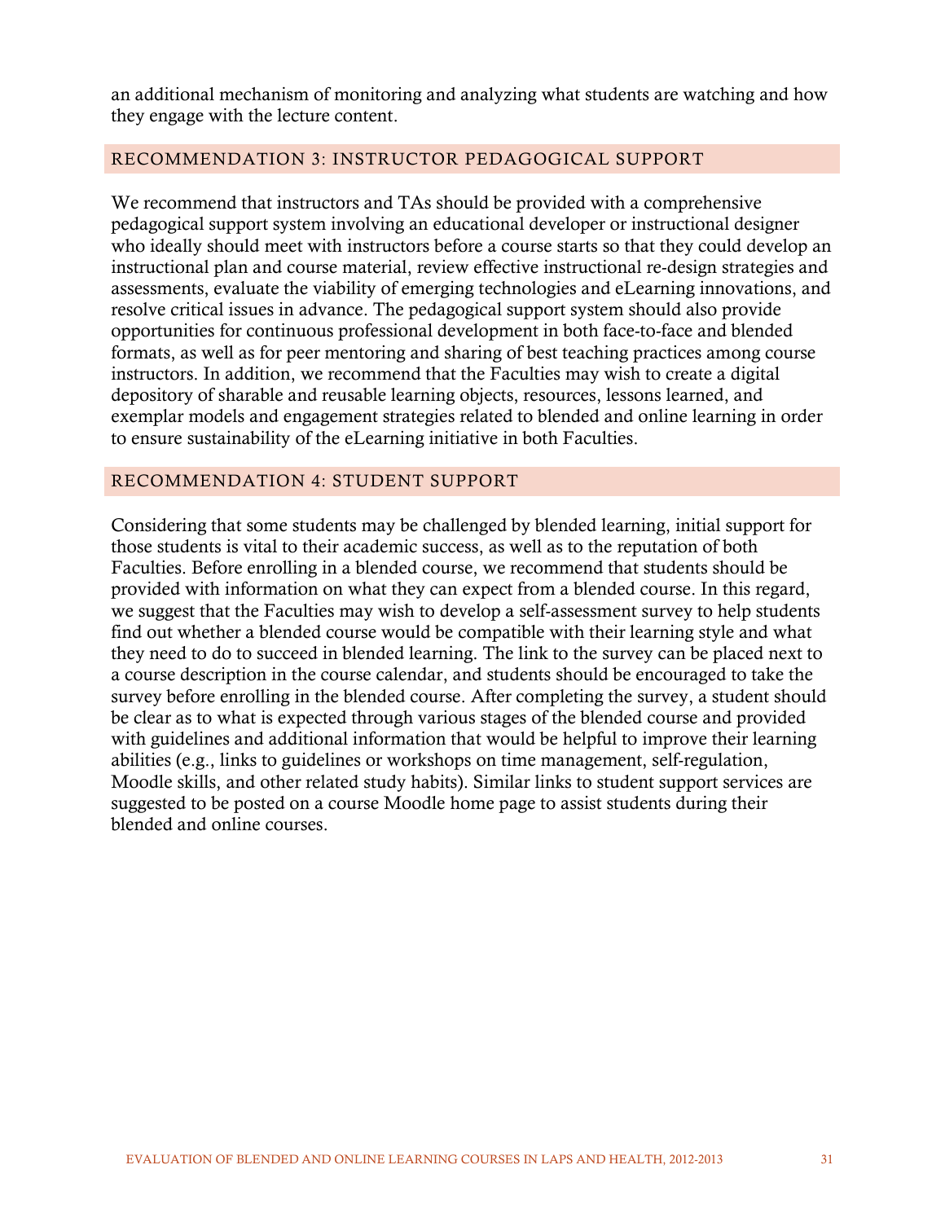an additional mechanism of monitoring and analyzing what students are watching and how they engage with the lecture content.

## RECOMMENDATION 3: INSTRUCTOR PEDAGOGICAL SUPPORT

We recommend that instructors and TAs should be provided with a comprehensive pedagogical support system involving an educational developer or instructional designer who ideally should meet with instructors before a course starts so that they could develop an instructional plan and course material, review effective instructional re-design strategies and assessments, evaluate the viability of emerging technologies and eLearning innovations, and resolve critical issues in advance. The pedagogical support system should also provide opportunities for continuous professional development in both face-to-face and blended formats, as well as for peer mentoring and sharing of best teaching practices among course instructors. In addition, we recommend that the Faculties may wish to create a digital depository of sharable and reusable learning objects, resources, lessons learned, and exemplar models and engagement strategies related to blended and online learning in order to ensure sustainability of the eLearning initiative in both Faculties.

## RECOMMENDATION 4: STUDENT SUPPORT

Considering that some students may be challenged by blended learning, initial support for those students is vital to their academic success, as well as to the reputation of both Faculties. Before enrolling in a blended course, we recommend that students should be provided with information on what they can expect from a blended course. In this regard, we suggest that the Faculties may wish to develop a self-assessment survey to help students find out whether a blended course would be compatible with their learning style and what they need to do to succeed in blended learning. The link to the survey can be placed next to a course description in the course calendar, and students should be encouraged to take the survey before enrolling in the blended course. After completing the survey, a student should be clear as to what is expected through various stages of the blended course and provided with guidelines and additional information that would be helpful to improve their learning abilities (e.g., links to guidelines or workshops on time management, self-regulation, Moodle skills, and other related study habits). Similar links to student support services are suggested to be posted on a course Moodle home page to assist students during their blended and online courses.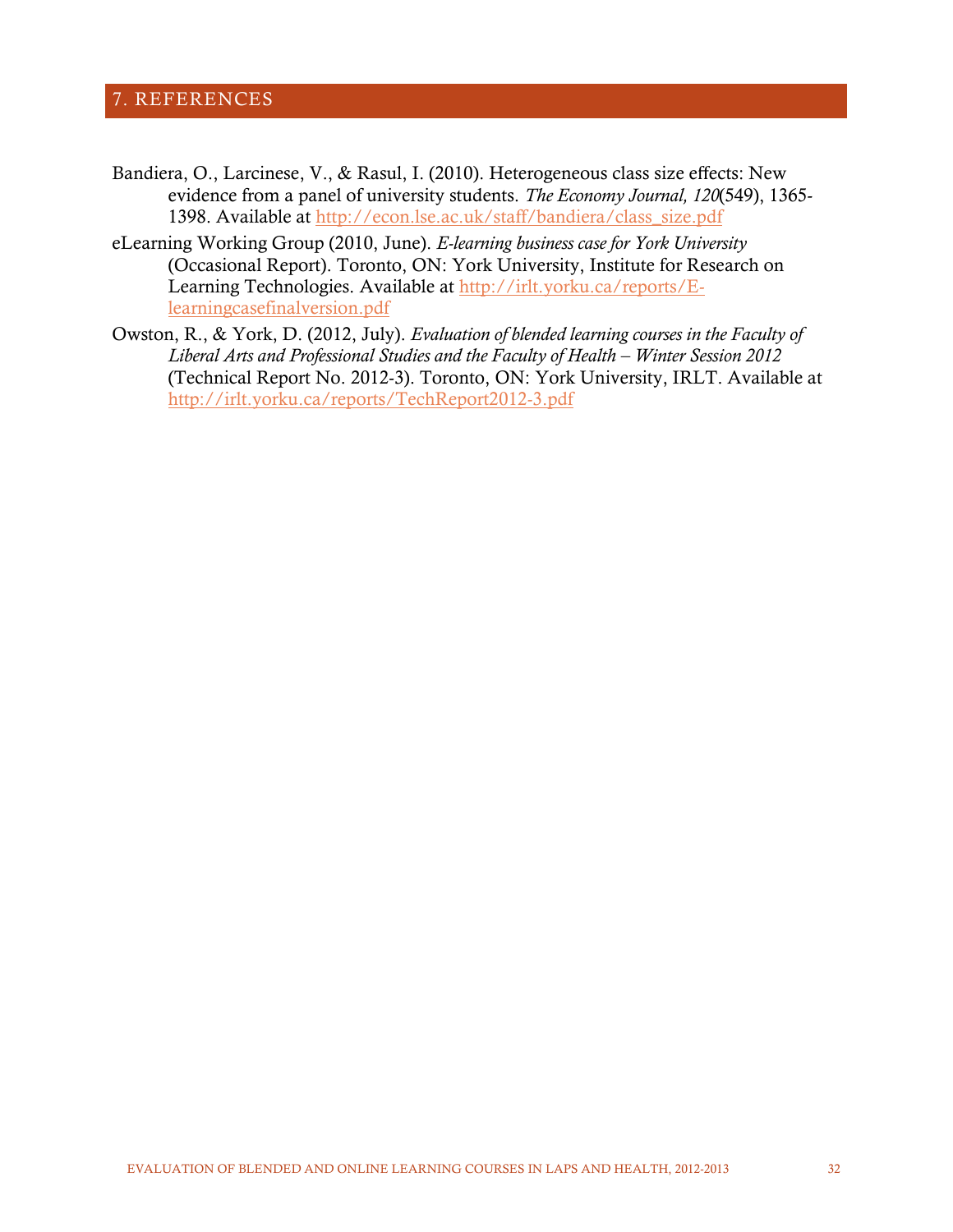## 7. REFERENCES

Bandiera, O., Larcinese, V., & Rasul, I. (2010). Heterogeneous class size effects: New evidence from a panel of university students. *The Economy Journal, 120*(549), 1365-1398. Available at http://econ.lse.ac.uk/staff/bandiera/class_size.pdf

eLearning Working Group (2010, June). *E-learning business case for York University* (Occasional Report). Toronto, ON: York University, Institute for Research on Learning Technologies. Available at http://irlt.yorku.ca/reports/E-learningcasefinalversion.pdf

Owston, R., & York, D. (2012, July). *Evaluation of blended learning courses in the Faculty of Liberal Arts and Professional Studies and the Faculty of Health – Winter Session 2012* (Technical Report No. 2012-3). Toronto, ON: York University, IRLT. Available at http://irlt.yorku.ca/reports/TechReport2012-3.pdf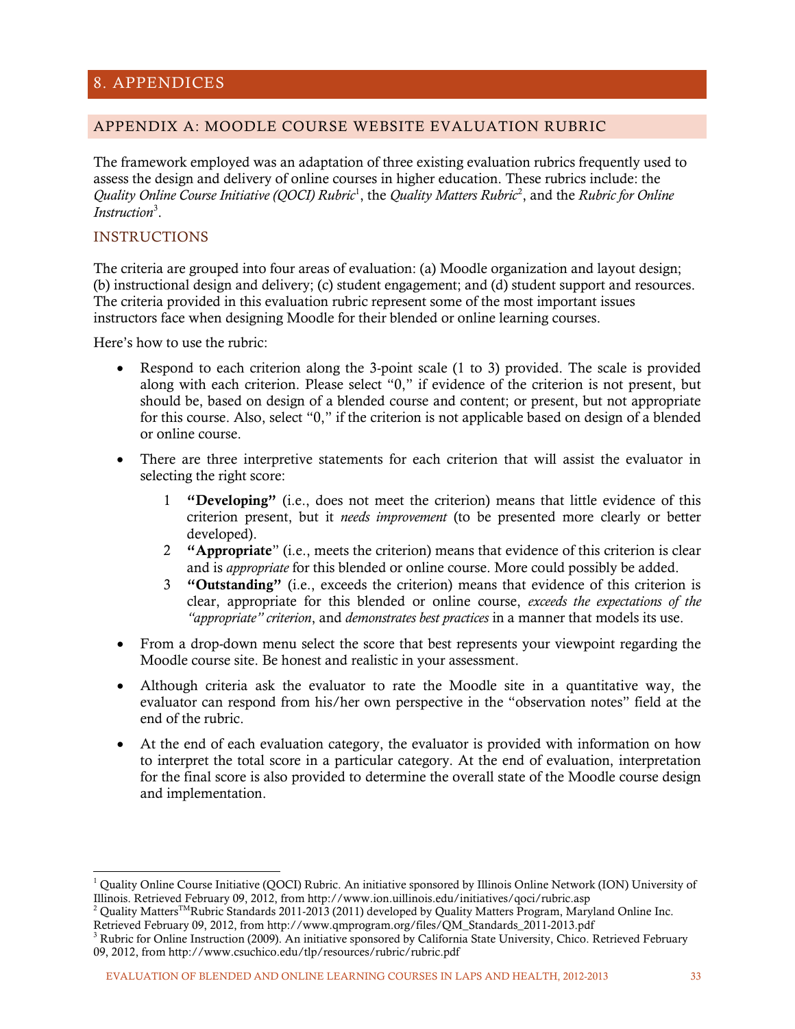# 8. APPENDICES

## APPENDIX A: MOODLE COURSE WEBSITE EVALUATION RUBRIC

The framework employed was an adaptation of three existing evaluation rubrics frequently used to assess the design and delivery of online courses in higher education. These rubrics include: the *Quality Online Course Initiative (QOCI) Rubric*[1], the *Quality Matters Rubric*[2], and the *Rubric for Online Instruction*[3].

### INSTRUCTIONS

The criteria are grouped into four areas of evaluation: (a) Moodle organization and layout design; (b) instructional design and delivery; (c) student engagement; and (d) student support and resources. The criteria provided in this evaluation rubric represent some of the most important issues instructors face when designing Moodle for their blended or online learning courses.

Here's how to use the rubric:

- Respond to each criterion along the 3-point scale (1 to 3) provided. The scale is provided along with each criterion. Please select "0," if evidence of the criterion is not present, but should be, based on design of a blended course and content; or present, but not appropriate for this course. Also, select "0," if the criterion is not applicable based on design of a blended or online course.
- There are three interpretive statements for each criterion that will assist the evaluator in selecting the right score:
    1. **"Developing"** (i.e., does not meet the criterion) means that little evidence of this criterion present, but it *needs improvement* (to be presented more clearly or better developed).
    2. **"Appropriate**" (i.e., meets the criterion) means that evidence of this criterion is clear and is *appropriate* for this blended or online course. More could possibly be added.
    3. **"Outstanding"** (i.e., exceeds the criterion) means that evidence of this criterion is clear, appropriate for this blended or online course, *exceeds the expectations of the "appropriate" criterion*, and *demonstrates best practices* in a manner that models its use.
- From a drop-down menu select the score that best represents your viewpoint regarding the Moodle course site. Be honest and realistic in your assessment.
- Although criteria ask the evaluator to rate the Moodle site in a quantitative way, the evaluator can respond from his/her own perspective in the "observation notes" field at the end of the rubric.
- At the end of each evaluation category, the evaluator is provided with information on how to interpret the total score in a particular category. At the end of evaluation, interpretation for the final score is also provided to determine the overall state of the Moodle course design and implementation.

---

[1] Quality Online Course Initiative (QOCI) Rubric. An initiative sponsored by Illinois Online Network (ION) University of Illinois. Retrieved February 09, 2012, from http://www.ion.uillinois.edu/initiatives/qoci/rubric.asp

[2] Quality Matters™Rubric Standards 2011-2013 (2011) developed by Quality Matters Program, Maryland Online Inc. Retrieved February 09, 2012, from http://www.qmprogram.org/files/QM_Standards_2011-2013.pdf

[3] Rubric for Online Instruction (2009). An initiative sponsored by California State University, Chico. Retrieved February 09, 2012, from http://www.csuchico.edu/tlp/resources/rubric/rubric.pdf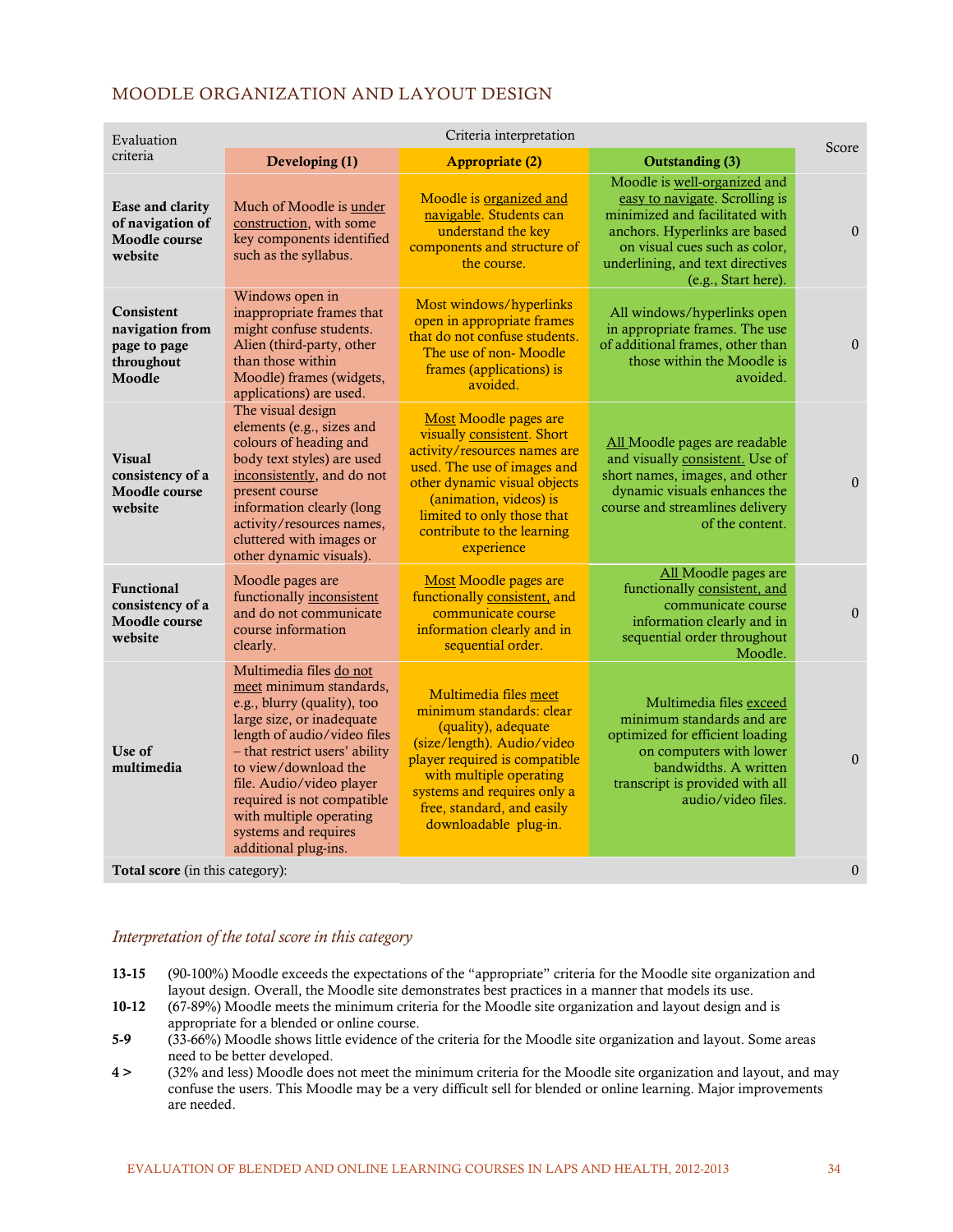## MOODLE ORGANIZATION AND LAYOUT DESIGN

| Evaluation criteria | Criteria interpretation | | | Score |
|---|---|---|---|---|
| | **Developing (1)** | **Appropriate (2)** | **Outstanding (3)** | |
| **Ease and clarity of navigation of Moodle course website** | Much of Moodle is under construction, with some key components identified such as the syllabus. | Moodle is organized and navigable. Students can understand the key components and structure of the course. | Moodle is well-organized and easy to navigate. Scrolling is minimized and facilitated with anchors. Hyperlinks are based on visual cues such as color, underlining, and text directives (e.g., Start here). | 0 |
| **Consistent navigation from page to page throughout Moodle** | Windows open in inappropriate frames that might confuse students. Alien (third-party, other than those within Moodle) frames (widgets, applications) are used. | Most windows/hyperlinks open in appropriate frames that do not confuse students. The use of non- Moodle frames (applications) is avoided. | All windows/hyperlinks open in appropriate frames. The use of additional frames, other than those within the Moodle is avoided. | 0 |
| **Visual consistency of a Moodle course website** | The visual design elements (e.g., sizes and colours of heading and body text styles) are used inconsistently, and do not present course information clearly (long activity/resources names, cluttered with images or other dynamic visuals). | Most Moodle pages are visually consistent. Short activity/resources names are used. The use of images and other dynamic visual objects (animation, videos) is limited to only those that contribute to the learning experience | All Moodle pages are readable and visually consistent. Use of short names, images, and other dynamic visuals enhances the course and streamlines delivery of the content. | 0 |
| **Functional consistency of a Moodle course website** | Moodle pages are functionally inconsistent and do not communicate course information clearly. | Most Moodle pages are functionally consistent, and communicate course information clearly and in sequential order. | All Moodle pages are functionally consistent, and communicate course information clearly and in sequential order throughout Moodle. | 0 |
| **Use of multimedia** | Multimedia files do not meet minimum standards, e.g., blurry (quality), too large size, or inadequate length of audio/video files – that restrict users' ability to view/download the file. Audio/video player required is not compatible with multiple operating systems and requires additional plug-ins. | Multimedia files meet minimum standards: clear (quality), adequate (size/length). Audio/video player required is compatible with multiple operating systems and requires only a free, standard, and easily downloadable plug-in. | Multimedia files exceed minimum standards and are optimized for efficient loading on computers with lower bandwidths. A written transcript is provided with all audio/video files. | 0 |
| **Total score** (in this category): | | | | 0 |

### *Interpretation of the total score in this category*

**13-15** (90-100%) Moodle exceeds the expectations of the "appropriate" criteria for the Moodle site organization and layout design. Overall, the Moodle site demonstrates best practices in a manner that models its use.

**10-12** (67-89%) Moodle meets the minimum criteria for the Moodle site organization and layout design and is appropriate for a blended or online course.

**5-9** (33-66%) Moodle shows little evidence of the criteria for the Moodle site organization and layout. Some areas need to be better developed.

**4 >** (32% and less) Moodle does not meet the minimum criteria for the Moodle site organization and layout, and may confuse the users. This Moodle may be a very difficult sell for blended or online learning. Major improvements are needed.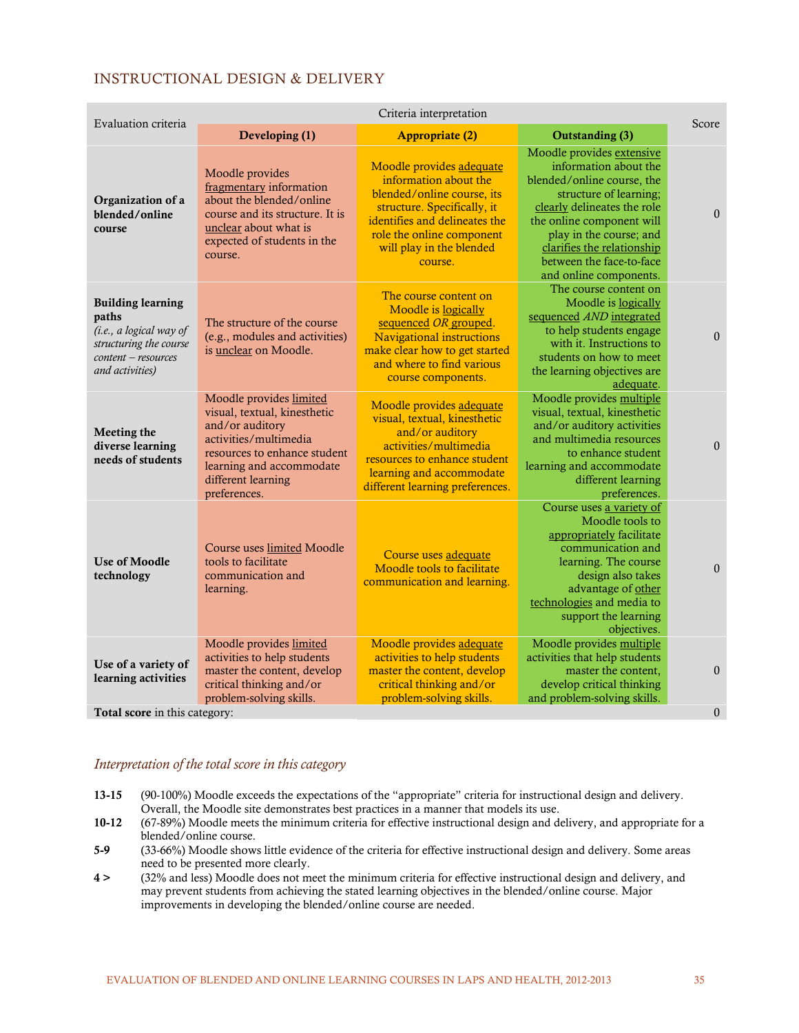## INSTRUCTIONAL DESIGN & DELIVERY

| Evaluation criteria | Criteria interpretation | | | Score |
|---|---|---|---|---|
| | **Developing (1)** | **Appropriate (2)** | **Outstanding (3)** | |
| **Organization of a blended/online course** | Moodle provides fragmentary information about the blended/online course and its structure. It is unclear about what is expected of students in the course. | Moodle provides adequate information about the blended/online course, its structure. Specifically, it identifies and delineates the role the online component will play in the blended course. | Moodle provides extensive information about the blended/online course, the structure of learning; clearly delineates the role the online component will play in the course; and clarifies the relationship between the face-to-face and online components. | 0 |
| **Building learning paths** *(i.e., a logical way of structuring the course content – resources and activities)* | The structure of the course (e.g., modules and activities) is unclear on Moodle. | The course content on Moodle is logically sequenced *OR* grouped. Navigational instructions make clear how to get started and where to find various course components. | The course content on Moodle is logically sequenced *AND* integrated to help students engage with it. Instructions to students on how to meet the learning objectives are adequate. | 0 |
| **Meeting the diverse learning needs of students** | Moodle provides limited visual, textual, kinesthetic and/or auditory activities/multimedia resources to enhance student learning and accommodate different learning preferences. | Moodle provides adequate visual, textual, kinesthetic and/or auditory activities/multimedia resources to enhance student learning and accommodate different learning preferences. | Moodle provides multiple visual, textual, kinesthetic and/or auditory activities and multimedia resources to enhance student learning and accommodate different learning preferences. | 0 |
| **Use of Moodle technology** | Course uses limited Moodle tools to facilitate communication and learning. | Course uses adequate Moodle tools to facilitate communication and learning. | Course uses a variety of Moodle tools to appropriately facilitate communication and learning. The course design also takes advantage of other technologies and media to support the learning objectives. | 0 |
| **Use of a variety of learning activities** | Moodle provides limited activities to help students master the content, develop critical thinking and/or problem-solving skills. | Moodle provides adequate activities to help students master the content, develop critical thinking and/or problem-solving skills. | Moodle provides multiple activities that help students master the content, develop critical thinking and problem-solving skills. | 0 |
| **Total score** in this category: | | | | 0 |

### *Interpretation of the total score in this category*

**13-15** (90-100%) Moodle exceeds the expectations of the "appropriate" criteria for instructional design and delivery. Overall, the Moodle site demonstrates best practices in a manner that models its use.

**10-12** (67-89%) Moodle meets the minimum criteria for effective instructional design and delivery, and appropriate for a blended/online course.

**5-9** (33-66%) Moodle shows little evidence of the criteria for effective instructional design and delivery. Some areas need to be presented more clearly.

**4 >** (32% and less) Moodle does not meet the minimum criteria for effective instructional design and delivery, and may prevent students from achieving the stated learning objectives in the blended/online course. Major improvements in developing the blended/online course are needed.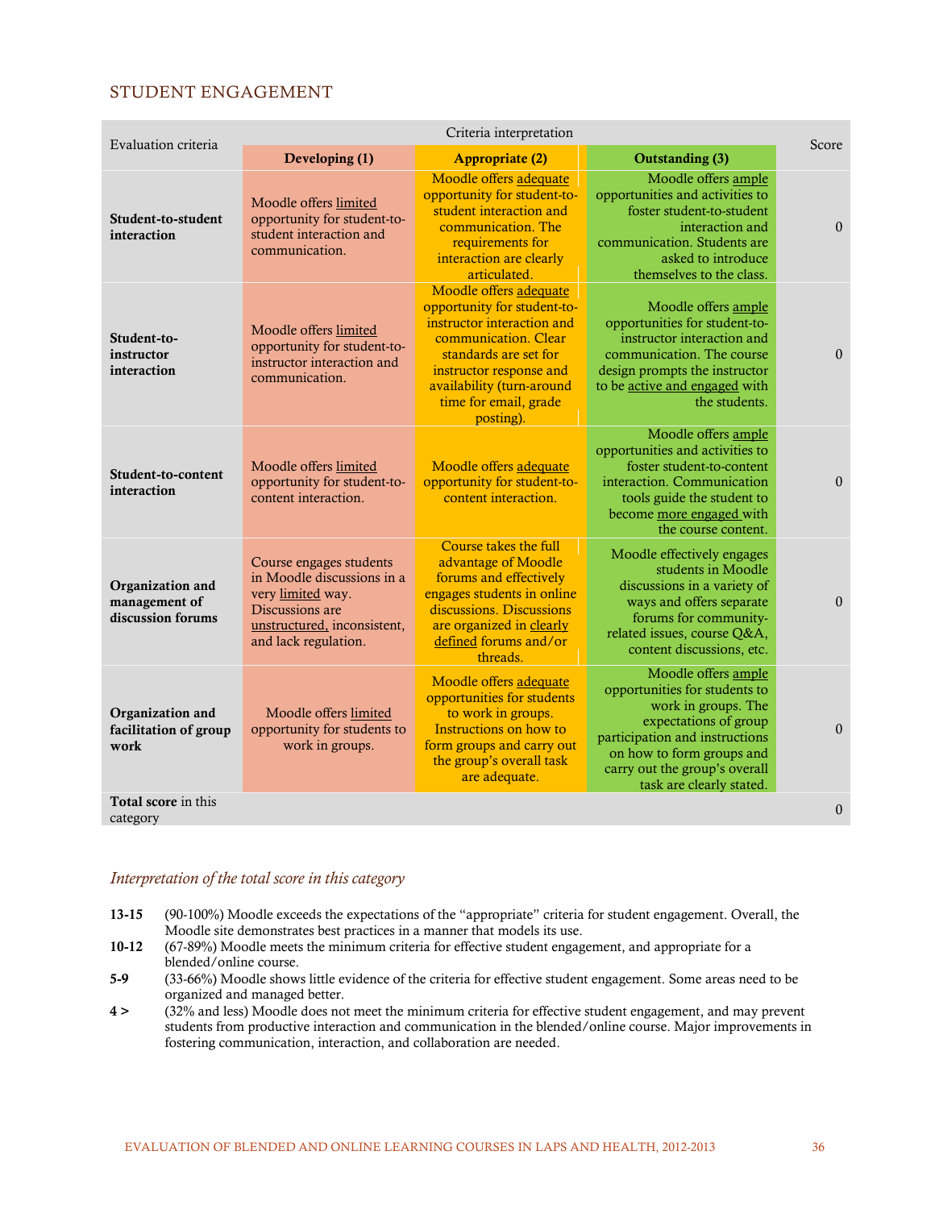## STUDENT ENGAGEMENT

| Evaluation criteria | Criteria interpretation | | | Score |
|---|---|---|---|---|
| | **Developing (1)** | **Appropriate (2)** | **Outstanding (3)** | |
| **Student-to-student interaction** | Moodle offers limited opportunity for student-to-student interaction and communication. | Moodle offers adequate opportunity for student-to-student interaction and communication. The requirements for interaction are clearly articulated. | Moodle offers ample opportunities and activities to foster student-to-student interaction and communication. Students are asked to introduce themselves to the class. | 0 |
| **Student-to-instructor interaction** | Moodle offers limited opportunity for student-to-instructor interaction and communication. | Moodle offers adequate opportunity for student-to-instructor interaction and communication. Clear standards are set for instructor response and availability (turn-around time for email, grade posting). | Moodle offers ample opportunities for student-to-instructor interaction and communication. The course design prompts the instructor to be active and engaged with the students. | 0 |
| **Student-to-content interaction** | Moodle offers limited opportunity for student-to-content interaction. | Moodle offers adequate opportunity for student-to-content interaction. | Moodle offers ample opportunities and activities to foster student-to-content interaction. Communication tools guide the student to become more engaged with the course content. | 0 |
| **Organization and management of discussion forums** | Course engages students in Moodle discussions in a very limited way. Discussions are unstructured, inconsistent, and lack regulation. | Course takes the full advantage of Moodle forums and effectively engages students in online discussions. Discussions are organized in clearly defined forums and/or threads. | Moodle effectively engages students in Moodle discussions in a variety of ways and offers separate forums for community-related issues, course Q&A, content discussions, etc. | 0 |
| **Organization and facilitation of group work** | Moodle offers limited opportunity for students to work in groups. | Moodle offers adequate opportunities for students to work in groups. Instructions on how to form groups and carry out the group's overall task are adequate. | Moodle offers ample opportunities for students to work in groups. The expectations of group participation and instructions on how to form groups and carry out the group's overall task are clearly stated. | 0 |
| **Total score** in this category | | | | 0 |

### *Interpretation of the total score in this category*

**13-15** (90-100%) Moodle exceeds the expectations of the "appropriate" criteria for student engagement. Overall, the Moodle site demonstrates best practices in a manner that models its use.

**10-12** (67-89%) Moodle meets the minimum criteria for effective student engagement, and appropriate for a blended/online course.

**5-9** (33-66%) Moodle shows little evidence of the criteria for effective student engagement. Some areas need to be organized and managed better.

**4 >** (32% and less) Moodle does not meet the minimum criteria for effective student engagement, and may prevent students from productive interaction and communication in the blended/online course. Major improvements in fostering communication, interaction, and collaboration are needed.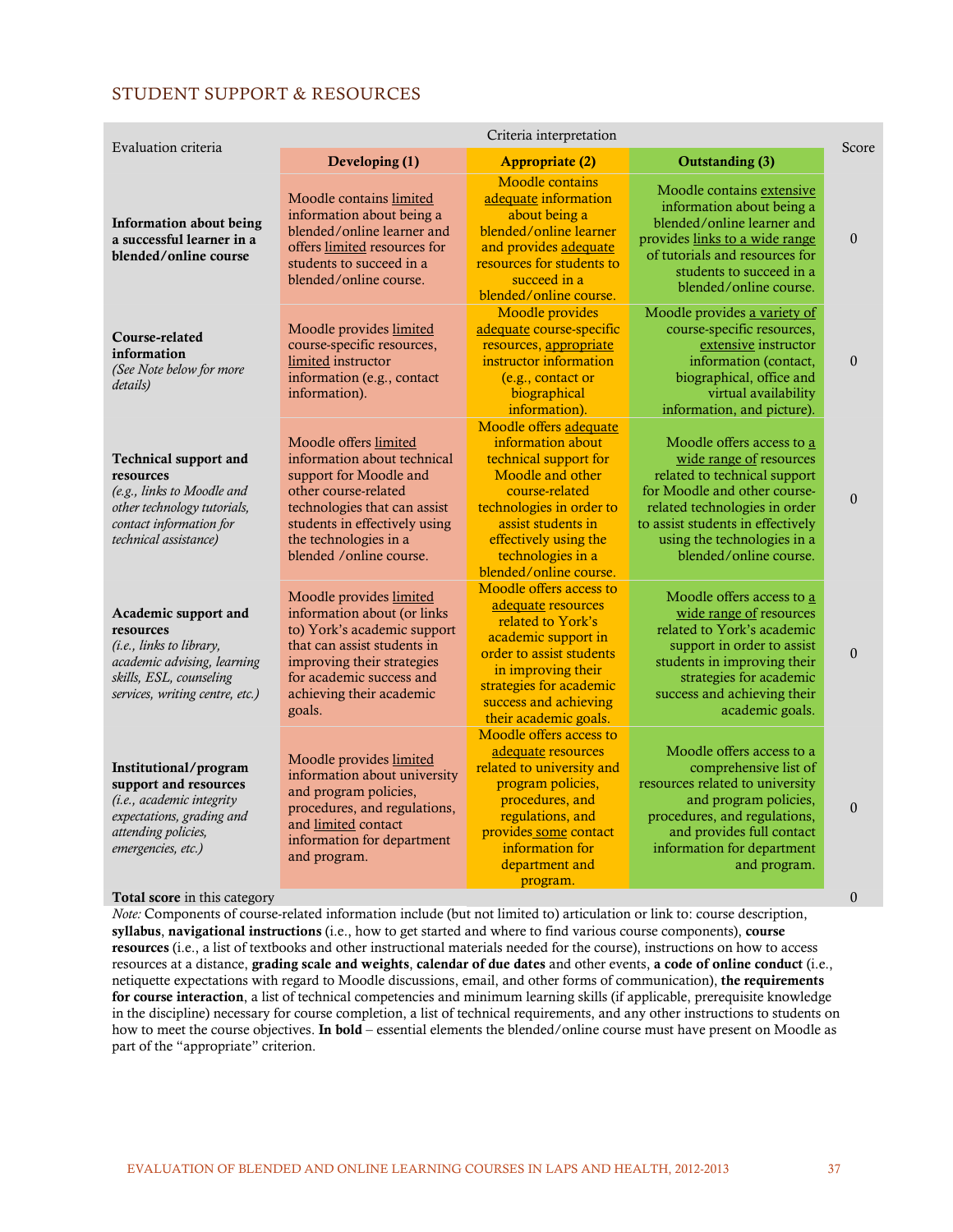## STUDENT SUPPORT & RESOURCES

| Evaluation criteria | Criteria interpretation | | | Score |
|---|---|---|---|---|
| | **Developing (1)** | **Appropriate (2)** | **Outstanding (3)** | |
| **Information about being a successful learner in a blended/online course** | Moodle contains limited information about being a blended/online learner and offers limited resources for students to succeed in a blended/online course. | Moodle contains adequate information about being a blended/online learner and provides adequate resources for students to succeed in a blended/online course. | Moodle contains extensive information about being a blended/online learner and provides links to a wide range of tutorials and resources for students to succeed in a blended/online course. | 0 |
| **Course-related information** *(See Note below for more details)* | Moodle provides limited course-specific resources, limited instructor information (e.g., contact information). | Moodle provides adequate course-specific resources, appropriate instructor information (e.g., contact or biographical information). | Moodle provides a variety of course-specific resources, extensive instructor information (contact, biographical, office and virtual availability information, and picture). | 0 |
| **Technical support and resources** *(e.g., links to Moodle and other technology tutorials, contact information for technical assistance)* | Moodle offers limited information about technical support for Moodle and other course-related technologies that can assist students in effectively using the technologies in a blended /online course. | Moodle offers adequate information about technical support for Moodle and other course-related technologies in order to assist students in effectively using the technologies in a blended/online course. | Moodle offers access to a wide range of resources related to technical support for Moodle and other course-related technologies in order to assist students in effectively using the technologies in a blended/online course. | 0 |
| **Academic support and resources** *(i.e., links to library, academic advising, learning skills, ESL, counseling services, writing centre, etc.)* | Moodle provides limited information about (or links to) York's academic support that can assist students in improving their strategies for academic success and achieving their academic goals. | Moodle offers access to adequate resources related to York's academic support in order to assist students in improving their strategies for academic success and achieving their academic goals. | Moodle offers access to a wide range of resources related to York's academic support in order to assist students in improving their strategies for academic success and achieving their academic goals. | 0 |
| **Institutional/program support and resources** *(i.e., academic integrity expectations, grading and attending policies, emergencies, etc.)* | Moodle provides limited information about university and program policies, procedures, and regulations, and limited contact information for department and program. | Moodle offers access to adequate resources related to university and program policies, procedures, and regulations, and provides some contact information for department and program. | Moodle offers access to a comprehensive list of resources related to university and program policies, procedures, and regulations, and provides full contact information for department and program. | 0 |
| **Total score** in this category | | | | 0 |

*Note:* Components of course-related information include (but not limited to) articulation or link to: course description, **syllabus**, **navigational instructions** (i.e., how to get started and where to find various course components), **course resources** (i.e., a list of textbooks and other instructional materials needed for the course), instructions on how to access resources at a distance, **grading scale and weights**, **calendar of due dates** and other events, **a code of online conduct** (i.e., netiquette expectations with regard to Moodle discussions, email, and other forms of communication), **the requirements for course interaction**, a list of technical competencies and minimum learning skills (if applicable, prerequisite knowledge in the discipline) necessary for course completion, a list of technical requirements, and any other instructions to students on how to meet the course objectives. **In bold** – essential elements the blended/online course must have present on Moodle as part of the "appropriate" criterion.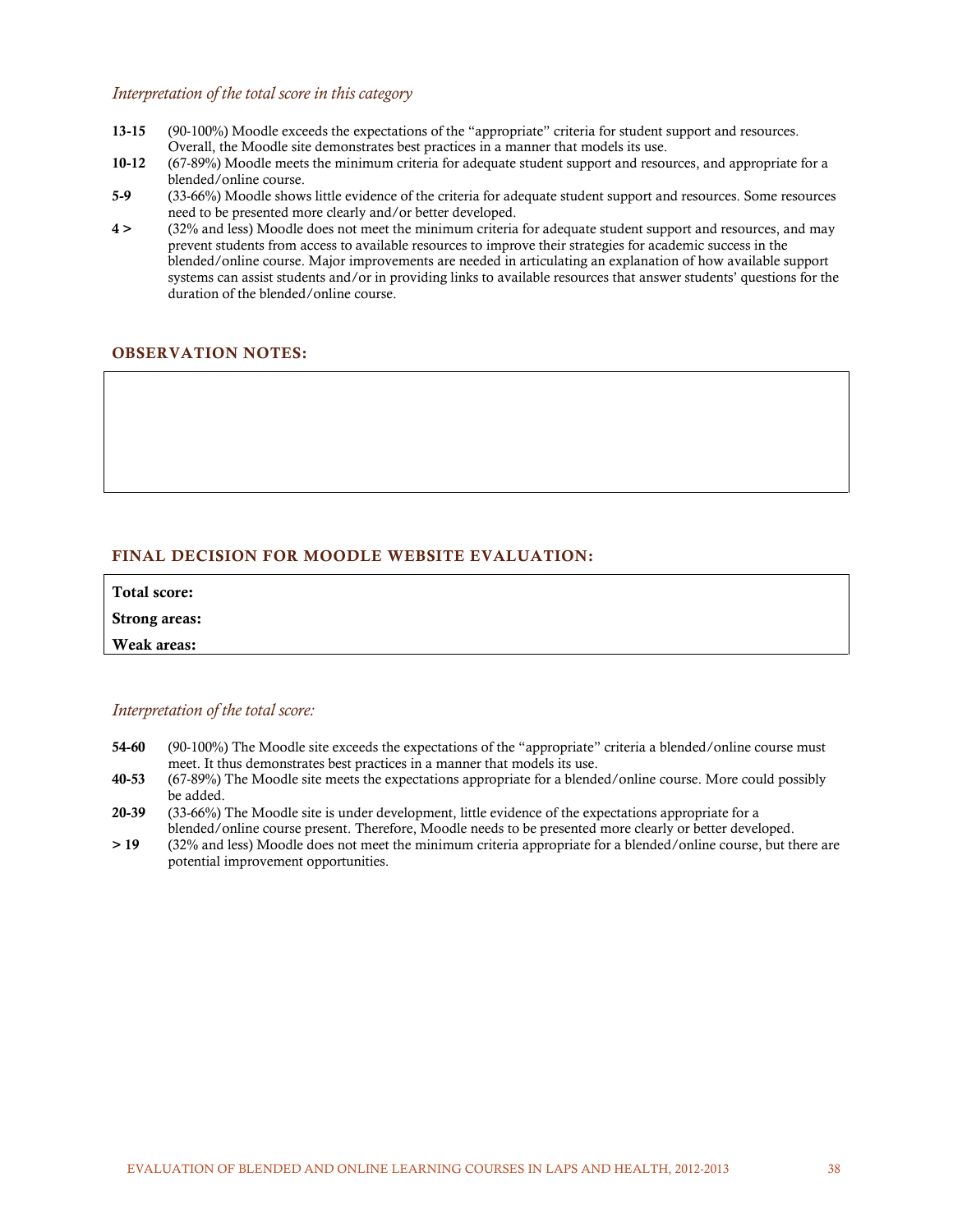*Interpretation of the total score in this category*

**13-15** (90-100%) Moodle exceeds the expectations of the "appropriate" criteria for student support and resources. Overall, the Moodle site demonstrates best practices in a manner that models its use.

**10-12** (67-89%) Moodle meets the minimum criteria for adequate student support and resources, and appropriate for a blended/online course.

**5-9** (33-66%) Moodle shows little evidence of the criteria for adequate student support and resources. Some resources need to be presented more clearly and/or better developed.

**4 >** (32% and less) Moodle does not meet the minimum criteria for adequate student support and resources, and may prevent students from access to available resources to improve their strategies for academic success in the blended/online course. Major improvements are needed in articulating an explanation of how available support systems can assist students and/or in providing links to available resources that answer students' questions for the duration of the blended/online course.

## OBSERVATION NOTES:

| |
|---|
| |

## FINAL DECISION FOR MOODLE WEBSITE EVALUATION:

| |
|---|
| **Total score:** |
| **Strong areas:** |
| **Weak areas:** |

*Interpretation of the total score:*

**54-60** (90-100%) The Moodle site exceeds the expectations of the "appropriate" criteria a blended/online course must meet. It thus demonstrates best practices in a manner that models its use.

**40-53** (67-89%) The Moodle site meets the expectations appropriate for a blended/online course. More could possibly be added.

**20-39** (33-66%) The Moodle site is under development, little evidence of the expectations appropriate for a blended/online course present. Therefore, Moodle needs to be presented more clearly or better developed.

**> 19** (32% and less) Moodle does not meet the minimum criteria appropriate for a blended/online course, but there are potential improvement opportunities.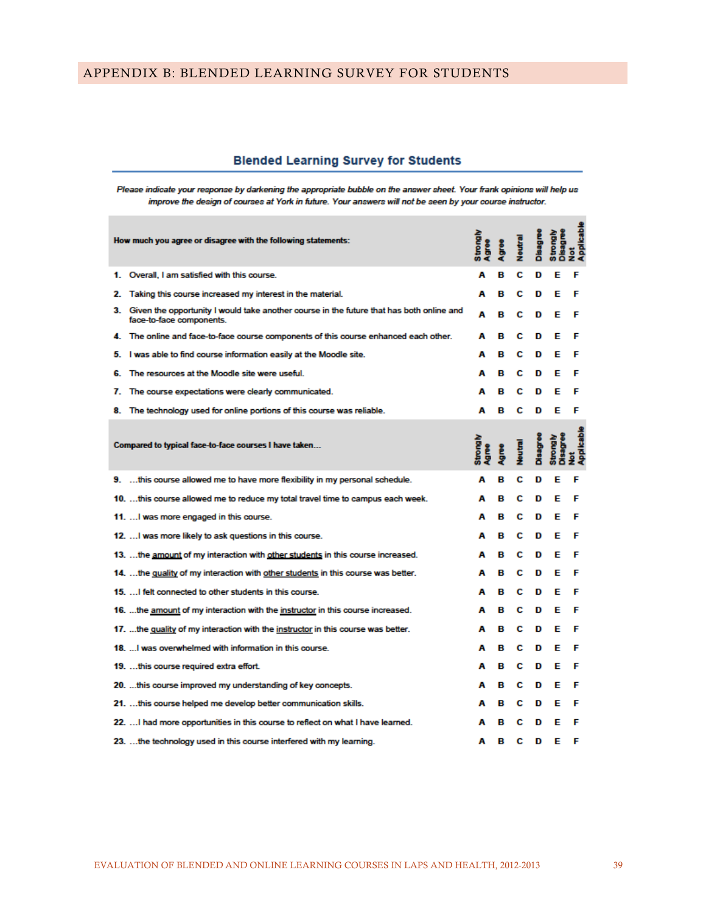## APPENDIX B: BLENDED LEARNING SURVEY FOR STUDENTS

### Blended Learning Survey for Students

*Please indicate your response by darkening the appropriate bubble on the answer sheet. Your frank opinions will help us improve the design of courses at York in future. Your answers will not be seen by your course instructor.*

| How much you agree or disagree with the following statements: | Strongly Agree | Agree | Neutral | Disagree | Strongly Disagree | Not Applicable |
|---|---|---|---|---|---|---|
| **1.** Overall, I am satisfied with this course. | A | B | C | D | E | F |
| **2.** Taking this course increased my interest in the material. | A | B | C | D | E | F |
| **3.** Given the opportunity I would take another course in the future that has both online and face-to-face components. | A | B | C | D | E | F |
| **4.** The online and face-to-face course components of this course enhanced each other. | A | B | C | D | E | F |
| **5.** I was able to find course information easily at the Moodle site. | A | B | C | D | E | F |
| **6.** The resources at the Moodle site were useful. | A | B | C | D | E | F |
| **7.** The course expectations were clearly communicated. | A | B | C | D | E | F |
| **8.** The technology used for online portions of this course was reliable. | A | B | C | D | E | F |
| **Compared to typical face-to-face courses I have taken...** | **Strongly Agree** | **Agree** | **Neutral** | **Disagree** | **Strongly Disagree** | **Not Applicable** |
| **9.** ...this course allowed me to have more flexibility in my personal schedule. | A | B | C | D | E | F |
| **10.** ...this course allowed me to reduce my total travel time to campus each week. | A | B | C | D | E | F |
| **11.** ...I was more engaged in this course. | A | B | C | D | E | F |
| **12.** ...I was more likely to ask questions in this course. | A | B | C | D | E | F |
| **13.** ...the amount of my interaction with other students in this course increased. | A | B | C | D | E | F |
| **14.** ...the quality of my interaction with other students in this course was better. | A | B | C | D | E | F |
| **15.** ...I felt connected to other students in this course. | A | B | C | D | E | F |
| **16.** ...the amount of my interaction with the instructor in this course increased. | A | B | C | D | E | F |
| **17.** ...the quality of my interaction with the instructor in this course was better. | A | B | C | D | E | F |
| **18.** ...I was overwhelmed with information in this course. | A | B | C | D | E | F |
| **19.** ...this course required extra effort. | A | B | C | D | E | F |
| **20.** ...this course improved my understanding of key concepts. | A | B | C | D | E | F |
| **21.** ...this course helped me develop better communication skills. | A | B | C | D | E | F |
| **22.** ...I had more opportunities in this course to reflect on what I have learned. | A | B | C | D | E | F |
| **23.** ...the technology used in this course interfered with my learning. | A | B | C | D | E | F |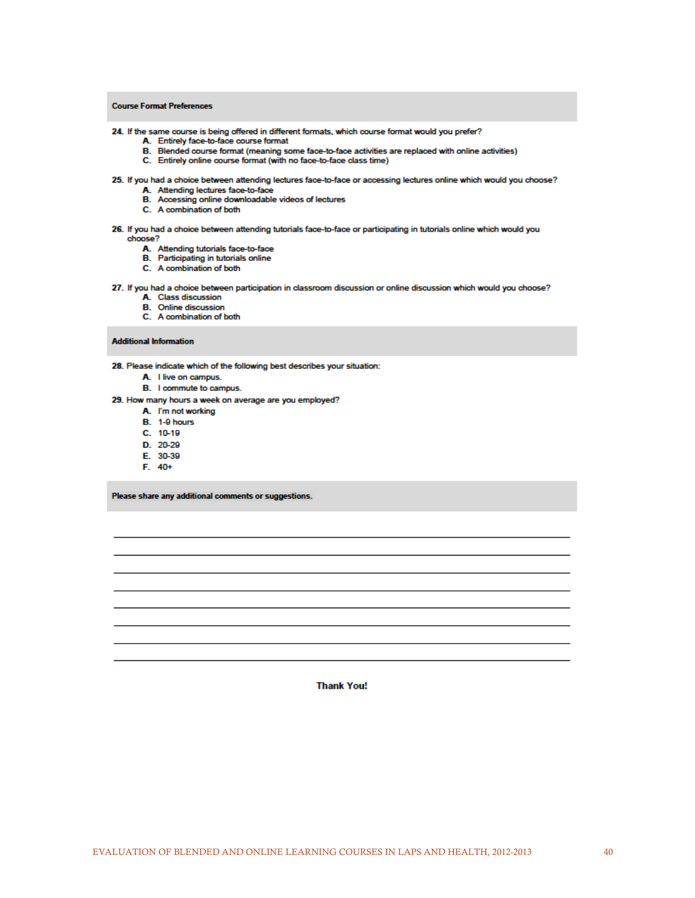### Course Format Preferences

**24.** If the same course is being offered in different formats, which course format would you prefer?

- **A.** Entirely face-to-face course format
- **B.** Blended course format (meaning some face-to-face activities are replaced with online activities)
- **C.** Entirely online course format (with no face-to-face class time)

**25.** If you had a choice between attending lectures face-to-face or accessing lectures online which would you choose?

- **A.** Attending lectures face-to-face
- **B.** Accessing online downloadable videos of lectures
- **C.** A combination of both

**26.** If you had a choice between attending tutorials face-to-face or participating in tutorials online which would you choose?

- **A.** Attending tutorials face-to-face
- **B.** Participating in tutorials online
- **C.** A combination of both

**27.** If you had a choice between participation in classroom discussion or online discussion which would you choose?

- **A.** Class discussion
- **B.** Online discussion
- **C.** A combination of both

### Additional Information

**28.** Please indicate which of the following best describes your situation:

- **A.** I live on campus.
- **B.** I commute to campus.

**29.** How many hours a week on average are you employed?

- **A.** I'm not working
- **B.** 1-9 hours
- **C.** 10-19
- **D.** 20-29
- **E.** 30-39
- **F.** 40+

### Please share any additional comments or suggestions.

\_\_\_\_\_\_\_\_\_\_\_\_\_\_\_\_\_\_\_\_\_\_\_\_\_\_\_\_\_\_\_\_\_\_\_\_\_\_\_\_\_\_\_\_\_\_\_\_\_\_\_\_\_\_\_\_\_\_\_\_

\_\_\_\_\_\_\_\_\_\_\_\_\_\_\_\_\_\_\_\_\_\_\_\_\_\_\_\_\_\_\_\_\_\_\_\_\_\_\_\_\_\_\_\_\_\_\_\_\_\_\_\_\_\_\_\_\_\_\_\_

\_\_\_\_\_\_\_\_\_\_\_\_\_\_\_\_\_\_\_\_\_\_\_\_\_\_\_\_\_\_\_\_\_\_\_\_\_\_\_\_\_\_\_\_\_\_\_\_\_\_\_\_\_\_\_\_\_\_\_\_

\_\_\_\_\_\_\_\_\_\_\_\_\_\_\_\_\_\_\_\_\_\_\_\_\_\_\_\_\_\_\_\_\_\_\_\_\_\_\_\_\_\_\_\_\_\_\_\_\_\_\_\_\_\_\_\_\_\_\_\_

\_\_\_\_\_\_\_\_\_\_\_\_\_\_\_\_\_\_\_\_\_\_\_\_\_\_\_\_\_\_\_\_\_\_\_\_\_\_\_\_\_\_\_\_\_\_\_\_\_\_\_\_\_\_\_\_\_\_\_\_

\_\_\_\_\_\_\_\_\_\_\_\_\_\_\_\_\_\_\_\_\_\_\_\_\_\_\_\_\_\_\_\_\_\_\_\_\_\_\_\_\_\_\_\_\_\_\_\_\_\_\_\_\_\_\_\_\_\_\_\_

\_\_\_\_\_\_\_\_\_\_\_\_\_\_\_\_\_\_\_\_\_\_\_\_\_\_\_\_\_\_\_\_\_\_\_\_\_\_\_\_\_\_\_\_\_\_\_\_\_\_\_\_\_\_\_\_\_\_\_\_

\_\_\_\_\_\_\_\_\_\_\_\_\_\_\_\_\_\_\_\_\_\_\_\_\_\_\_\_\_\_\_\_\_\_\_\_\_\_\_\_\_\_\_\_\_\_\_\_\_\_\_\_\_\_\_\_\_\_\_\_

**Thank You!**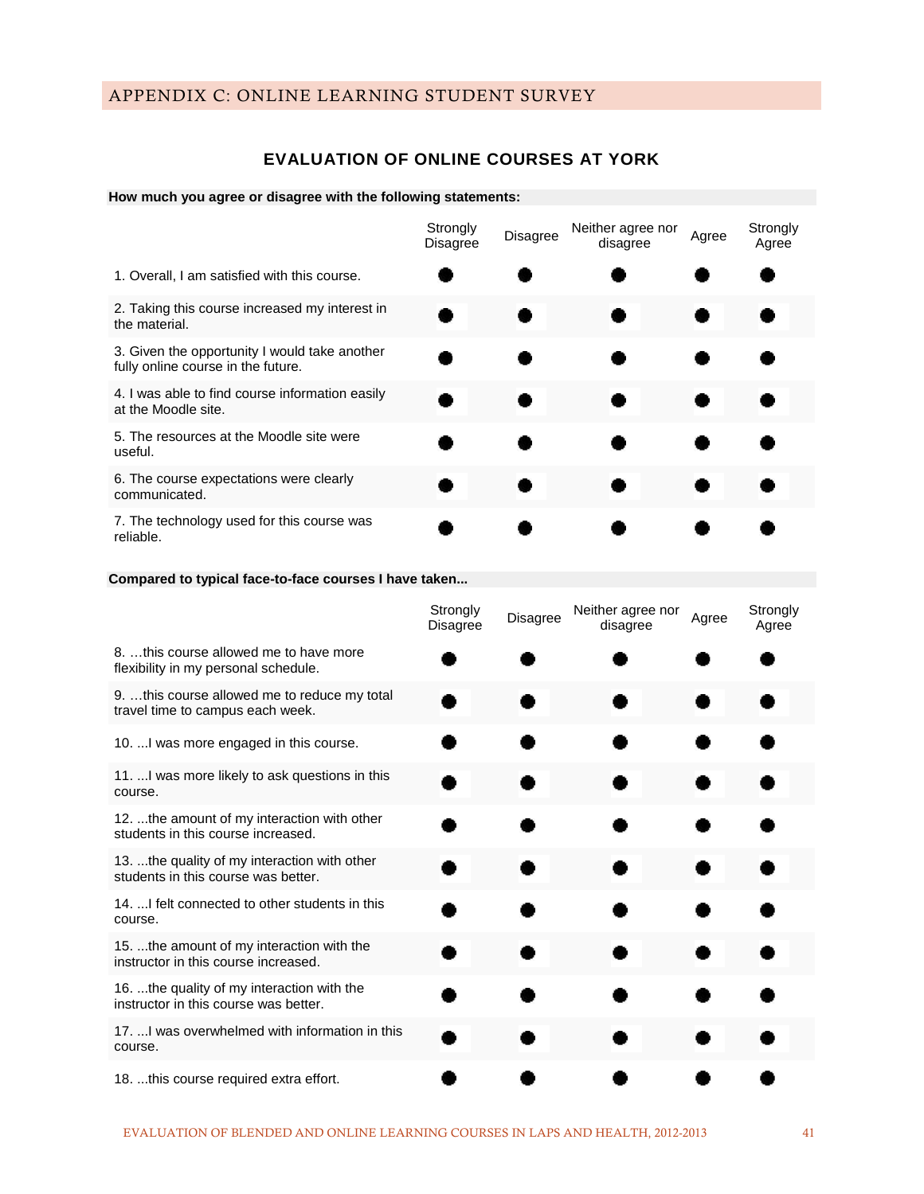# APPENDIX C: ONLINE LEARNING STUDENT SURVEY

## EVALUATION OF ONLINE COURSES AT YORK

**How much you agree or disagree with the following statements:**

| | Strongly Disagree | Disagree | Neither agree nor disagree | Agree | Strongly Agree |
|---|---|---|---|---|---|
| 1. Overall, I am satisfied with this course. | ● | ● | ● | ● | ● |
| 2. Taking this course increased my interest in the material. | ● | ● | ● | ● | ● |
| 3. Given the opportunity I would take another fully online course in the future. | ● | ● | ● | ● | ● |
| 4. I was able to find course information easily at the Moodle site. | ● | ● | ● | ● | ● |
| 5. The resources at the Moodle site were useful. | ● | ● | ● | ● | ● |
| 6. The course expectations were clearly communicated. | ● | ● | ● | ● | ● |
| 7. The technology used for this course was reliable. | ● | ● | ● | ● | ● |

**Compared to typical face-to-face courses I have taken...**

| | Strongly Disagree | Disagree | Neither agree nor disagree | Agree | Strongly Agree |
|---|---|---|---|---|---|
| 8. …this course allowed me to have more flexibility in my personal schedule. | ● | ● | ● | ● | ● |
| 9. …this course allowed me to reduce my total travel time to campus each week. | ● | ● | ● | ● | ● |
| 10. ...I was more engaged in this course. | ● | ● | ● | ● | ● |
| 11. ...I was more likely to ask questions in this course. | ● | ● | ● | ● | ● |
| 12. ...the amount of my interaction with other students in this course increased. | ● | ● | ● | ● | ● |
| 13. ...the quality of my interaction with other students in this course was better. | ● | ● | ● | ● | ● |
| 14. ...I felt connected to other students in this course. | ● | ● | ● | ● | ● |
| 15. ...the amount of my interaction with the instructor in this course increased. | ● | ● | ● | ● | ● |
| 16. ...the quality of my interaction with the instructor in this course was better. | ● | ● | ● | ● | ● |
| 17. ...I was overwhelmed with information in this course. | ● | ● | ● | ● | ● |
| 18. ...this course required extra effort. | ● | ● | ● | ● | ● |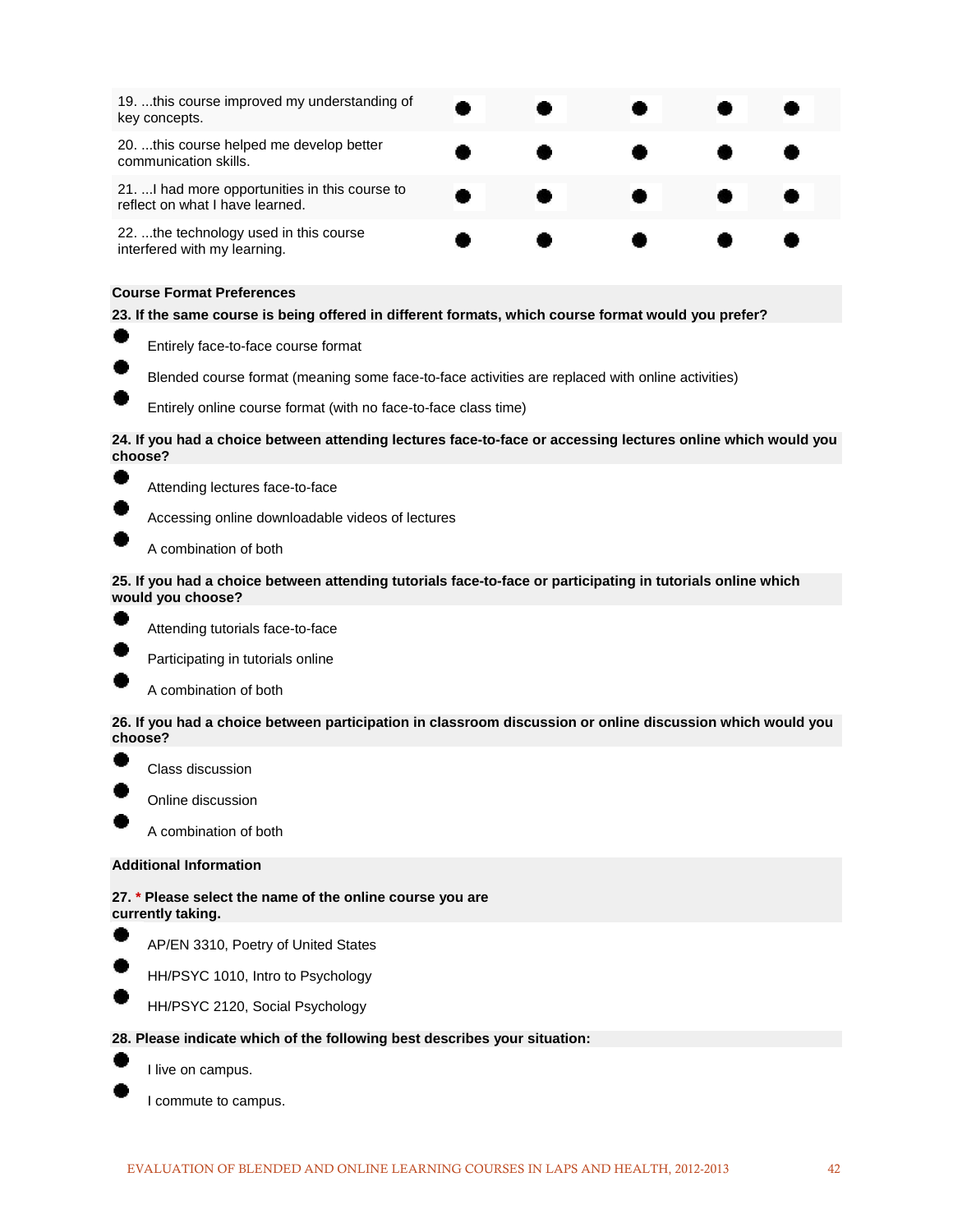| | | | | | |
|---|---|---|---|---|---|
| 19. ...this course improved my understanding of key concepts. | ● | ● | ● | ● | ● |
| 20. ...this course helped me develop better communication skills. | ● | ● | ● | ● | ● |
| 21. ...I had more opportunities in this course to reflect on what I have learned. | ● | ● | ● | ● | ● |
| 22. ...the technology used in this course interfered with my learning. | ● | ● | ● | ● | ● |

**Course Format Preferences**

**23. If the same course is being offered in different formats, which course format would you prefer?**

- Entirely face-to-face course format
- Blended course format (meaning some face-to-face activities are replaced with online activities)
- Entirely online course format (with no face-to-face class time)

**24. If you had a choice between attending lectures face-to-face or accessing lectures online which would you choose?**

- Attending lectures face-to-face
- Accessing online downloadable videos of lectures
- A combination of both

**25. If you had a choice between attending tutorials face-to-face or participating in tutorials online which would you choose?**

- Attending tutorials face-to-face
- Participating in tutorials online
- A combination of both

**26. If you had a choice between participation in classroom discussion or online discussion which would you choose?**

- Class discussion
- Online discussion
- A combination of both

**Additional Information**

**27. * Please select the name of the online course you are currently taking.**

- AP/EN 3310, Poetry of United States
- HH/PSYC 1010, Intro to Psychology
- HH/PSYC 2120, Social Psychology

**28. Please indicate which of the following best describes your situation:**

- I live on campus.
- I commute to campus.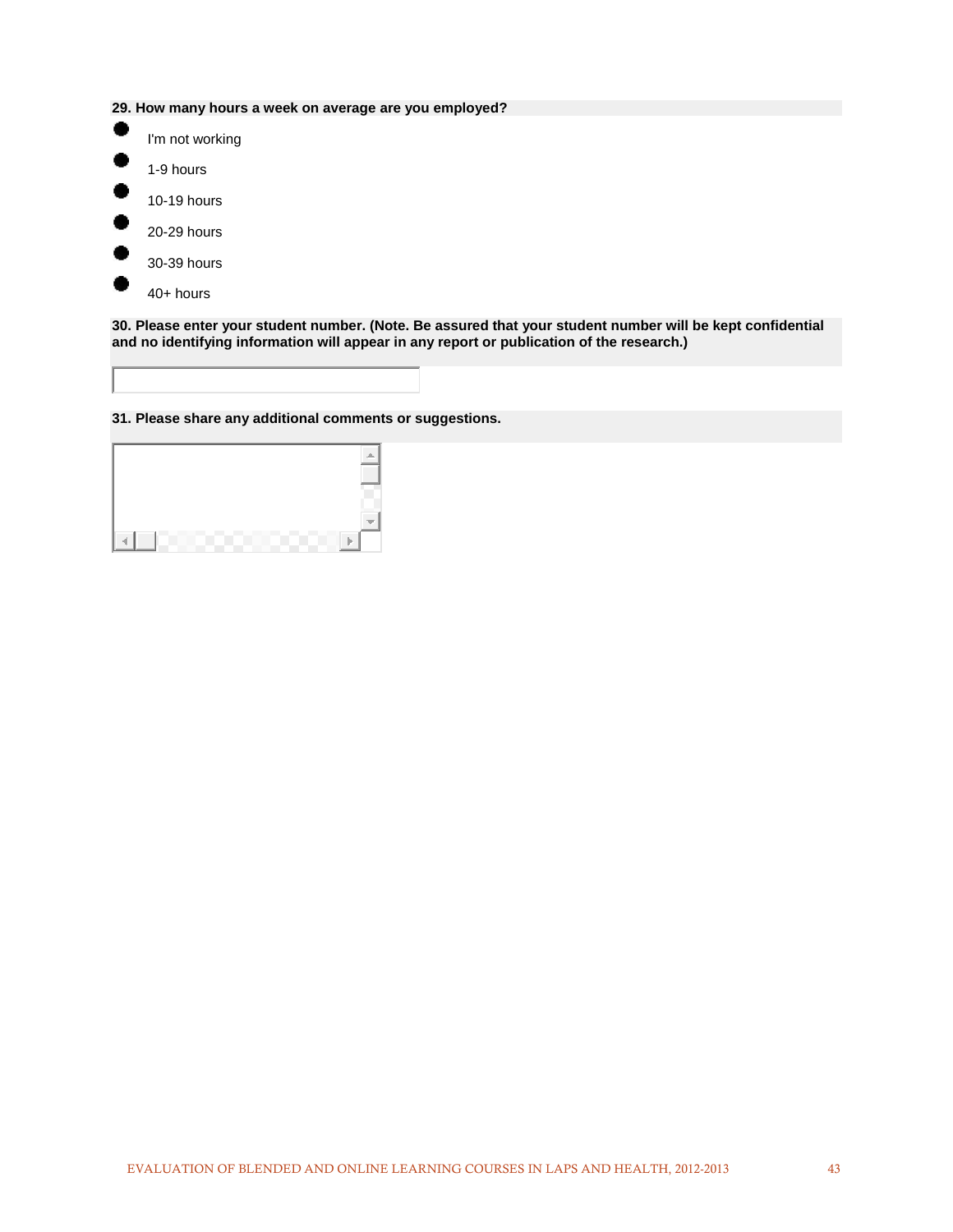**29. How many hours a week on average are you employed?**

- I'm not working
- 1-9 hours
- 10-19 hours
- 20-29 hours
- 30-39 hours
- 40+ hours

**30. Please enter your student number. (Note. Be assured that your student number will be kept confidential and no identifying information will appear in any report or publication of the research.)**

**31. Please share any additional comments or suggestions.**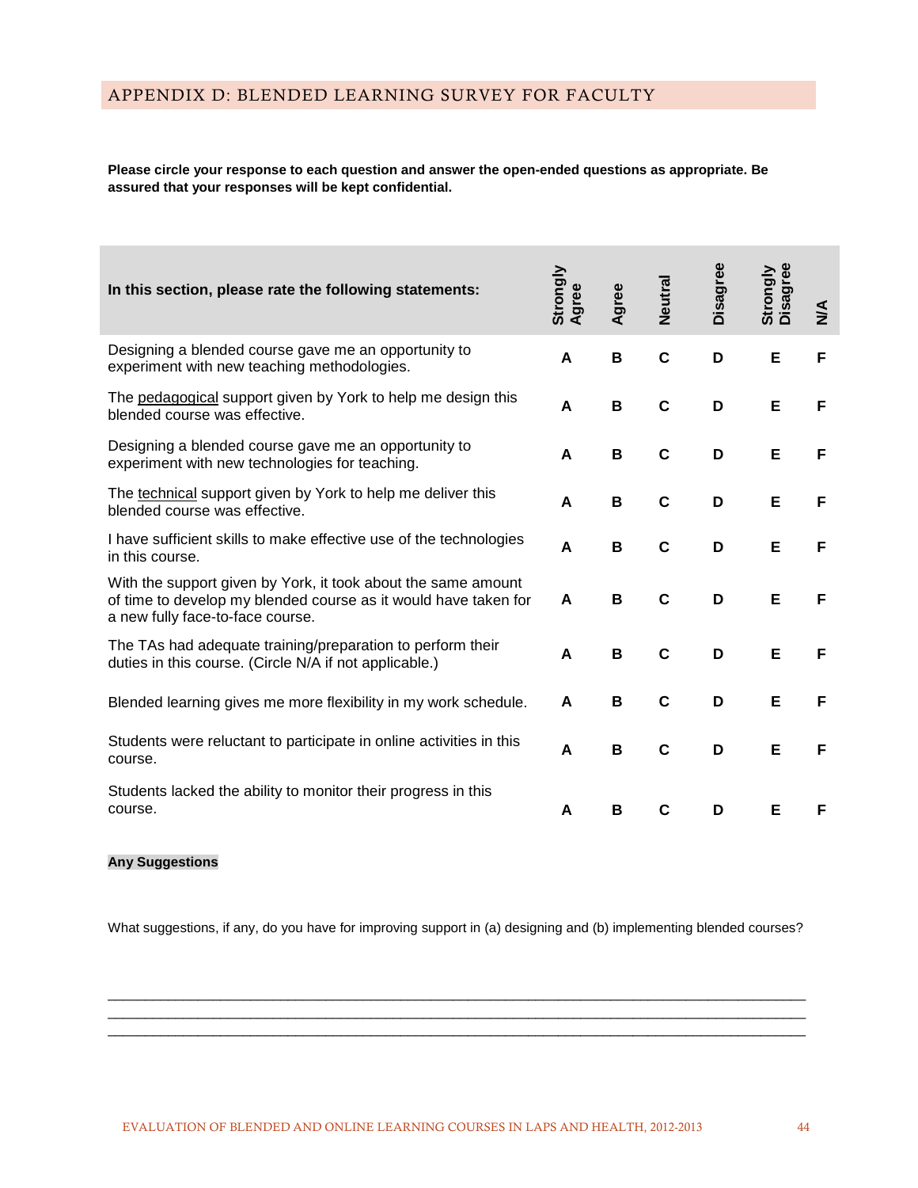## APPENDIX D: BLENDED LEARNING SURVEY FOR FACULTY

**Please circle your response to each question and answer the open-ended questions as appropriate. Be assured that your responses will be kept confidential.**

| In this section, please rate the following statements: | Strongly Agree | Agree | Neutral | Disagree | Strongly Disagree | N/A |
|---|---|---|---|---|---|---|
| Designing a blended course gave me an opportunity to experiment with new teaching methodologies. | **A** | **B** | **C** | **D** | **E** | **F** |
| The pedagogical support given by York to help me design this blended course was effective. | **A** | **B** | **C** | **D** | **E** | **F** |
| Designing a blended course gave me an opportunity to experiment with new technologies for teaching. | **A** | **B** | **C** | **D** | **E** | **F** |
| The technical support given by York to help me deliver this blended course was effective. | **A** | **B** | **C** | **D** | **E** | **F** |
| I have sufficient skills to make effective use of the technologies in this course. | **A** | **B** | **C** | **D** | **E** | **F** |
| With the support given by York, it took about the same amount of time to develop my blended course as it would have taken for a new fully face-to-face course. | **A** | **B** | **C** | **D** | **E** | **F** |
| The TAs had adequate training/preparation to perform their duties in this course. (Circle N/A if not applicable.) | **A** | **B** | **C** | **D** | **E** | **F** |
| Blended learning gives me more flexibility in my work schedule. | **A** | **B** | **C** | **D** | **E** | **F** |
| Students were reluctant to participate in online activities in this course. | **A** | **B** | **C** | **D** | **E** | **F** |
| Students lacked the ability to monitor their progress in this course. | **A** | **B** | **C** | **D** | **E** | **F** |

**Any Suggestions**

What suggestions, if any, do you have for improving support in (a) designing and (b) implementing blended courses?

\_\_\_\_\_\_\_\_\_\_\_\_\_\_\_\_\_\_\_\_\_\_\_\_\_\_\_\_\_\_\_\_\_\_\_\_\_\_\_\_\_\_\_\_\_\_\_\_\_\_\_\_\_\_\_\_\_\_\_\_\_\_\_\_\_\_\_\_\_\_\_\_\_\_\_\_\_\_

\_\_\_\_\_\_\_\_\_\_\_\_\_\_\_\_\_\_\_\_\_\_\_\_\_\_\_\_\_\_\_\_\_\_\_\_\_\_\_\_\_\_\_\_\_\_\_\_\_\_\_\_\_\_\_\_\_\_\_\_\_\_\_\_\_\_\_\_\_\_\_\_\_\_\_\_\_\_

\_\_\_\_\_\_\_\_\_\_\_\_\_\_\_\_\_\_\_\_\_\_\_\_\_\_\_\_\_\_\_\_\_\_\_\_\_\_\_\_\_\_\_\_\_\_\_\_\_\_\_\_\_\_\_\_\_\_\_\_\_\_\_\_\_\_\_\_\_\_\_\_\_\_\_\_\_\_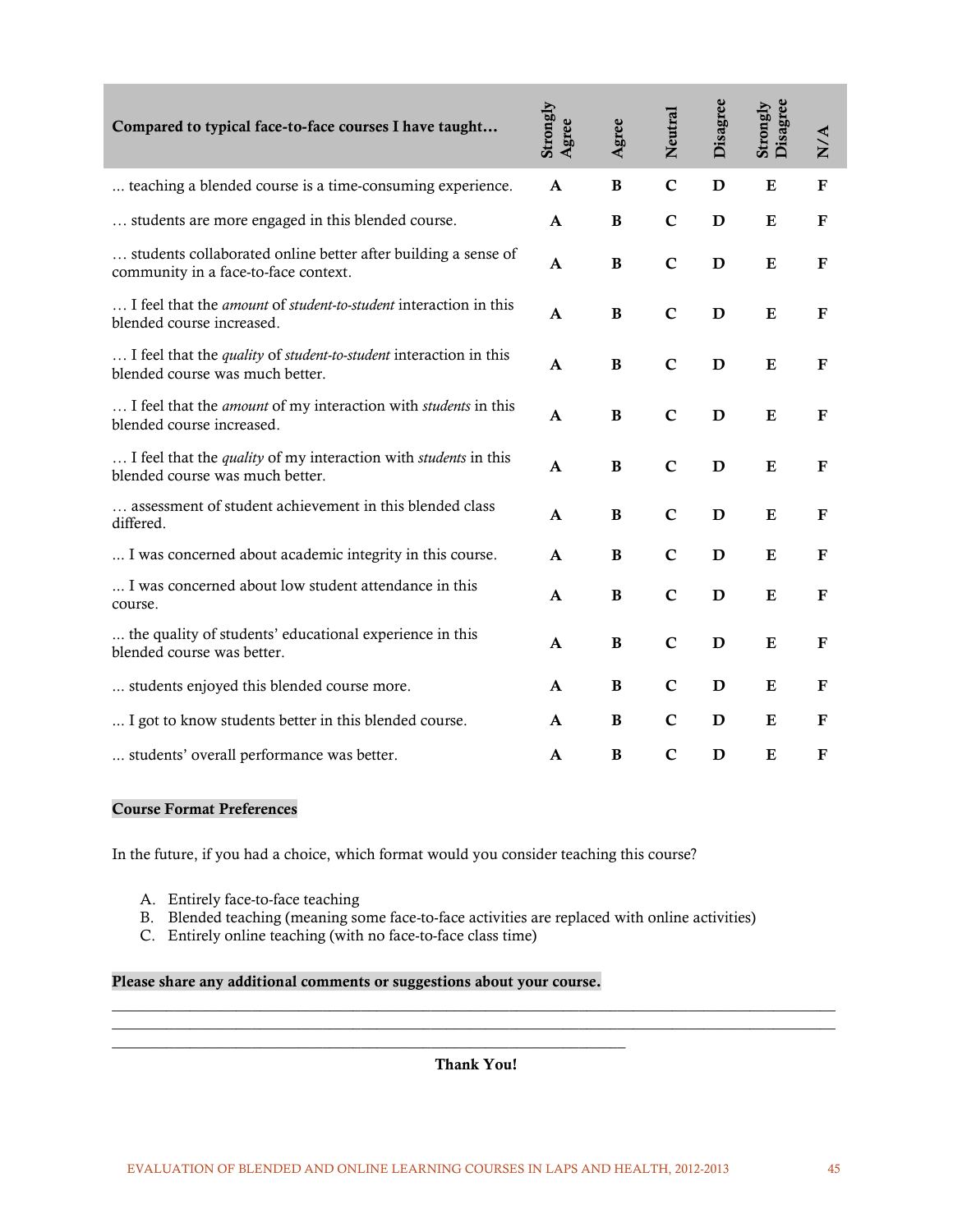| Compared to typical face-to-face courses I have taught… | Strongly Agree | Agree | Neutral | Disagree | Strongly Disagree | N/A |
|---|---|---|---|---|---|---|
| ... teaching a blended course is a time-consuming experience. | **A** | **B** | **C** | **D** | **E** | **F** |
| … students are more engaged in this blended course. | **A** | **B** | **C** | **D** | **E** | **F** |
| … students collaborated online better after building a sense of community in a face-to-face context. | **A** | **B** | **C** | **D** | **E** | **F** |
| … I feel that the *amount* of *student-to-student* interaction in this blended course increased. | **A** | **B** | **C** | **D** | **E** | **F** |
| … I feel that the *quality* of *student-to-student* interaction in this blended course was much better. | **A** | **B** | **C** | **D** | **E** | **F** |
| … I feel that the *amount* of my interaction with *students* in this blended course increased. | **A** | **B** | **C** | **D** | **E** | **F** |
| … I feel that the *quality* of my interaction with *students* in this blended course was much better. | **A** | **B** | **C** | **D** | **E** | **F** |
| … assessment of student achievement in this blended class differed. | **A** | **B** | **C** | **D** | **E** | **F** |
| ... I was concerned about academic integrity in this course. | **A** | **B** | **C** | **D** | **E** | **F** |
| ... I was concerned about low student attendance in this course. | **A** | **B** | **C** | **D** | **E** | **F** |
| ... the quality of students' educational experience in this blended course was better. | **A** | **B** | **C** | **D** | **E** | **F** |
| ... students enjoyed this blended course more. | **A** | **B** | **C** | **D** | **E** | **F** |
| ... I got to know students better in this blended course. | **A** | **B** | **C** | **D** | **E** | **F** |
| ... students' overall performance was better. | **A** | **B** | **C** | **D** | **E** | **F** |

**Course Format Preferences**

In the future, if you had a choice, which format would you consider teaching this course?

A. Entirely face-to-face teaching
B. Blended teaching (meaning some face-to-face activities are replaced with online activities)
C. Entirely online teaching (with no face-to-face class time)

**Please share any additional comments or suggestions about your course.**

_______________________________________________________________________________________
_______________________________________________________________________________________
_______________________________________________________________

**Thank You!**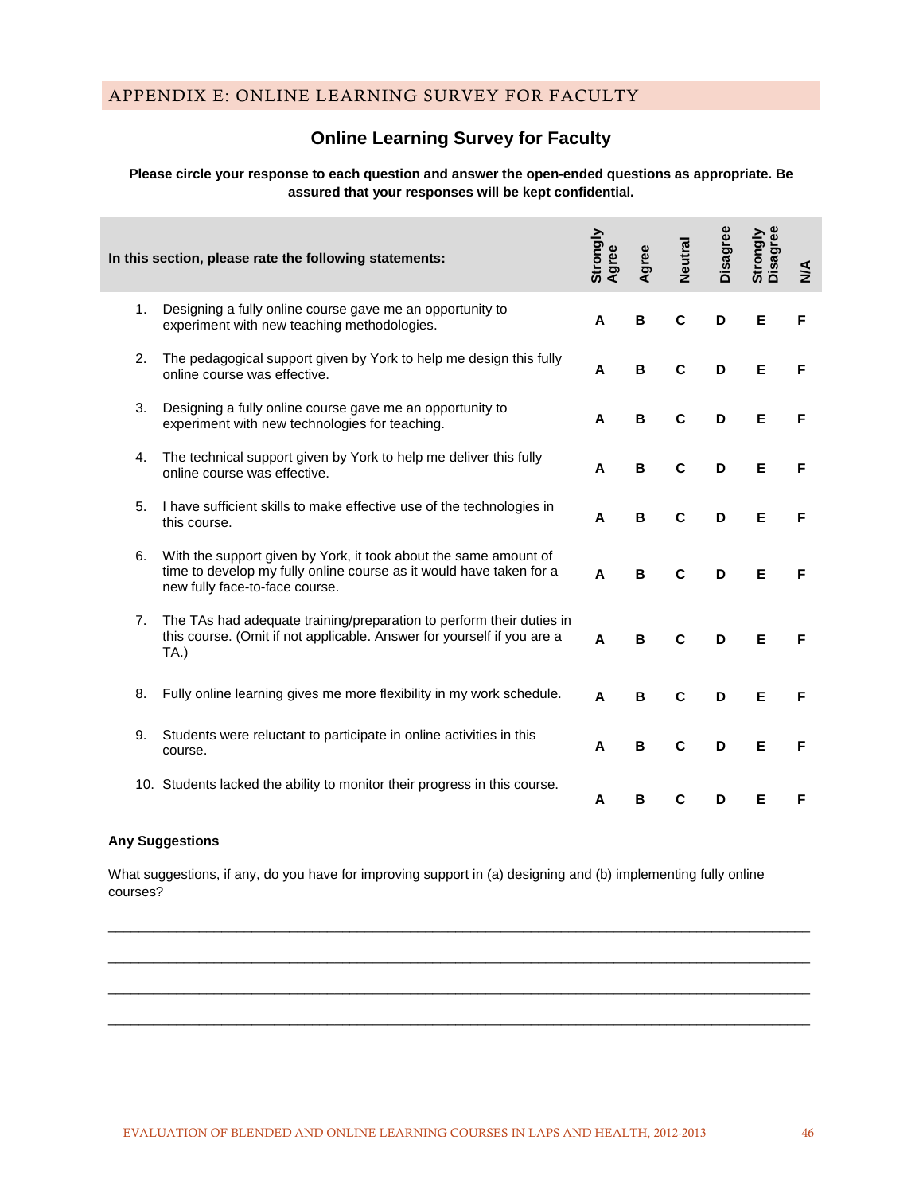## APPENDIX E: ONLINE LEARNING SURVEY FOR FACULTY

### Online Learning Survey for Faculty

**Please circle your response to each question and answer the open-ended questions as appropriate. Be assured that your responses will be kept confidential.**

| In this section, please rate the following statements: | Strongly Agree | Agree | Neutral | Disagree | Strongly Disagree | N/A |
|---|---|---|---|---|---|---|
| 1. Designing a fully online course gave me an opportunity to experiment with new teaching methodologies. | A | B | C | D | E | F |
| 2. The pedagogical support given by York to help me design this fully online course was effective. | A | B | C | D | E | F |
| 3. Designing a fully online course gave me an opportunity to experiment with new technologies for teaching. | A | B | C | D | E | F |
| 4. The technical support given by York to help me deliver this fully online course was effective. | A | B | C | D | E | F |
| 5. I have sufficient skills to make effective use of the technologies in this course. | A | B | C | D | E | F |
| 6. With the support given by York, it took about the same amount of time to develop my fully online course as it would have taken for a new fully face-to-face course. | A | B | C | D | E | F |
| 7. The TAs had adequate training/preparation to perform their duties in this course. (Omit if not applicable. Answer for yourself if you are a TA.) | A | B | C | D | E | F |
| 8. Fully online learning gives me more flexibility in my work schedule. | A | B | C | D | E | F |
| 9. Students were reluctant to participate in online activities in this course. | A | B | C | D | E | F |
| 10. Students lacked the ability to monitor their progress in this course. | A | B | C | D | E | F |

**Any Suggestions**

What suggestions, if any, do you have for improving support in (a) designing and (b) implementing fully online courses?

_______________________________________________________________________________

_______________________________________________________________________________

_______________________________________________________________________________

_______________________________________________________________________________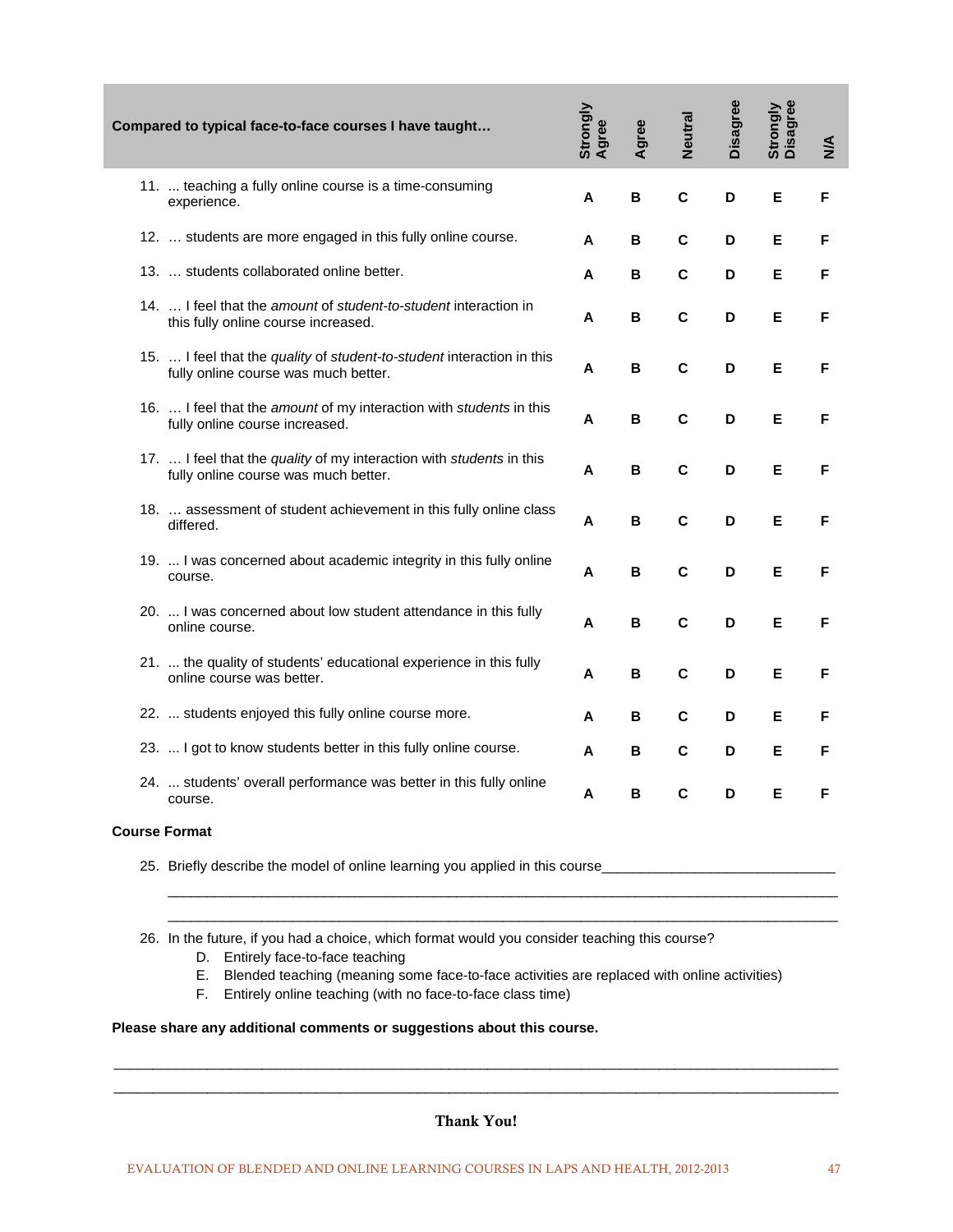| Compared to typical face-to-face courses I have taught… | Strongly Agree | Agree | Neutral | Disagree | Strongly Disagree | N/A |
|---|---|---|---|---|---|---|
| 11. ... teaching a fully online course is a time-consuming experience. | A | B | C | D | E | F |
| 12. … students are more engaged in this fully online course. | A | B | C | D | E | F |
| 13. … students collaborated online better. | A | B | C | D | E | F |
| 14. … I feel that the *amount* of *student-to-student* interaction in this fully online course increased. | A | B | C | D | E | F |
| 15. … I feel that the *quality* of *student-to-student* interaction in this fully online course was much better. | A | B | C | D | E | F |
| 16. … I feel that the *amount* of my interaction with *students* in this fully online course increased. | A | B | C | D | E | F |
| 17. … I feel that the *quality* of my interaction with *students* in this fully online course was much better. | A | B | C | D | E | F |
| 18. … assessment of student achievement in this fully online class differed. | A | B | C | D | E | F |
| 19. ... I was concerned about academic integrity in this fully online course. | A | B | C | D | E | F |
| 20. ... I was concerned about low student attendance in this fully online course. | A | B | C | D | E | F |
| 21. ... the quality of students' educational experience in this fully online course was better. | A | B | C | D | E | F |
| 22. ... students enjoyed this fully online course more. | A | B | C | D | E | F |
| 23. ... I got to know students better in this fully online course. | A | B | C | D | E | F |
| 24. ... students' overall performance was better in this fully online course. | A | B | C | D | E | F |

**Course Format**

25. Briefly describe the model of online learning you applied in this course______________________________

_____________________________________________________________________________________

_____________________________________________________________________________________

26. In the future, if you had a choice, which format would you consider teaching this course?
    - D. Entirely face-to-face teaching
    - E. Blended teaching (meaning some face-to-face activities are replaced with online activities)
    - F. Entirely online teaching (with no face-to-face class time)

**Please share any additional comments or suggestions about this course.**

_____________________________________________________________________________________

_____________________________________________________________________________________

**Thank You!**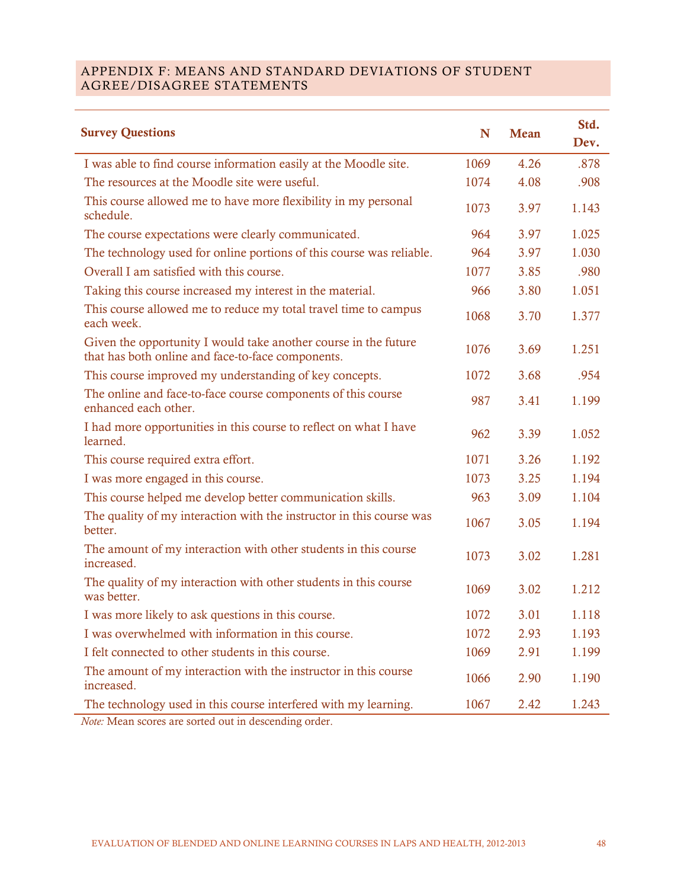## APPENDIX F: MEANS AND STANDARD DEVIATIONS OF STUDENT AGREE/DISAGREE STATEMENTS

| Survey Questions | N | Mean | Std. Dev. |
|---|---|---|---|
| I was able to find course information easily at the Moodle site. | 1069 | 4.26 | .878 |
| The resources at the Moodle site were useful. | 1074 | 4.08 | .908 |
| This course allowed me to have more flexibility in my personal schedule. | 1073 | 3.97 | 1.143 |
| The course expectations were clearly communicated. | 964 | 3.97 | 1.025 |
| The technology used for online portions of this course was reliable. | 964 | 3.97 | 1.030 |
| Overall I am satisfied with this course. | 1077 | 3.85 | .980 |
| Taking this course increased my interest in the material. | 966 | 3.80 | 1.051 |
| This course allowed me to reduce my total travel time to campus each week. | 1068 | 3.70 | 1.377 |
| Given the opportunity I would take another course in the future that has both online and face-to-face components. | 1076 | 3.69 | 1.251 |
| This course improved my understanding of key concepts. | 1072 | 3.68 | .954 |
| The online and face-to-face course components of this course enhanced each other. | 987 | 3.41 | 1.199 |
| I had more opportunities in this course to reflect on what I have learned. | 962 | 3.39 | 1.052 |
| This course required extra effort. | 1071 | 3.26 | 1.192 |
| I was more engaged in this course. | 1073 | 3.25 | 1.194 |
| This course helped me develop better communication skills. | 963 | 3.09 | 1.104 |
| The quality of my interaction with the instructor in this course was better. | 1067 | 3.05 | 1.194 |
| The amount of my interaction with other students in this course increased. | 1073 | 3.02 | 1.281 |
| The quality of my interaction with other students in this course was better. | 1069 | 3.02 | 1.212 |
| I was more likely to ask questions in this course. | 1072 | 3.01 | 1.118 |
| I was overwhelmed with information in this course. | 1072 | 2.93 | 1.193 |
| I felt connected to other students in this course. | 1069 | 2.91 | 1.199 |
| The amount of my interaction with the instructor in this course increased. | 1066 | 2.90 | 1.190 |
| The technology used in this course interfered with my learning. | 1067 | 2.42 | 1.243 |

*Note:* Mean scores are sorted out in descending order.